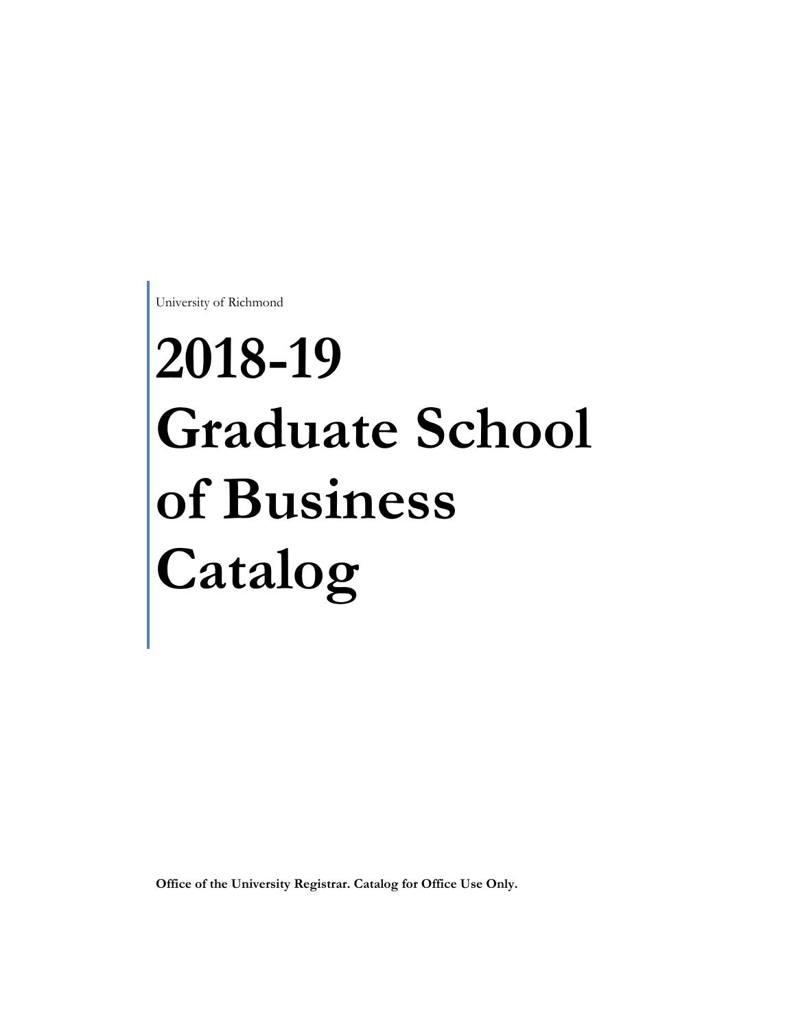University of Richmond

# 2018-19 Graduate School of Business Catalog

**Office of the University Registrar. Catalog for Office Use Only.**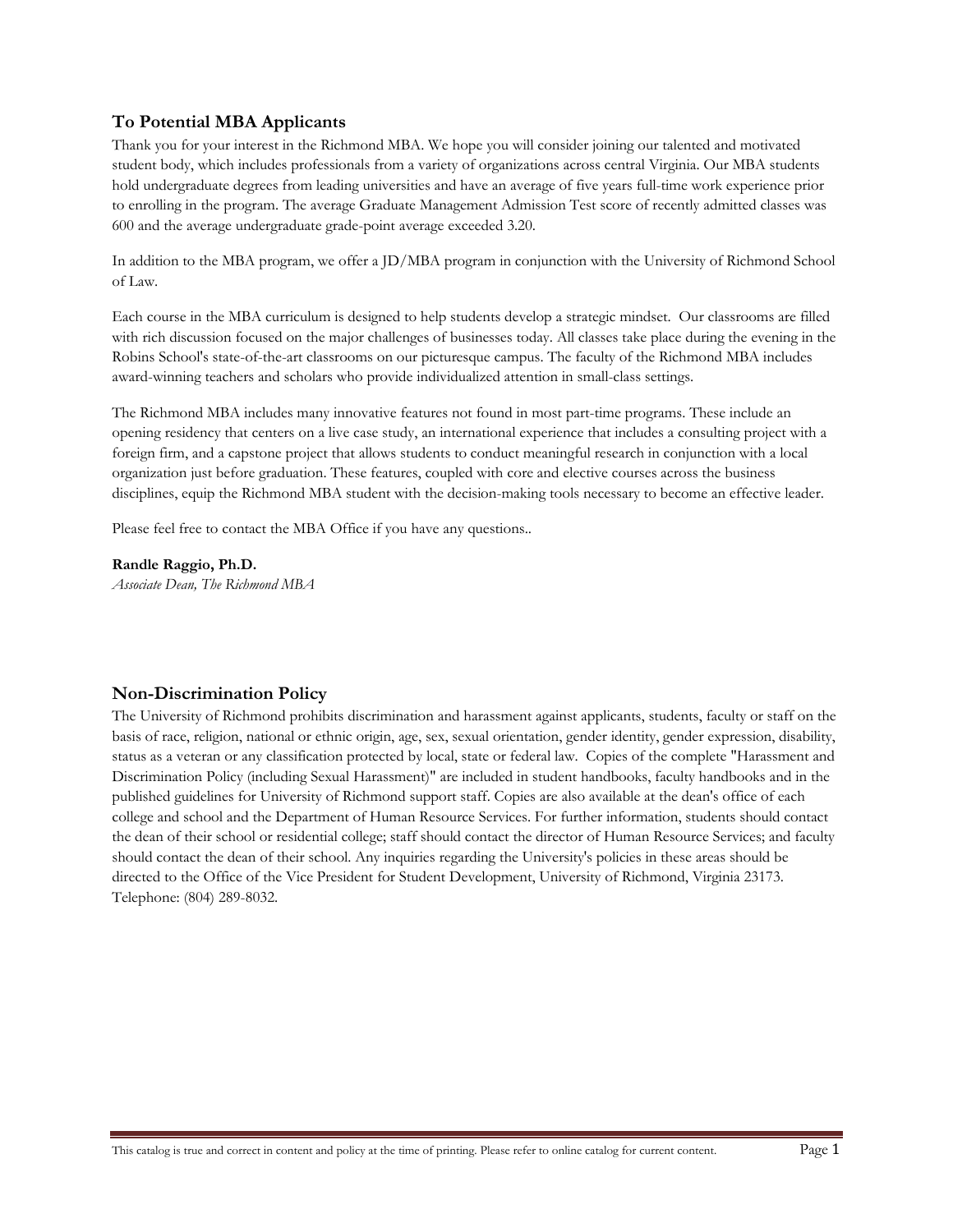## To Potential MBA Applicants

Thank you for your interest in the Richmond MBA. We hope you will consider joining our talented and motivated student body, which includes professionals from a variety of organizations across central Virginia. Our MBA students hold undergraduate degrees from leading universities and have an average of five years full-time work experience prior to enrolling in the program. The average Graduate Management Admission Test score of recently admitted classes was 600 and the average undergraduate grade-point average exceeded 3.20.

In addition to the MBA program, we offer a JD/MBA program in conjunction with the University of Richmond School of Law.

Each course in the MBA curriculum is designed to help students develop a strategic mindset. Our classrooms are filled with rich discussion focused on the major challenges of businesses today. All classes take place during the evening in the Robins School's state-of-the-art classrooms on our picturesque campus. The faculty of the Richmond MBA includes award-winning teachers and scholars who provide individualized attention in small-class settings.

The Richmond MBA includes many innovative features not found in most part-time programs. These include an opening residency that centers on a live case study, an international experience that includes a consulting project with a foreign firm, and a capstone project that allows students to conduct meaningful research in conjunction with a local organization just before graduation. These features, coupled with core and elective courses across the business disciplines, equip the Richmond MBA student with the decision-making tools necessary to become an effective leader.

Please feel free to contact the MBA Office if you have any questions..

**Randle Raggio, Ph.D.**
*Associate Dean, The Richmond MBA*

## Non-Discrimination Policy

The University of Richmond prohibits discrimination and harassment against applicants, students, faculty or staff on the basis of race, religion, national or ethnic origin, age, sex, sexual orientation, gender identity, gender expression, disability, status as a veteran or any classification protected by local, state or federal law. Copies of the complete "Harassment and Discrimination Policy (including Sexual Harassment)" are included in student handbooks, faculty handbooks and in the published guidelines for University of Richmond support staff. Copies are also available at the dean's office of each college and school and the Department of Human Resource Services. For further information, students should contact the dean of their school or residential college; staff should contact the director of Human Resource Services; and faculty should contact the dean of their school. Any inquiries regarding the University's policies in these areas should be directed to the Office of the Vice President for Student Development, University of Richmond, Virginia 23173. Telephone: (804) 289-8032.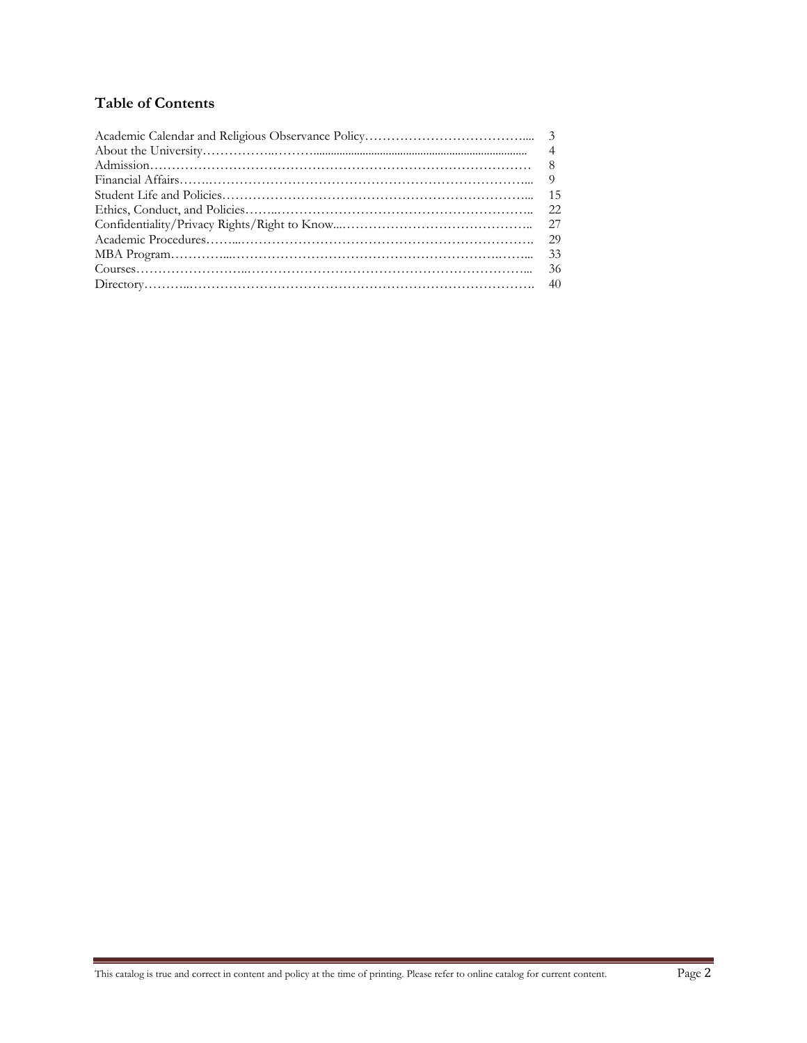## Table of Contents

| | |
|---|---|
| Academic Calendar and Religious Observance Policy | 3 |
| About the University | 4 |
| Admission | 8 |
| Financial Affairs | 9 |
| Student Life and Policies | 15 |
| Ethics, Conduct, and Policies | 22 |
| Confidentiality/Privacy Rights/Right to Know | 27 |
| Academic Procedures | 29 |
| MBA Program | 33 |
| Courses | 36 |
| Directory | 40 |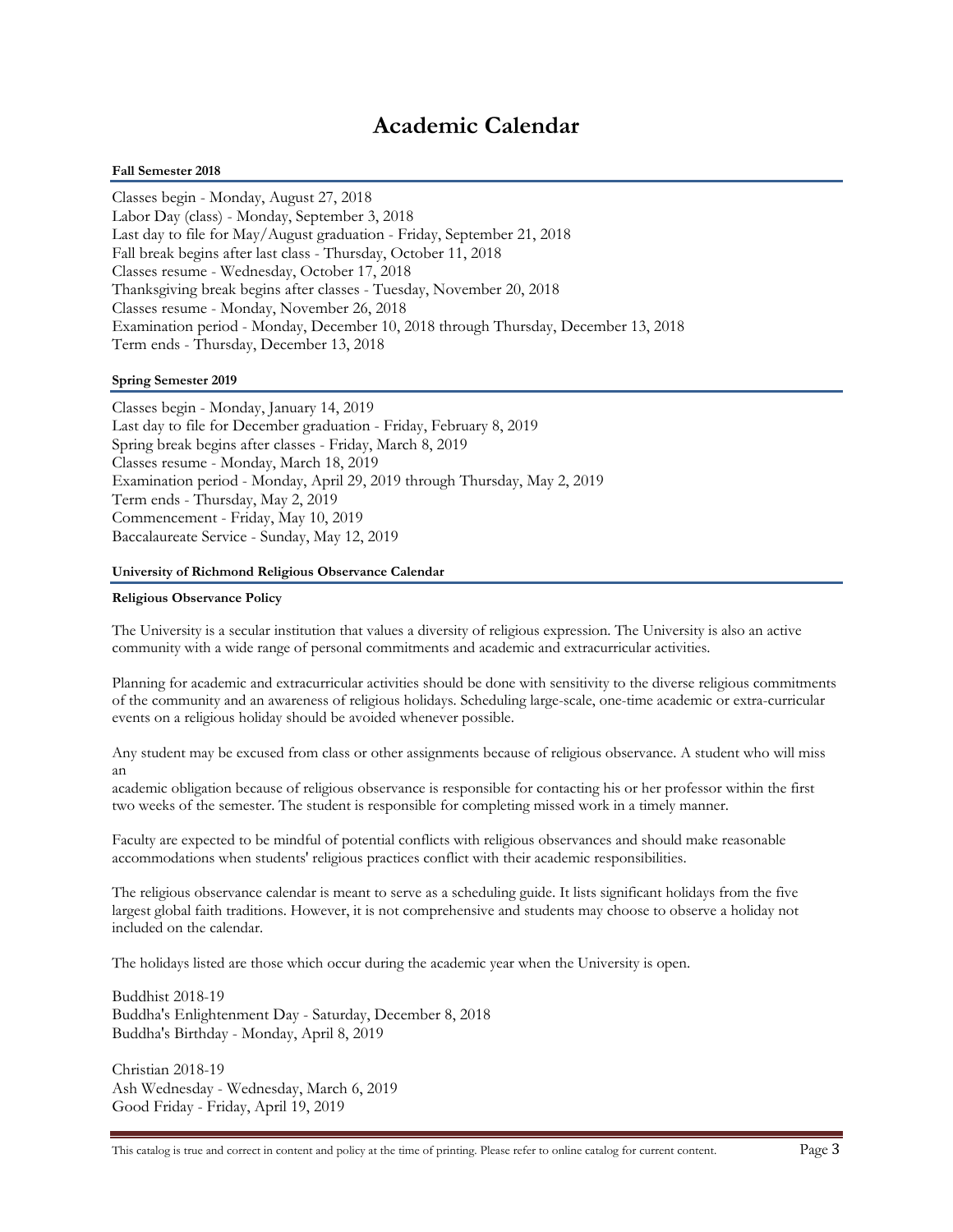# Academic Calendar

### Fall Semester 2018

Classes begin - Monday, August 27, 2018
Labor Day (class) - Monday, September 3, 2018
Last day to file for May/August graduation - Friday, September 21, 2018
Fall break begins after last class - Thursday, October 11, 2018
Classes resume - Wednesday, October 17, 2018
Thanksgiving break begins after classes - Tuesday, November 20, 2018
Classes resume - Monday, November 26, 2018
Examination period - Monday, December 10, 2018 through Thursday, December 13, 2018
Term ends - Thursday, December 13, 2018

### Spring Semester 2019

Classes begin - Monday, January 14, 2019
Last day to file for December graduation - Friday, February 8, 2019
Spring break begins after classes - Friday, March 8, 2019
Classes resume - Monday, March 18, 2019
Examination period - Monday, April 29, 2019 through Thursday, May 2, 2019
Term ends - Thursday, May 2, 2019
Commencement - Friday, May 10, 2019
Baccalaureate Service - Sunday, May 12, 2019

### University of Richmond Religious Observance Calendar

#### Religious Observance Policy

The University is a secular institution that values a diversity of religious expression. The University is also an active community with a wide range of personal commitments and academic and extracurricular activities.

Planning for academic and extracurricular activities should be done with sensitivity to the diverse religious commitments of the community and an awareness of religious holidays. Scheduling large-scale, one-time academic or extra-curricular events on a religious holiday should be avoided whenever possible.

Any student may be excused from class or other assignments because of religious observance. A student who will miss an
academic obligation because of religious observance is responsible for contacting his or her professor within the first two weeks of the semester. The student is responsible for completing missed work in a timely manner.

Faculty are expected to be mindful of potential conflicts with religious observances and should make reasonable accommodations when students' religious practices conflict with their academic responsibilities.

The religious observance calendar is meant to serve as a scheduling guide. It lists significant holidays from the five largest global faith traditions. However, it is not comprehensive and students may choose to observe a holiday not included on the calendar.

The holidays listed are those which occur during the academic year when the University is open.

Buddhist 2018-19
Buddha's Enlightenment Day - Saturday, December 8, 2018
Buddha's Birthday - Monday, April 8, 2019

Christian 2018-19
Ash Wednesday - Wednesday, March 6, 2019
Good Friday - Friday, April 19, 2019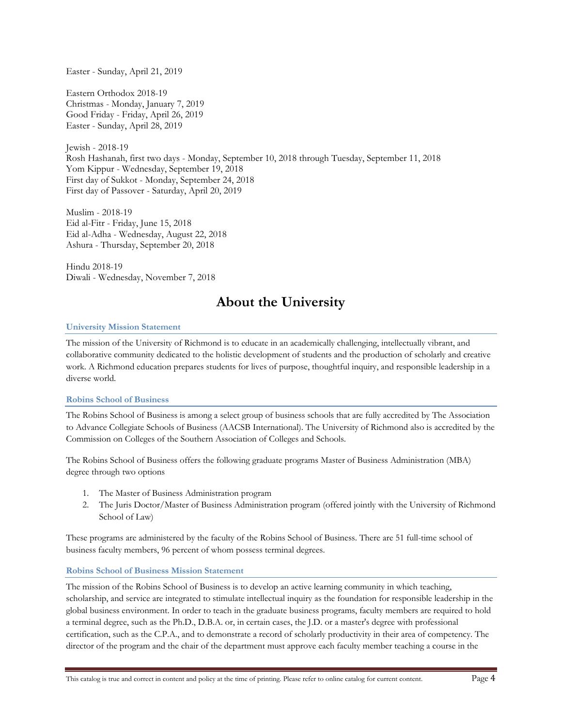Easter - Sunday, April 21, 2019

Eastern Orthodox 2018-19
Christmas - Monday, January 7, 2019
Good Friday - Friday, April 26, 2019
Easter - Sunday, April 28, 2019

Jewish - 2018-19
Rosh Hashanah, first two days - Monday, September 10, 2018 through Tuesday, September 11, 2018
Yom Kippur - Wednesday, September 19, 2018
First day of Sukkot - Monday, September 24, 2018
First day of Passover - Saturday, April 20, 2019

Muslim - 2018-19
Eid al-Fitr - Friday, June 15, 2018
Eid al-Adha - Wednesday, August 22, 2018
Ashura - Thursday, September 20, 2018

Hindu 2018-19
Diwali - Wednesday, November 7, 2018

# About the University

### University Mission Statement

The mission of the University of Richmond is to educate in an academically challenging, intellectually vibrant, and collaborative community dedicated to the holistic development of students and the production of scholarly and creative work. A Richmond education prepares students for lives of purpose, thoughtful inquiry, and responsible leadership in a diverse world.

### Robins School of Business

The Robins School of Business is among a select group of business schools that are fully accredited by The Association to Advance Collegiate Schools of Business (AACSB International). The University of Richmond also is accredited by the Commission on Colleges of the Southern Association of Colleges and Schools.

The Robins School of Business offers the following graduate programs Master of Business Administration (MBA) degree through two options

1. The Master of Business Administration program
2. The Juris Doctor/Master of Business Administration program (offered jointly with the University of Richmond School of Law)

These programs are administered by the faculty of the Robins School of Business. There are 51 full-time school of business faculty members, 96 percent of whom possess terminal degrees.

### Robins School of Business Mission Statement

The mission of the Robins School of Business is to develop an active learning community in which teaching, scholarship, and service are integrated to stimulate intellectual inquiry as the foundation for responsible leadership in the global business environment. In order to teach in the graduate business programs, faculty members are required to hold a terminal degree, such as the Ph.D., D.B.A. or, in certain cases, the J.D. or a master's degree with professional certification, such as the C.P.A., and to demonstrate a record of scholarly productivity in their area of competency. The director of the program and the chair of the department must approve each faculty member teaching a course in the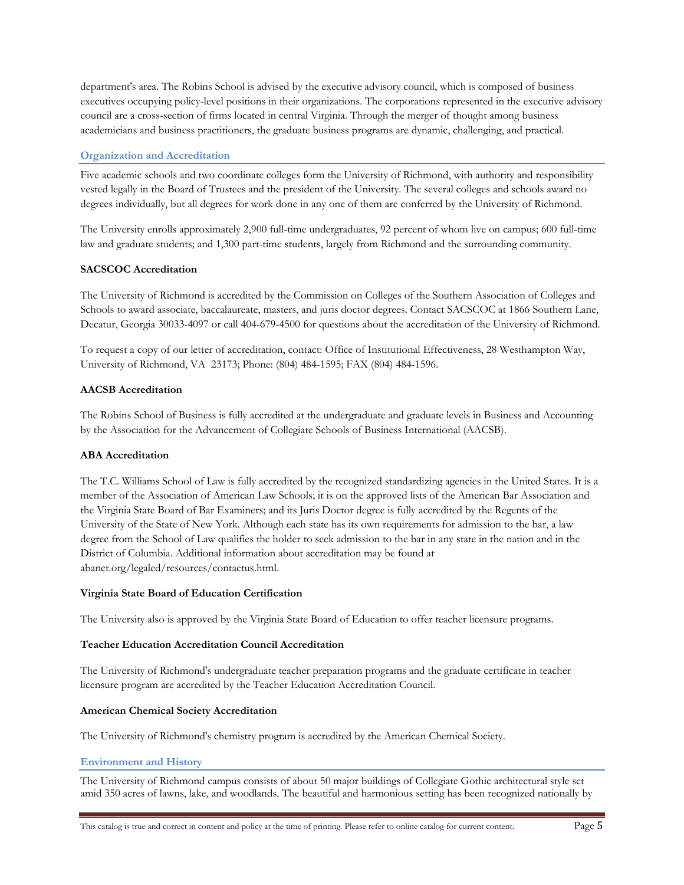department's area. The Robins School is advised by the executive advisory council, which is composed of business executives occupying policy-level positions in their organizations. The corporations represented in the executive advisory council are a cross-section of firms located in central Virginia. Through the merger of thought among business academicians and business practitioners, the graduate business programs are dynamic, challenging, and practical.

## Organization and Accreditation

Five academic schools and two coordinate colleges form the University of Richmond, with authority and responsibility vested legally in the Board of Trustees and the president of the University. The several colleges and schools award no degrees individually, but all degrees for work done in any one of them are conferred by the University of Richmond.

The University enrolls approximately 2,900 full-time undergraduates, 92 percent of whom live on campus; 600 full-time law and graduate students; and 1,300 part-time students, largely from Richmond and the surrounding community.

### SACSCOC Accreditation

The University of Richmond is accredited by the Commission on Colleges of the Southern Association of Colleges and Schools to award associate, baccalaureate, masters, and juris doctor degrees. Contact SACSCOC at 1866 Southern Lane, Decatur, Georgia 30033-4097 or call 404-679-4500 for questions about the accreditation of the University of Richmond.

To request a copy of our letter of accreditation, contact: Office of Institutional Effectiveness, 28 Westhampton Way, University of Richmond, VA 23173; Phone: (804) 484-1595; FAX (804) 484-1596.

### AACSB Accreditation

The Robins School of Business is fully accredited at the undergraduate and graduate levels in Business and Accounting by the Association for the Advancement of Collegiate Schools of Business International (AACSB).

### ABA Accreditation

The T.C. Williams School of Law is fully accredited by the recognized standardizing agencies in the United States. It is a member of the Association of American Law Schools; it is on the approved lists of the American Bar Association and the Virginia State Board of Bar Examiners; and its Juris Doctor degree is fully accredited by the Regents of the University of the State of New York. Although each state has its own requirements for admission to the bar, a law degree from the School of Law qualifies the holder to seek admission to the bar in any state in the nation and in the District of Columbia. Additional information about accreditation may be found at abanet.org/legaled/resources/contactus.html.

### Virginia State Board of Education Certification

The University also is approved by the Virginia State Board of Education to offer teacher licensure programs.

### Teacher Education Accreditation Council Accreditation

The University of Richmond's undergraduate teacher preparation programs and the graduate certificate in teacher licensure program are accredited by the Teacher Education Accreditation Council.

### American Chemical Society Accreditation

The University of Richmond's chemistry program is accredited by the American Chemical Society.

## Environment and History

The University of Richmond campus consists of about 50 major buildings of Collegiate Gothic architectural style set amid 350 acres of lawns, lake, and woodlands. The beautiful and harmonious setting has been recognized nationally by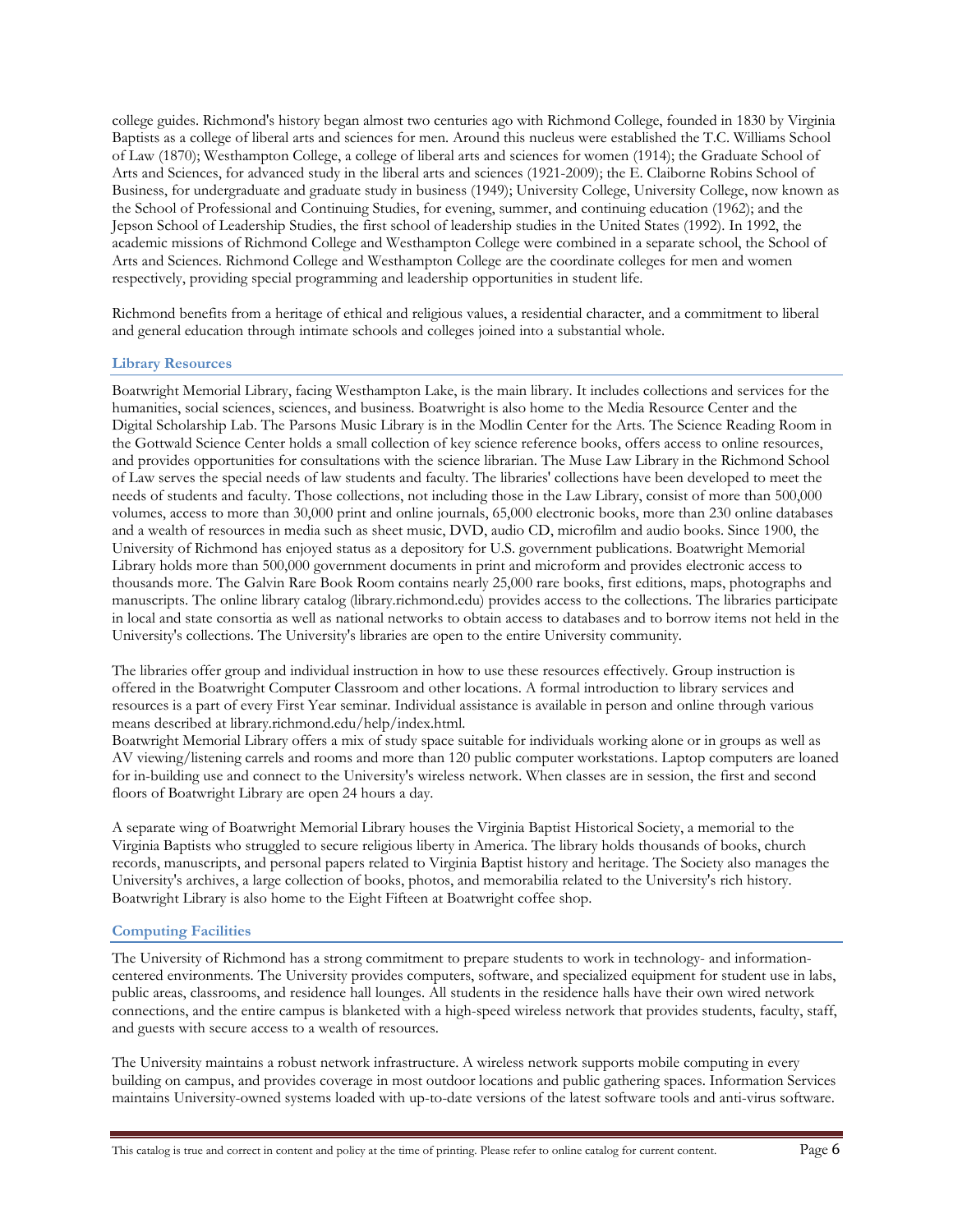college guides. Richmond's history began almost two centuries ago with Richmond College, founded in 1830 by Virginia Baptists as a college of liberal arts and sciences for men. Around this nucleus were established the T.C. Williams School of Law (1870); Westhampton College, a college of liberal arts and sciences for women (1914); the Graduate School of Arts and Sciences, for advanced study in the liberal arts and sciences (1921-2009); the E. Claiborne Robins School of Business, for undergraduate and graduate study in business (1949); University College, University College, now known as the School of Professional and Continuing Studies, for evening, summer, and continuing education (1962); and the Jepson School of Leadership Studies, the first school of leadership studies in the United States (1992). In 1992, the academic missions of Richmond College and Westhampton College were combined in a separate school, the School of Arts and Sciences. Richmond College and Westhampton College are the coordinate colleges for men and women respectively, providing special programming and leadership opportunities in student life.

Richmond benefits from a heritage of ethical and religious values, a residential character, and a commitment to liberal and general education through intimate schools and colleges joined into a substantial whole.

### Library Resources

Boatwright Memorial Library, facing Westhampton Lake, is the main library. It includes collections and services for the humanities, social sciences, sciences, and business. Boatwright is also home to the Media Resource Center and the Digital Scholarship Lab. The Parsons Music Library is in the Modlin Center for the Arts. The Science Reading Room in the Gottwald Science Center holds a small collection of key science reference books, offers access to online resources, and provides opportunities for consultations with the science librarian. The Muse Law Library in the Richmond School of Law serves the special needs of law students and faculty. The libraries' collections have been developed to meet the needs of students and faculty. Those collections, not including those in the Law Library, consist of more than 500,000 volumes, access to more than 30,000 print and online journals, 65,000 electronic books, more than 230 online databases and a wealth of resources in media such as sheet music, DVD, audio CD, microfilm and audio books. Since 1900, the University of Richmond has enjoyed status as a depository for U.S. government publications. Boatwright Memorial Library holds more than 500,000 government documents in print and microform and provides electronic access to thousands more. The Galvin Rare Book Room contains nearly 25,000 rare books, first editions, maps, photographs and manuscripts. The online library catalog (library.richmond.edu) provides access to the collections. The libraries participate in local and state consortia as well as national networks to obtain access to databases and to borrow items not held in the University's collections. The University's libraries are open to the entire University community.

The libraries offer group and individual instruction in how to use these resources effectively. Group instruction is offered in the Boatwright Computer Classroom and other locations. A formal introduction to library services and resources is a part of every First Year seminar. Individual assistance is available in person and online through various means described at library.richmond.edu/help/index.html.
Boatwright Memorial Library offers a mix of study space suitable for individuals working alone or in groups as well as AV viewing/listening carrels and rooms and more than 120 public computer workstations. Laptop computers are loaned for in-building use and connect to the University's wireless network. When classes are in session, the first and second floors of Boatwright Library are open 24 hours a day.

A separate wing of Boatwright Memorial Library houses the Virginia Baptist Historical Society, a memorial to the Virginia Baptists who struggled to secure religious liberty in America. The library holds thousands of books, church records, manuscripts, and personal papers related to Virginia Baptist history and heritage. The Society also manages the University's archives, a large collection of books, photos, and memorabilia related to the University's rich history. Boatwright Library is also home to the Eight Fifteen at Boatwright coffee shop.

### Computing Facilities

The University of Richmond has a strong commitment to prepare students to work in technology- and information-centered environments. The University provides computers, software, and specialized equipment for student use in labs, public areas, classrooms, and residence hall lounges. All students in the residence halls have their own wired network connections, and the entire campus is blanketed with a high-speed wireless network that provides students, faculty, staff, and guests with secure access to a wealth of resources.

The University maintains a robust network infrastructure. A wireless network supports mobile computing in every building on campus, and provides coverage in most outdoor locations and public gathering spaces. Information Services maintains University-owned systems loaded with up-to-date versions of the latest software tools and anti-virus software.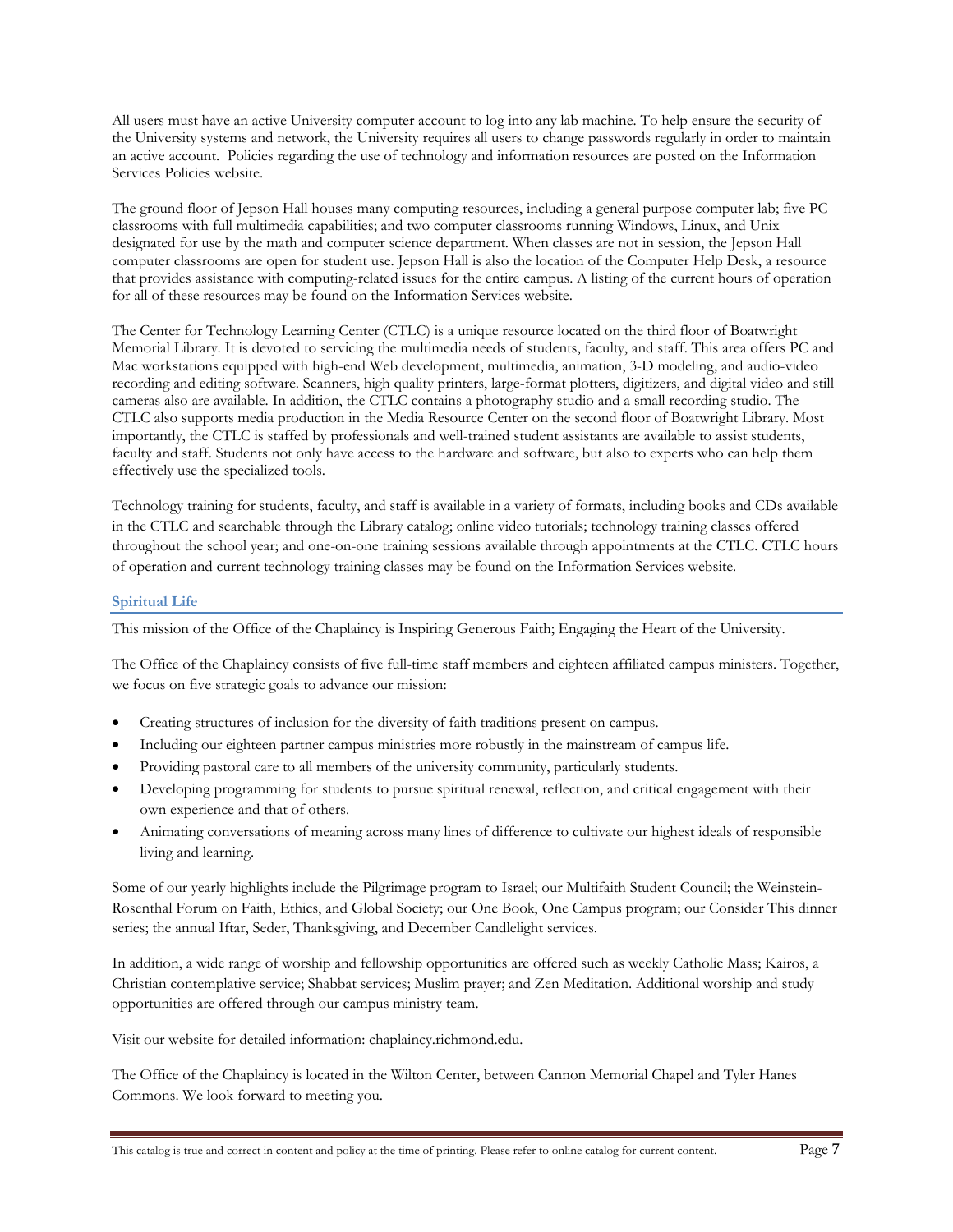All users must have an active University computer account to log into any lab machine. To help ensure the security of the University systems and network, the University requires all users to change passwords regularly in order to maintain an active account.  Policies regarding the use of technology and information resources are posted on the Information Services Policies website.

The ground floor of Jepson Hall houses many computing resources, including a general purpose computer lab; five PC classrooms with full multimedia capabilities; and two computer classrooms running Windows, Linux, and Unix designated for use by the math and computer science department. When classes are not in session, the Jepson Hall computer classrooms are open for student use. Jepson Hall is also the location of the Computer Help Desk, a resource that provides assistance with computing-related issues for the entire campus. A listing of the current hours of operation for all of these resources may be found on the Information Services website.

The Center for Technology Learning Center (CTLC) is a unique resource located on the third floor of Boatwright Memorial Library. It is devoted to servicing the multimedia needs of students, faculty, and staff. This area offers PC and Mac workstations equipped with high-end Web development, multimedia, animation, 3-D modeling, and audio-video recording and editing software. Scanners, high quality printers, large-format plotters, digitizers, and digital video and still cameras also are available. In addition, the CTLC contains a photography studio and a small recording studio. The CTLC also supports media production in the Media Resource Center on the second floor of Boatwright Library. Most importantly, the CTLC is staffed by professionals and well-trained student assistants are available to assist students, faculty and staff. Students not only have access to the hardware and software, but also to experts who can help them effectively use the specialized tools.

Technology training for students, faculty, and staff is available in a variety of formats, including books and CDs available in the CTLC and searchable through the Library catalog; online video tutorials; technology training classes offered throughout the school year; and one-on-one training sessions available through appointments at the CTLC. CTLC hours of operation and current technology training classes may be found on the Information Services website.

### Spiritual Life

This mission of the Office of the Chaplaincy is Inspiring Generous Faith; Engaging the Heart of the University.

The Office of the Chaplaincy consists of five full-time staff members and eighteen affiliated campus ministers. Together, we focus on five strategic goals to advance our mission:

- Creating structures of inclusion for the diversity of faith traditions present on campus.
- Including our eighteen partner campus ministries more robustly in the mainstream of campus life.
- Providing pastoral care to all members of the university community, particularly students.
- Developing programming for students to pursue spiritual renewal, reflection, and critical engagement with their own experience and that of others.
- Animating conversations of meaning across many lines of difference to cultivate our highest ideals of responsible living and learning.

Some of our yearly highlights include the Pilgrimage program to Israel; our Multifaith Student Council; the Weinstein-Rosenthal Forum on Faith, Ethics, and Global Society; our One Book, One Campus program; our Consider This dinner series; the annual Iftar, Seder, Thanksgiving, and December Candlelight services.

In addition, a wide range of worship and fellowship opportunities are offered such as weekly Catholic Mass; Kairos, a Christian contemplative service; Shabbat services; Muslim prayer; and Zen Meditation. Additional worship and study opportunities are offered through our campus ministry team.

Visit our website for detailed information: chaplaincy.richmond.edu.

The Office of the Chaplaincy is located in the Wilton Center, between Cannon Memorial Chapel and Tyler Hanes Commons. We look forward to meeting you.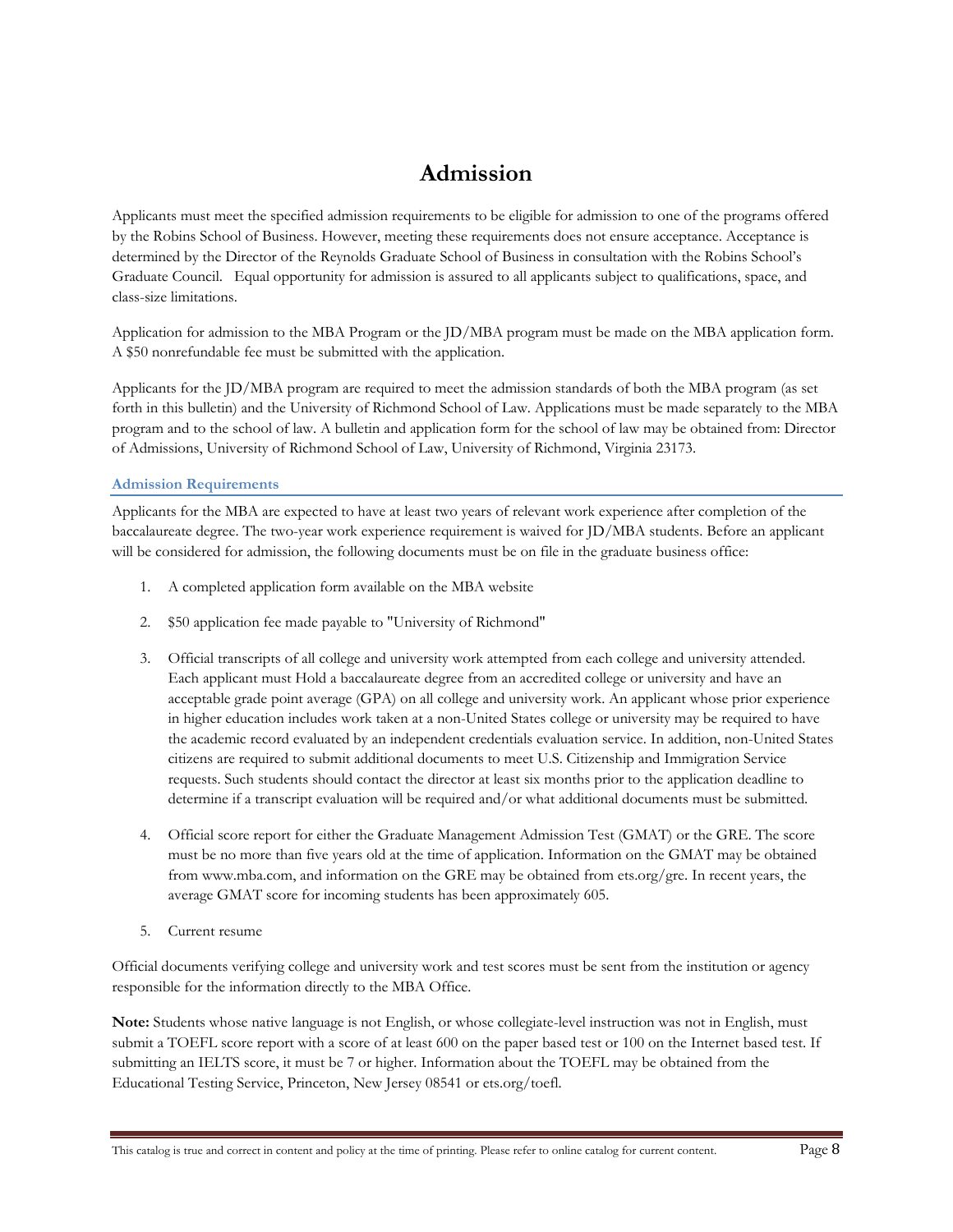# Admission

Applicants must meet the specified admission requirements to be eligible for admission to one of the programs offered by the Robins School of Business. However, meeting these requirements does not ensure acceptance. Acceptance is determined by the Director of the Reynolds Graduate School of Business in consultation with the Robins School's Graduate Council. Equal opportunity for admission is assured to all applicants subject to qualifications, space, and class-size limitations.

Application for admission to the MBA Program or the JD/MBA program must be made on the MBA application form. A $50 nonrefundable fee must be submitted with the application.

Applicants for the JD/MBA program are required to meet the admission standards of both the MBA program (as set forth in this bulletin) and the University of Richmond School of Law. Applications must be made separately to the MBA program and to the school of law. A bulletin and application form for the school of law may be obtained from: Director of Admissions, University of Richmond School of Law, University of Richmond, Virginia 23173.

## Admission Requirements

Applicants for the MBA are expected to have at least two years of relevant work experience after completion of the baccalaureate degree. The two-year work experience requirement is waived for JD/MBA students. Before an applicant will be considered for admission, the following documents must be on file in the graduate business office:

1. A completed application form available on the MBA website
2. $50 application fee made payable to "University of Richmond"
3. Official transcripts of all college and university work attempted from each college and university attended. Each applicant must Hold a baccalaureate degree from an accredited college or university and have an acceptable grade point average (GPA) on all college and university work. An applicant whose prior experience in higher education includes work taken at a non-United States college or university may be required to have the academic record evaluated by an independent credentials evaluation service. In addition, non-United States citizens are required to submit additional documents to meet U.S. Citizenship and Immigration Service requests. Such students should contact the director at least six months prior to the application deadline to determine if a transcript evaluation will be required and/or what additional documents must be submitted.
4. Official score report for either the Graduate Management Admission Test (GMAT) or the GRE. The score must be no more than five years old at the time of application. Information on the GMAT may be obtained from www.mba.com, and information on the GRE may be obtained from ets.org/gre. In recent years, the average GMAT score for incoming students has been approximately 605.
5. Current resume

Official documents verifying college and university work and test scores must be sent from the institution or agency responsible for the information directly to the MBA Office.

**Note:** Students whose native language is not English, or whose collegiate-level instruction was not in English, must submit a TOEFL score report with a score of at least 600 on the paper based test or 100 on the Internet based test. If submitting an IELTS score, it must be 7 or higher. Information about the TOEFL may be obtained from the Educational Testing Service, Princeton, New Jersey 08541 or ets.org/toefl.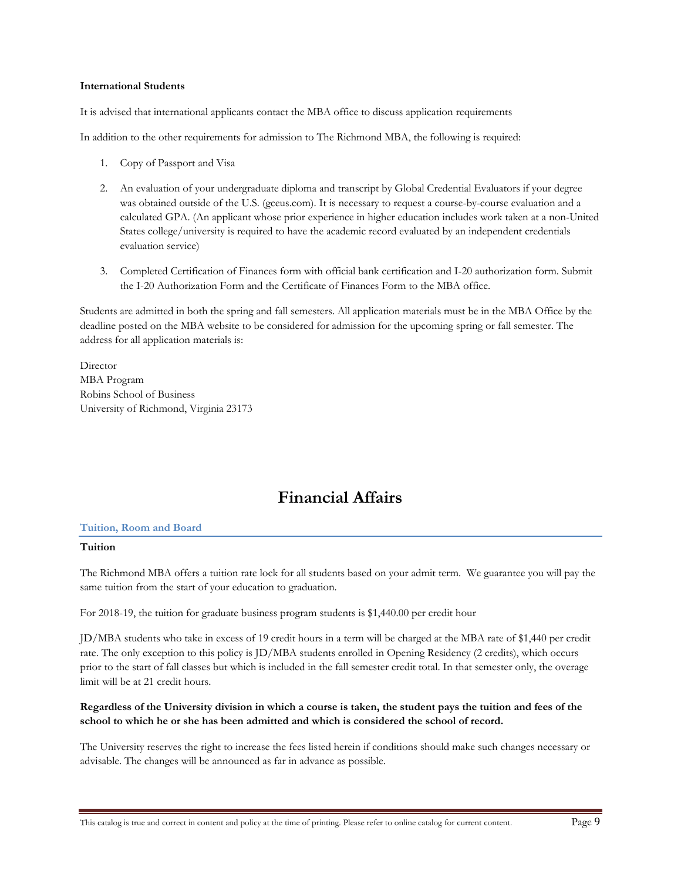**International Students**

It is advised that international applicants contact the MBA office to discuss application requirements

In addition to the other requirements for admission to The Richmond MBA, the following is required:

1. Copy of Passport and Visa
2. An evaluation of your undergraduate diploma and transcript by Global Credential Evaluators if your degree was obtained outside of the U.S. (gceus.com). It is necessary to request a course-by-course evaluation and a calculated GPA. (An applicant whose prior experience in higher education includes work taken at a non-United States college/university is required to have the academic record evaluated by an independent credentials evaluation service)
3. Completed Certification of Finances form with official bank certification and I-20 authorization form. Submit the I-20 Authorization Form and the Certificate of Finances Form to the MBA office.

Students are admitted in both the spring and fall semesters. All application materials must be in the MBA Office by the deadline posted on the MBA website to be considered for admission for the upcoming spring or fall semester. The address for all application materials is:

Director
MBA Program
Robins School of Business
University of Richmond, Virginia 23173

# Financial Affairs

## Tuition, Room and Board

### Tuition

The Richmond MBA offers a tuition rate lock for all students based on your admit term. We guarantee you will pay the same tuition from the start of your education to graduation.

For 2018-19, the tuition for graduate business program students is $1,440.00 per credit hour

JD/MBA students who take in excess of 19 credit hours in a term will be charged at the MBA rate of $1,440 per credit rate. The only exception to this policy is JD/MBA students enrolled in Opening Residency (2 credits), which occurs prior to the start of fall classes but which is included in the fall semester credit total. In that semester only, the overage limit will be at 21 credit hours.

**Regardless of the University division in which a course is taken, the student pays the tuition and fees of the school to which he or she has been admitted and which is considered the school of record.**

The University reserves the right to increase the fees listed herein if conditions should make such changes necessary or advisable. The changes will be announced as far in advance as possible.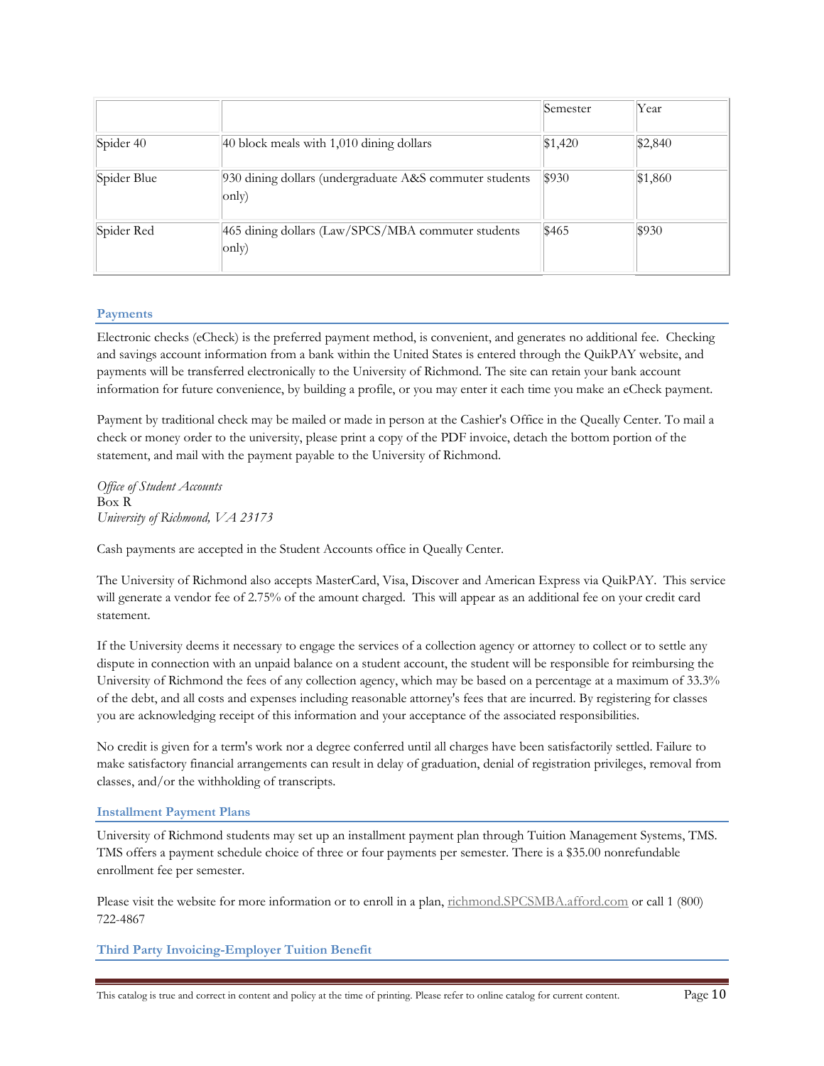| | | Semester | Year |
|---|---|---|---|
| Spider 40 | 40 block meals with 1,010 dining dollars | $1,420 | $2,840 |
| Spider Blue | 930 dining dollars (undergraduate A&S commuter students only) | $930 | $1,860 |
| Spider Red | 465 dining dollars (Law/SPCS/MBA commuter students only) | $465 | $930 |

### Payments

Electronic checks (eCheck) is the preferred payment method, is convenient, and generates no additional fee. Checking and savings account information from a bank within the United States is entered through the QuikPAY website, and payments will be transferred electronically to the University of Richmond. The site can retain your bank account information for future convenience, by building a profile, or you may enter it each time you make an eCheck payment.

Payment by traditional check may be mailed or made in person at the Cashier's Office in the Queally Center. To mail a check or money order to the university, please print a copy of the PDF invoice, detach the bottom portion of the statement, and mail with the payment payable to the University of Richmond.

*Office of Student Accounts*
Box R
*University of Richmond, VA 23173*

Cash payments are accepted in the Student Accounts office in Queally Center.

The University of Richmond also accepts MasterCard, Visa, Discover and American Express via QuikPAY. This service will generate a vendor fee of 2.75% of the amount charged. This will appear as an additional fee on your credit card statement.

If the University deems it necessary to engage the services of a collection agency or attorney to collect or to settle any dispute in connection with an unpaid balance on a student account, the student will be responsible for reimbursing the University of Richmond the fees of any collection agency, which may be based on a percentage at a maximum of 33.3% of the debt, and all costs and expenses including reasonable attorney's fees that are incurred. By registering for classes you are acknowledging receipt of this information and your acceptance of the associated responsibilities.

No credit is given for a term's work nor a degree conferred until all charges have been satisfactorily settled. Failure to make satisfactory financial arrangements can result in delay of graduation, denial of registration privileges, removal from classes, and/or the withholding of transcripts.

### Installment Payment Plans

University of Richmond students may set up an installment payment plan through Tuition Management Systems, TMS. TMS offers a payment schedule choice of three or four payments per semester. There is a $35.00 nonrefundable enrollment fee per semester.

Please visit the website for more information or to enroll in a plan, richmond.SPCSMBA.afford.com or call 1 (800) 722-4867

### Third Party Invoicing-Employer Tuition Benefit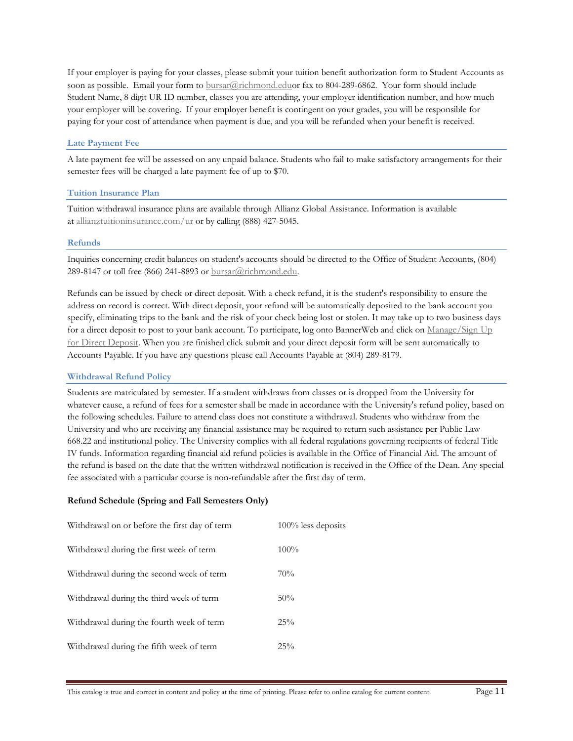If your employer is paying for your classes, please submit your tuition benefit authorization form to Student Accounts as soon as possible. Email your form to bursar@richmond.eduor fax to 804-289-6862. Your form should include Student Name, 8 digit UR ID number, classes you are attending, your employer identification number, and how much your employer will be covering. If your employer benefit is contingent on your grades, you will be responsible for paying for your cost of attendance when payment is due, and you will be refunded when your benefit is received.

### Late Payment Fee

A late payment fee will be assessed on any unpaid balance. Students who fail to make satisfactory arrangements for their semester fees will be charged a late payment fee of up to $70.

### Tuition Insurance Plan

Tuition withdrawal insurance plans are available through Allianz Global Assistance. Information is available at allianztuitioninsurance.com/ur or by calling (888) 427-5045.

### Refunds

Inquiries concerning credit balances on student's accounts should be directed to the Office of Student Accounts, (804) 289-8147 or toll free (866) 241-8893 or bursar@richmond.edu.

Refunds can be issued by check or direct deposit. With a check refund, it is the student's responsibility to ensure the address on record is correct. With direct deposit, your refund will be automatically deposited to the bank account you specify, eliminating trips to the bank and the risk of your check being lost or stolen. It may take up to two business days for a direct deposit to post to your bank account. To participate, log onto BannerWeb and click on Manage/Sign Up for Direct Deposit. When you are finished click submit and your direct deposit form will be sent automatically to Accounts Payable. If you have any questions please call Accounts Payable at (804) 289-8179.

### Withdrawal Refund Policy

Students are matriculated by semester. If a student withdraws from classes or is dropped from the University for whatever cause, a refund of fees for a semester shall be made in accordance with the University's refund policy, based on the following schedules. Failure to attend class does not constitute a withdrawal. Students who withdraw from the University and who are receiving any financial assistance may be required to return such assistance per Public Law 668.22 and institutional policy. The University complies with all federal regulations governing recipients of federal Title IV funds. Information regarding financial aid refund policies is available in the Office of Financial Aid. The amount of the refund is based on the date that the written withdrawal notification is received in the Office of the Dean. Any special fee associated with a particular course is non-refundable after the first day of term.

**Refund Schedule (Spring and Fall Semesters Only)**

| | |
|---|---|
| Withdrawal on or before the first day of term | 100% less deposits |
| Withdrawal during the first week of term | 100% |
| Withdrawal during the second week of term | 70% |
| Withdrawal during the third week of term | 50% |
| Withdrawal during the fourth week of term | 25% |
| Withdrawal during the fifth week of term | 25% |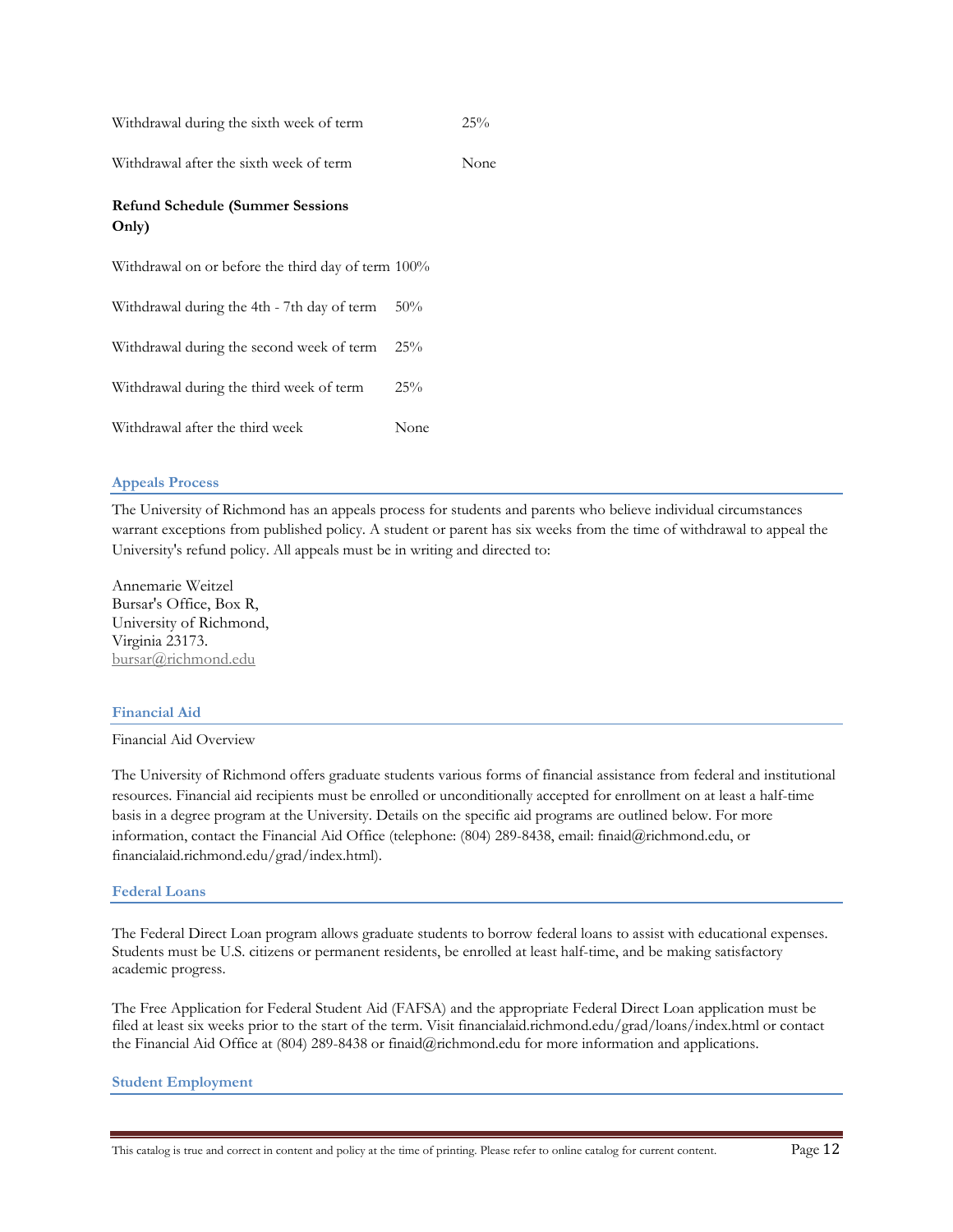| | |
|---|---|
| Withdrawal during the sixth week of term | 25% |
| Withdrawal after the sixth week of term | None |

**Refund Schedule (Summer Sessions Only)**

| | |
|---|---|
| Withdrawal on or before the third day of term | 100% |
| Withdrawal during the 4th - 7th day of term | 50% |
| Withdrawal during the second week of term | 25% |
| Withdrawal during the third week of term | 25% |
| Withdrawal after the third week | None |

## Appeals Process

The University of Richmond has an appeals process for students and parents who believe individual circumstances warrant exceptions from published policy. A student or parent has six weeks from the time of withdrawal to appeal the University's refund policy. All appeals must be in writing and directed to:

Annemarie Weitzel
Bursar's Office, Box R,
University of Richmond,
Virginia 23173.
bursar@richmond.edu

## Financial Aid

Financial Aid Overview

The University of Richmond offers graduate students various forms of financial assistance from federal and institutional resources. Financial aid recipients must be enrolled or unconditionally accepted for enrollment on at least a half-time basis in a degree program at the University. Details on the specific aid programs are outlined below. For more information, contact the Financial Aid Office (telephone: (804) 289-8438, email: finaid@richmond.edu, or financialaid.richmond.edu/grad/index.html).

## Federal Loans

The Federal Direct Loan program allows graduate students to borrow federal loans to assist with educational expenses. Students must be U.S. citizens or permanent residents, be enrolled at least half-time, and be making satisfactory academic progress.

The Free Application for Federal Student Aid (FAFSA) and the appropriate Federal Direct Loan application must be filed at least six weeks prior to the start of the term. Visit financialaid.richmond.edu/grad/loans/index.html or contact the Financial Aid Office at (804) 289-8438 or finaid@richmond.edu for more information and applications.

## Student Employment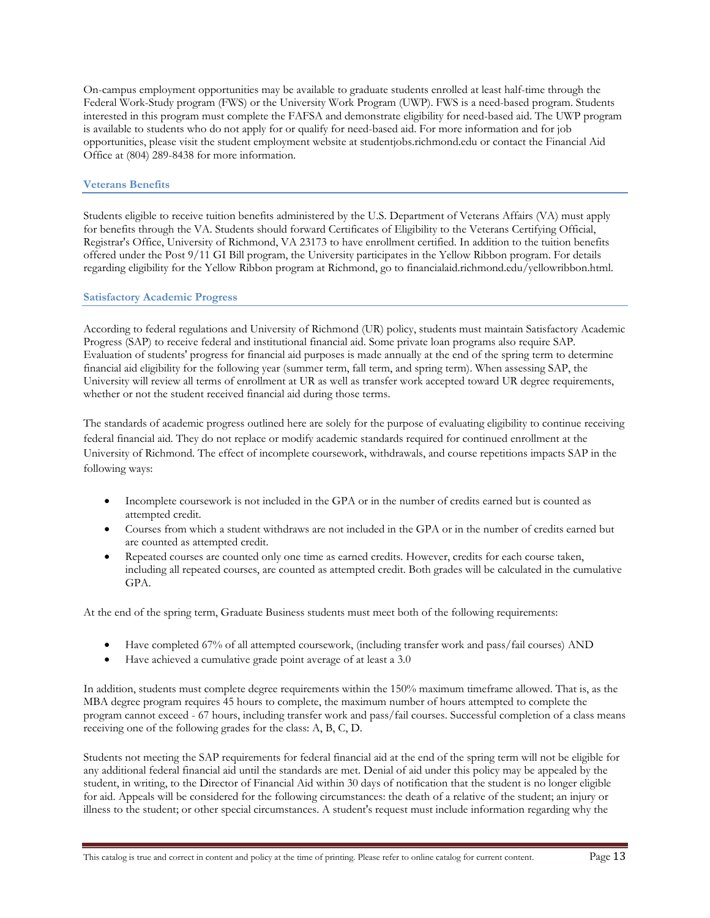On-campus employment opportunities may be available to graduate students enrolled at least half-time through the Federal Work-Study program (FWS) or the University Work Program (UWP). FWS is a need-based program. Students interested in this program must complete the FAFSA and demonstrate eligibility for need-based aid. The UWP program is available to students who do not apply for or qualify for need-based aid. For more information and for job opportunities, please visit the student employment website at studentjobs.richmond.edu or contact the Financial Aid Office at (804) 289-8438 for more information.

### Veterans Benefits

Students eligible to receive tuition benefits administered by the U.S. Department of Veterans Affairs (VA) must apply for benefits through the VA. Students should forward Certificates of Eligibility to the Veterans Certifying Official, Registrar's Office, University of Richmond, VA 23173 to have enrollment certified. In addition to the tuition benefits offered under the Post 9/11 GI Bill program, the University participates in the Yellow Ribbon program. For details regarding eligibility for the Yellow Ribbon program at Richmond, go to financialaid.richmond.edu/yellowribbon.html.

### Satisfactory Academic Progress

According to federal regulations and University of Richmond (UR) policy, students must maintain Satisfactory Academic Progress (SAP) to receive federal and institutional financial aid. Some private loan programs also require SAP. Evaluation of students' progress for financial aid purposes is made annually at the end of the spring term to determine financial aid eligibility for the following year (summer term, fall term, and spring term). When assessing SAP, the University will review all terms of enrollment at UR as well as transfer work accepted toward UR degree requirements, whether or not the student received financial aid during those terms.

The standards of academic progress outlined here are solely for the purpose of evaluating eligibility to continue receiving federal financial aid. They do not replace or modify academic standards required for continued enrollment at the University of Richmond. The effect of incomplete coursework, withdrawals, and course repetitions impacts SAP in the following ways:

- Incomplete coursework is not included in the GPA or in the number of credits earned but is counted as attempted credit.
- Courses from which a student withdraws are not included in the GPA or in the number of credits earned but are counted as attempted credit.
- Repeated courses are counted only one time as earned credits. However, credits for each course taken, including all repeated courses, are counted as attempted credit. Both grades will be calculated in the cumulative GPA.

At the end of the spring term, Graduate Business students must meet both of the following requirements:

- Have completed 67% of all attempted coursework, (including transfer work and pass/fail courses) AND
- Have achieved a cumulative grade point average of at least a 3.0

In addition, students must complete degree requirements within the 150% maximum timeframe allowed. That is, as the MBA degree program requires 45 hours to complete, the maximum number of hours attempted to complete the program cannot exceed - 67 hours, including transfer work and pass/fail courses. Successful completion of a class means receiving one of the following grades for the class: A, B, C, D.

Students not meeting the SAP requirements for federal financial aid at the end of the spring term will not be eligible for any additional federal financial aid until the standards are met. Denial of aid under this policy may be appealed by the student, in writing, to the Director of Financial Aid within 30 days of notification that the student is no longer eligible for aid. Appeals will be considered for the following circumstances: the death of a relative of the student; an injury or illness to the student; or other special circumstances. A student's request must include information regarding why the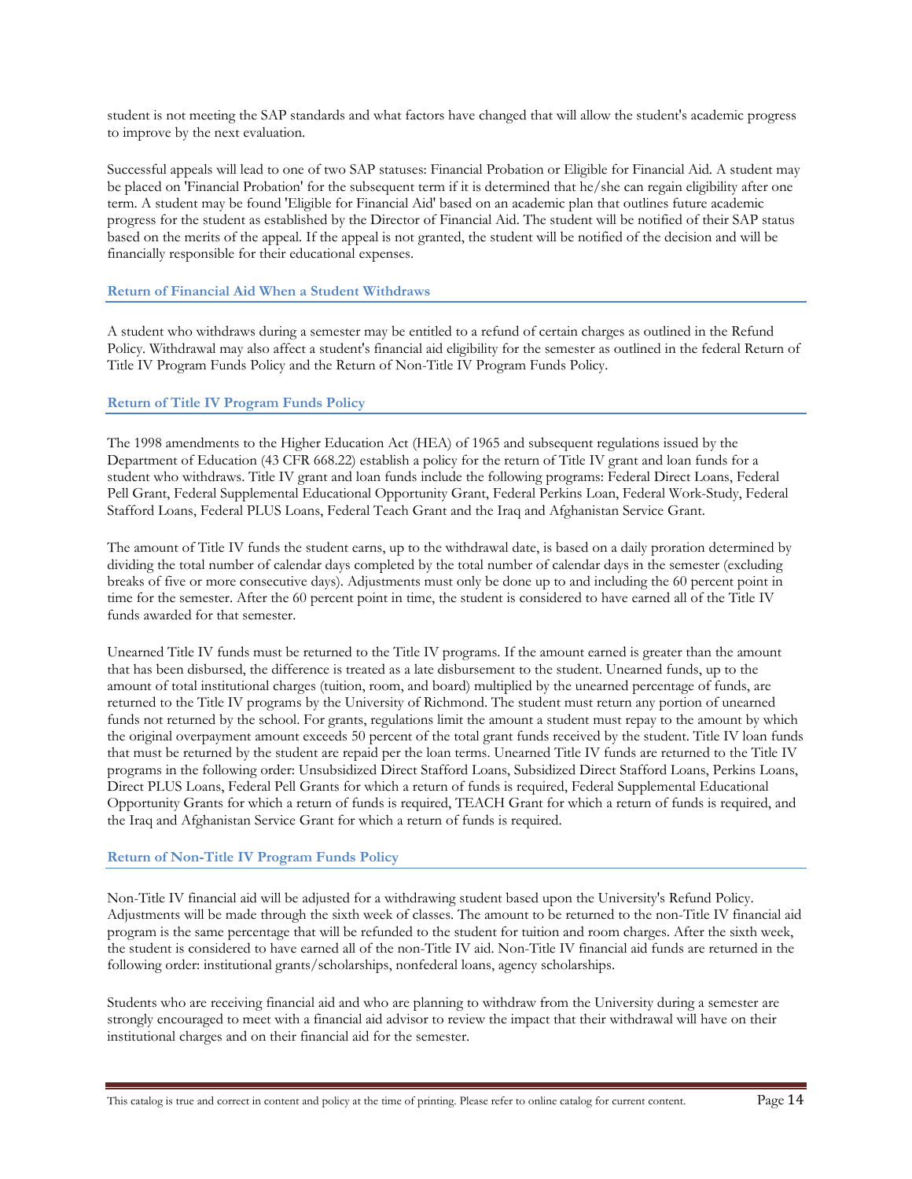student is not meeting the SAP standards and what factors have changed that will allow the student's academic progress to improve by the next evaluation.

Successful appeals will lead to one of two SAP statuses: Financial Probation or Eligible for Financial Aid. A student may be placed on 'Financial Probation' for the subsequent term if it is determined that he/she can regain eligibility after one term. A student may be found 'Eligible for Financial Aid' based on an academic plan that outlines future academic progress for the student as established by the Director of Financial Aid. The student will be notified of their SAP status based on the merits of the appeal. If the appeal is not granted, the student will be notified of the decision and will be financially responsible for their educational expenses.

### Return of Financial Aid When a Student Withdraws

A student who withdraws during a semester may be entitled to a refund of certain charges as outlined in the Refund Policy. Withdrawal may also affect a student's financial aid eligibility for the semester as outlined in the federal Return of Title IV Program Funds Policy and the Return of Non-Title IV Program Funds Policy.

### Return of Title IV Program Funds Policy

The 1998 amendments to the Higher Education Act (HEA) of 1965 and subsequent regulations issued by the Department of Education (43 CFR 668.22) establish a policy for the return of Title IV grant and loan funds for a student who withdraws. Title IV grant and loan funds include the following programs: Federal Direct Loans, Federal Pell Grant, Federal Supplemental Educational Opportunity Grant, Federal Perkins Loan, Federal Work-Study, Federal Stafford Loans, Federal PLUS Loans, Federal Teach Grant and the Iraq and Afghanistan Service Grant.

The amount of Title IV funds the student earns, up to the withdrawal date, is based on a daily proration determined by dividing the total number of calendar days completed by the total number of calendar days in the semester (excluding breaks of five or more consecutive days). Adjustments must only be done up to and including the 60 percent point in time for the semester. After the 60 percent point in time, the student is considered to have earned all of the Title IV funds awarded for that semester.

Unearned Title IV funds must be returned to the Title IV programs. If the amount earned is greater than the amount that has been disbursed, the difference is treated as a late disbursement to the student. Unearned funds, up to the amount of total institutional charges (tuition, room, and board) multiplied by the unearned percentage of funds, are returned to the Title IV programs by the University of Richmond. The student must return any portion of unearned funds not returned by the school. For grants, regulations limit the amount a student must repay to the amount by which the original overpayment amount exceeds 50 percent of the total grant funds received by the student. Title IV loan funds that must be returned by the student are repaid per the loan terms. Unearned Title IV funds are returned to the Title IV programs in the following order: Unsubsidized Direct Stafford Loans, Subsidized Direct Stafford Loans, Perkins Loans, Direct PLUS Loans, Federal Pell Grants for which a return of funds is required, Federal Supplemental Educational Opportunity Grants for which a return of funds is required, TEACH Grant for which a return of funds is required, and the Iraq and Afghanistan Service Grant for which a return of funds is required.

### Return of Non-Title IV Program Funds Policy

Non-Title IV financial aid will be adjusted for a withdrawing student based upon the University's Refund Policy. Adjustments will be made through the sixth week of classes. The amount to be returned to the non-Title IV financial aid program is the same percentage that will be refunded to the student for tuition and room charges. After the sixth week, the student is considered to have earned all of the non-Title IV aid. Non-Title IV financial aid funds are returned in the following order: institutional grants/scholarships, nonfederal loans, agency scholarships.

Students who are receiving financial aid and who are planning to withdraw from the University during a semester are strongly encouraged to meet with a financial aid advisor to review the impact that their withdrawal will have on their institutional charges and on their financial aid for the semester.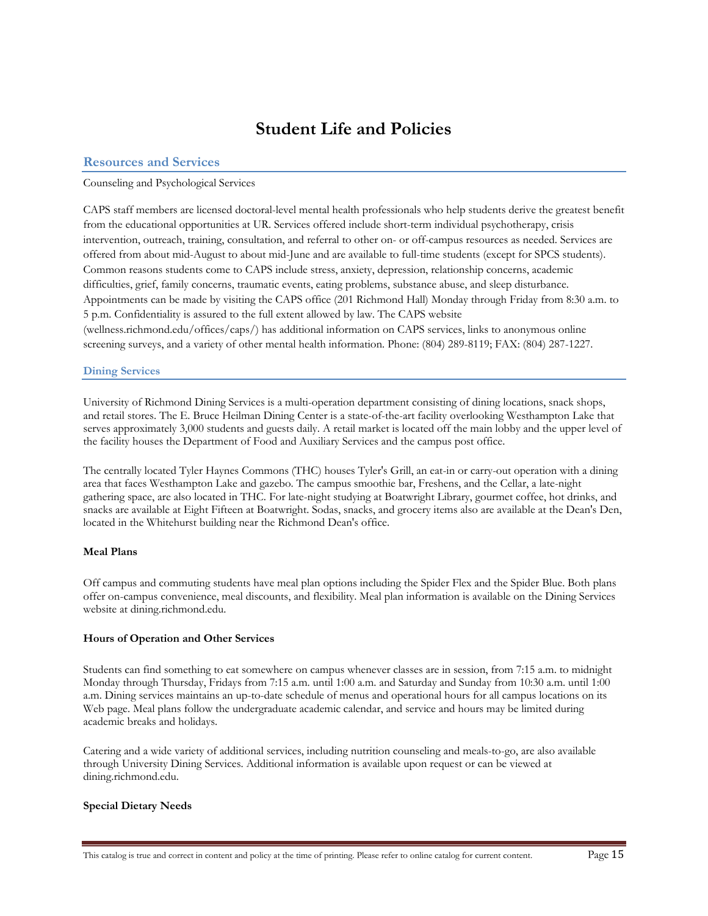# Student Life and Policies

## Resources and Services

Counseling and Psychological Services

CAPS staff members are licensed doctoral-level mental health professionals who help students derive the greatest benefit from the educational opportunities at UR. Services offered include short-term individual psychotherapy, crisis intervention, outreach, training, consultation, and referral to other on- or off-campus resources as needed. Services are offered from about mid-August to about mid-June and are available to full-time students (except for SPCS students). Common reasons students come to CAPS include stress, anxiety, depression, relationship concerns, academic difficulties, grief, family concerns, traumatic events, eating problems, substance abuse, and sleep disturbance. Appointments can be made by visiting the CAPS office (201 Richmond Hall) Monday through Friday from 8:30 a.m. to 5 p.m. Confidentiality is assured to the full extent allowed by law. The CAPS website (wellness.richmond.edu/offices/caps/) has additional information on CAPS services, links to anonymous online screening surveys, and a variety of other mental health information. Phone: (804) 289-8119; FAX: (804) 287-1227.

### Dining Services

University of Richmond Dining Services is a multi-operation department consisting of dining locations, snack shops, and retail stores. The E. Bruce Heilman Dining Center is a state-of-the-art facility overlooking Westhampton Lake that serves approximately 3,000 students and guests daily. A retail market is located off the main lobby and the upper level of the facility houses the Department of Food and Auxiliary Services and the campus post office.

The centrally located Tyler Haynes Commons (THC) houses Tyler's Grill, an eat-in or carry-out operation with a dining area that faces Westhampton Lake and gazebo. The campus smoothie bar, Freshens, and the Cellar, a late-night gathering space, are also located in THC. For late-night studying at Boatwright Library, gourmet coffee, hot drinks, and snacks are available at Eight Fifteen at Boatwright. Sodas, snacks, and grocery items also are available at the Dean's Den, located in the Whitehurst building near the Richmond Dean's office.

**Meal Plans**

Off campus and commuting students have meal plan options including the Spider Flex and the Spider Blue. Both plans offer on-campus convenience, meal discounts, and flexibility. Meal plan information is available on the Dining Services website at dining.richmond.edu.

**Hours of Operation and Other Services**

Students can find something to eat somewhere on campus whenever classes are in session, from 7:15 a.m. to midnight Monday through Thursday, Fridays from 7:15 a.m. until 1:00 a.m. and Saturday and Sunday from 10:30 a.m. until 1:00 a.m. Dining services maintains an up-to-date schedule of menus and operational hours for all campus locations on its Web page. Meal plans follow the undergraduate academic calendar, and service and hours may be limited during academic breaks and holidays.

Catering and a wide variety of additional services, including nutrition counseling and meals-to-go, are also available through University Dining Services. Additional information is available upon request or can be viewed at dining.richmond.edu.

**Special Dietary Needs**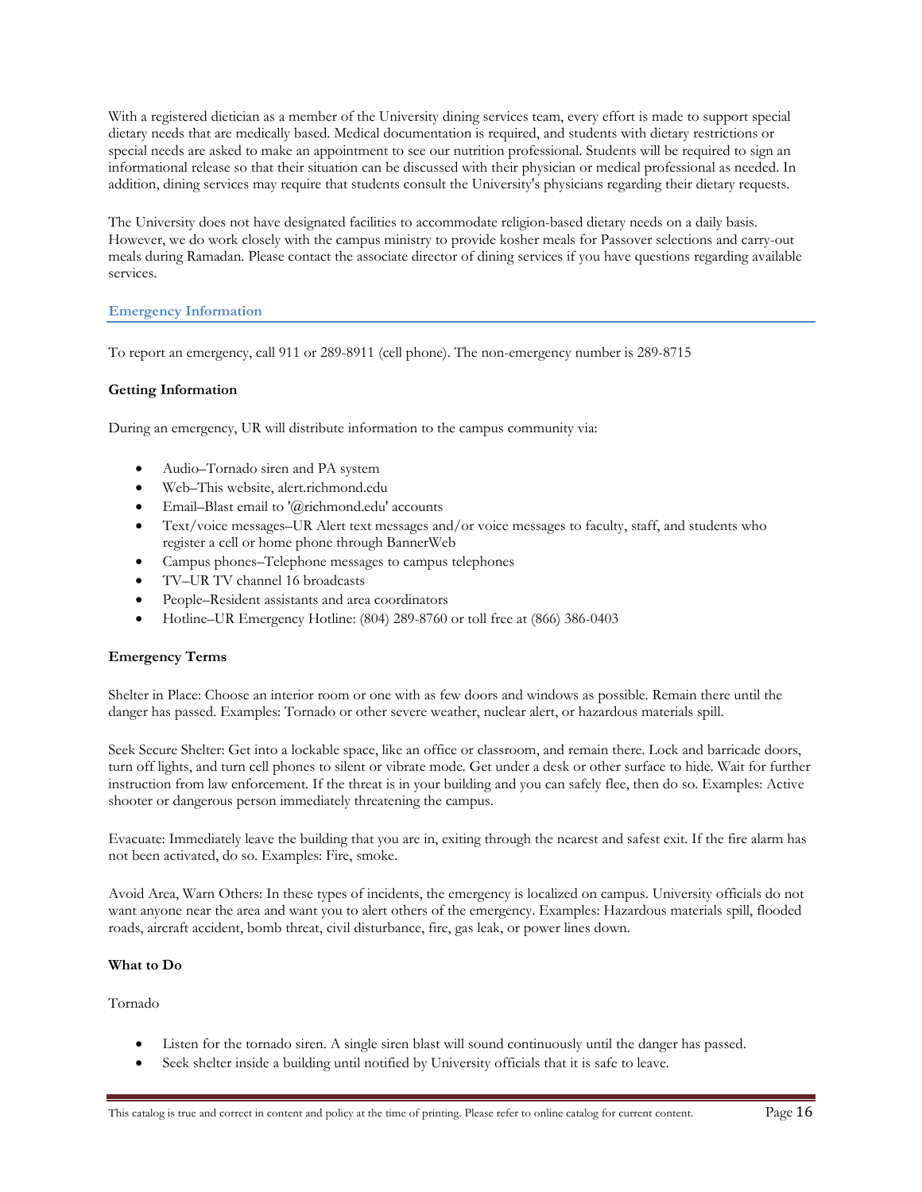With a registered dietician as a member of the University dining services team, every effort is made to support special dietary needs that are medically based. Medical documentation is required, and students with dietary restrictions or special needs are asked to make an appointment to see our nutrition professional. Students will be required to sign an informational release so that their situation can be discussed with their physician or medical professional as needed. In addition, dining services may require that students consult the University's physicians regarding their dietary requests.

The University does not have designated facilities to accommodate religion-based dietary needs on a daily basis. However, we do work closely with the campus ministry to provide kosher meals for Passover selections and carry-out meals during Ramadan. Please contact the associate director of dining services if you have questions regarding available services.

## Emergency Information

To report an emergency, call 911 or 289-8911 (cell phone). The non-emergency number is 289-8715

**Getting Information**

During an emergency, UR will distribute information to the campus community via:

- Audio–Tornado siren and PA system
- Web–This website, alert.richmond.edu
- Email–Blast email to '@richmond.edu' accounts
- Text/voice messages–UR Alert text messages and/or voice messages to faculty, staff, and students who register a cell or home phone through BannerWeb
- Campus phones–Telephone messages to campus telephones
- TV–UR TV channel 16 broadcasts
- People–Resident assistants and area coordinators
- Hotline–UR Emergency Hotline: (804) 289-8760 or toll free at (866) 386-0403

**Emergency Terms**

Shelter in Place: Choose an interior room or one with as few doors and windows as possible. Remain there until the danger has passed. Examples: Tornado or other severe weather, nuclear alert, or hazardous materials spill.

Seek Secure Shelter: Get into a lockable space, like an office or classroom, and remain there. Lock and barricade doors, turn off lights, and turn cell phones to silent or vibrate mode. Get under a desk or other surface to hide. Wait for further instruction from law enforcement. If the threat is in your building and you can safely flee, then do so. Examples: Active shooter or dangerous person immediately threatening the campus.

Evacuate: Immediately leave the building that you are in, exiting through the nearest and safest exit. If the fire alarm has not been activated, do so. Examples: Fire, smoke.

Avoid Area, Warn Others: In these types of incidents, the emergency is localized on campus. University officials do not want anyone near the area and want you to alert others of the emergency. Examples: Hazardous materials spill, flooded roads, aircraft accident, bomb threat, civil disturbance, fire, gas leak, or power lines down.

**What to Do**

Tornado

- Listen for the tornado siren. A single siren blast will sound continuously until the danger has passed.
- Seek shelter inside a building until notified by University officials that it is safe to leave.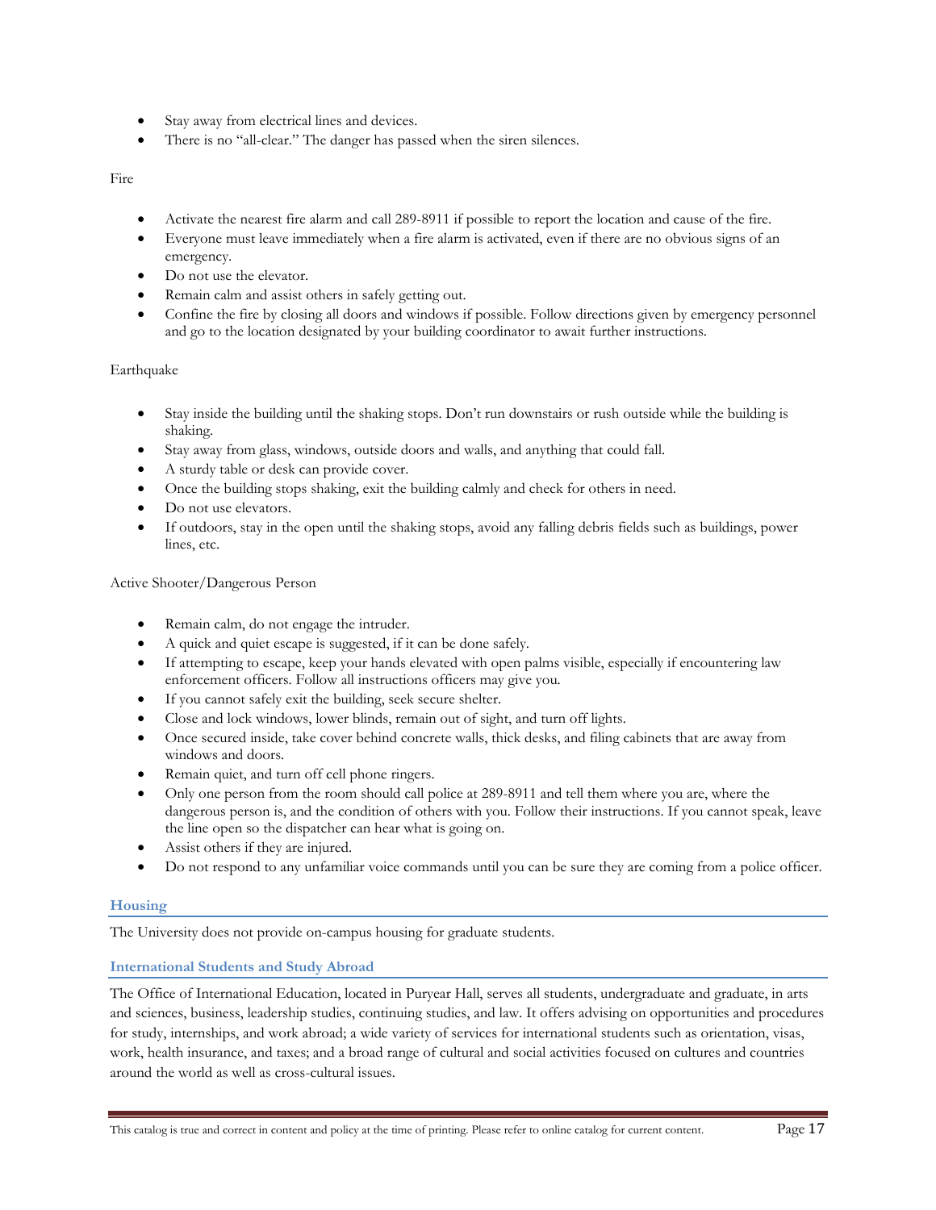- Stay away from electrical lines and devices.
- There is no "all-clear." The danger has passed when the siren silences.

Fire

- Activate the nearest fire alarm and call 289-8911 if possible to report the location and cause of the fire.
- Everyone must leave immediately when a fire alarm is activated, even if there are no obvious signs of an emergency.
- Do not use the elevator.
- Remain calm and assist others in safely getting out.
- Confine the fire by closing all doors and windows if possible. Follow directions given by emergency personnel and go to the location designated by your building coordinator to await further instructions.

Earthquake

- Stay inside the building until the shaking stops. Don't run downstairs or rush outside while the building is shaking.
- Stay away from glass, windows, outside doors and walls, and anything that could fall.
- A sturdy table or desk can provide cover.
- Once the building stops shaking, exit the building calmly and check for others in need.
- Do not use elevators.
- If outdoors, stay in the open until the shaking stops, avoid any falling debris fields such as buildings, power lines, etc.

Active Shooter/Dangerous Person

- Remain calm, do not engage the intruder.
- A quick and quiet escape is suggested, if it can be done safely.
- If attempting to escape, keep your hands elevated with open palms visible, especially if encountering law enforcement officers. Follow all instructions officers may give you.
- If you cannot safely exit the building, seek secure shelter.
- Close and lock windows, lower blinds, remain out of sight, and turn off lights.
- Once secured inside, take cover behind concrete walls, thick desks, and filing cabinets that are away from windows and doors.
- Remain quiet, and turn off cell phone ringers.
- Only one person from the room should call police at 289-8911 and tell them where you are, where the dangerous person is, and the condition of others with you. Follow their instructions. If you cannot speak, leave the line open so the dispatcher can hear what is going on.
- Assist others if they are injured.
- Do not respond to any unfamiliar voice commands until you can be sure they are coming from a police officer.

### Housing

The University does not provide on-campus housing for graduate students.

### International Students and Study Abroad

The Office of International Education, located in Puryear Hall, serves all students, undergraduate and graduate, in arts and sciences, business, leadership studies, continuing studies, and law. It offers advising on opportunities and procedures for study, internships, and work abroad; a wide variety of services for international students such as orientation, visas, work, health insurance, and taxes; and a broad range of cultural and social activities focused on cultures and countries around the world as well as cross-cultural issues.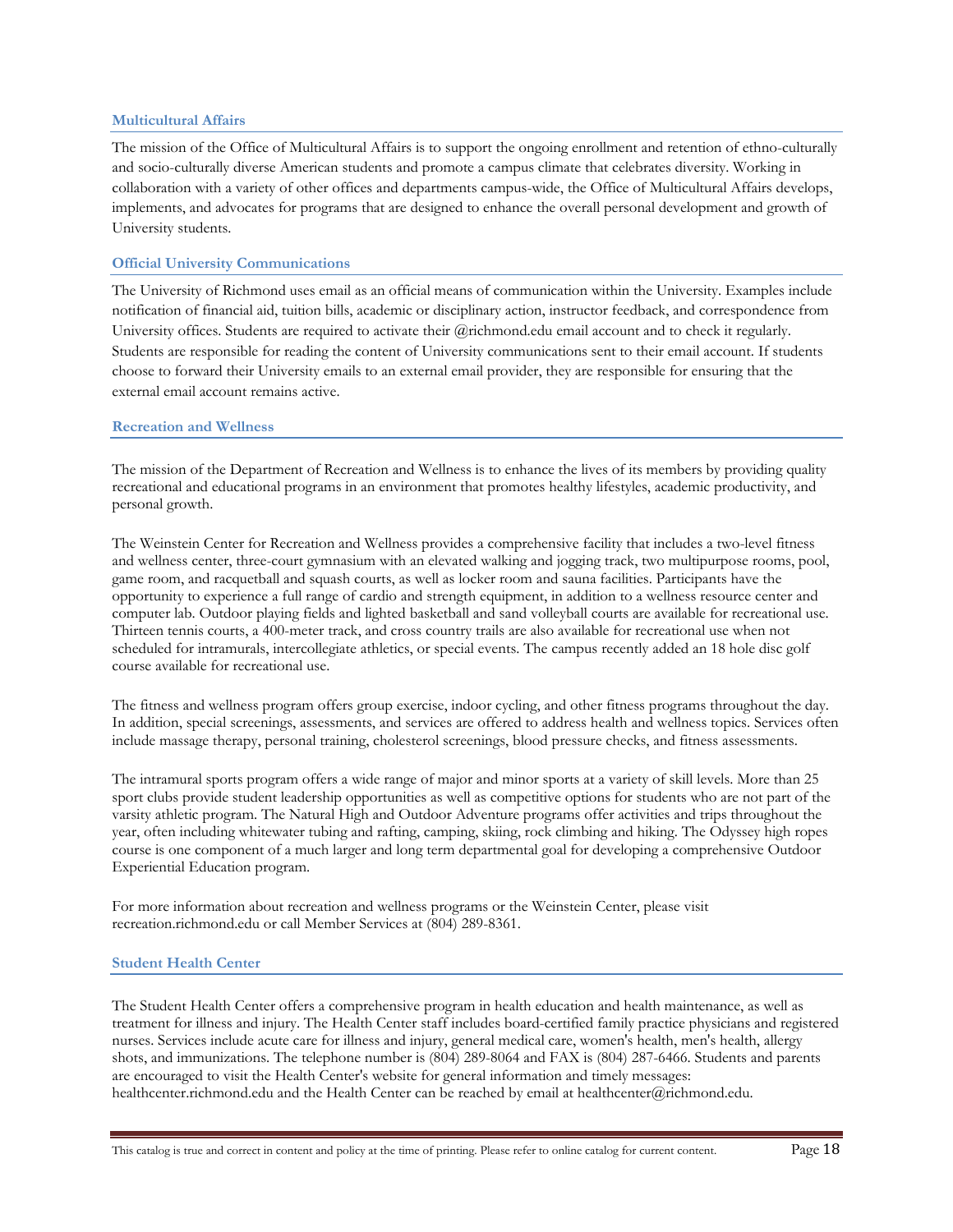### Multicultural Affairs

The mission of the Office of Multicultural Affairs is to support the ongoing enrollment and retention of ethno-culturally and socio-culturally diverse American students and promote a campus climate that celebrates diversity. Working in collaboration with a variety of other offices and departments campus-wide, the Office of Multicultural Affairs develops, implements, and advocates for programs that are designed to enhance the overall personal development and growth of University students.

### Official University Communications

The University of Richmond uses email as an official means of communication within the University. Examples include notification of financial aid, tuition bills, academic or disciplinary action, instructor feedback, and correspondence from University offices. Students are required to activate their @richmond.edu email account and to check it regularly. Students are responsible for reading the content of University communications sent to their email account. If students choose to forward their University emails to an external email provider, they are responsible for ensuring that the external email account remains active.

### Recreation and Wellness

The mission of the Department of Recreation and Wellness is to enhance the lives of its members by providing quality recreational and educational programs in an environment that promotes healthy lifestyles, academic productivity, and personal growth.

The Weinstein Center for Recreation and Wellness provides a comprehensive facility that includes a two-level fitness and wellness center, three-court gymnasium with an elevated walking and jogging track, two multipurpose rooms, pool, game room, and racquetball and squash courts, as well as locker room and sauna facilities. Participants have the opportunity to experience a full range of cardio and strength equipment, in addition to a wellness resource center and computer lab. Outdoor playing fields and lighted basketball and sand volleyball courts are available for recreational use. Thirteen tennis courts, a 400-meter track, and cross country trails are also available for recreational use when not scheduled for intramurals, intercollegiate athletics, or special events. The campus recently added an 18 hole disc golf course available for recreational use.

The fitness and wellness program offers group exercise, indoor cycling, and other fitness programs throughout the day. In addition, special screenings, assessments, and services are offered to address health and wellness topics. Services often include massage therapy, personal training, cholesterol screenings, blood pressure checks, and fitness assessments.

The intramural sports program offers a wide range of major and minor sports at a variety of skill levels. More than 25 sport clubs provide student leadership opportunities as well as competitive options for students who are not part of the varsity athletic program. The Natural High and Outdoor Adventure programs offer activities and trips throughout the year, often including whitewater tubing and rafting, camping, skiing, rock climbing and hiking. The Odyssey high ropes course is one component of a much larger and long term departmental goal for developing a comprehensive Outdoor Experiential Education program.

For more information about recreation and wellness programs or the Weinstein Center, please visit recreation.richmond.edu or call Member Services at (804) 289-8361.

### Student Health Center

The Student Health Center offers a comprehensive program in health education and health maintenance, as well as treatment for illness and injury. The Health Center staff includes board-certified family practice physicians and registered nurses. Services include acute care for illness and injury, general medical care, women's health, men's health, allergy shots, and immunizations. The telephone number is (804) 289-8064 and FAX is (804) 287-6466. Students and parents are encouraged to visit the Health Center's website for general information and timely messages: healthcenter.richmond.edu and the Health Center can be reached by email at healthcenter@richmond.edu.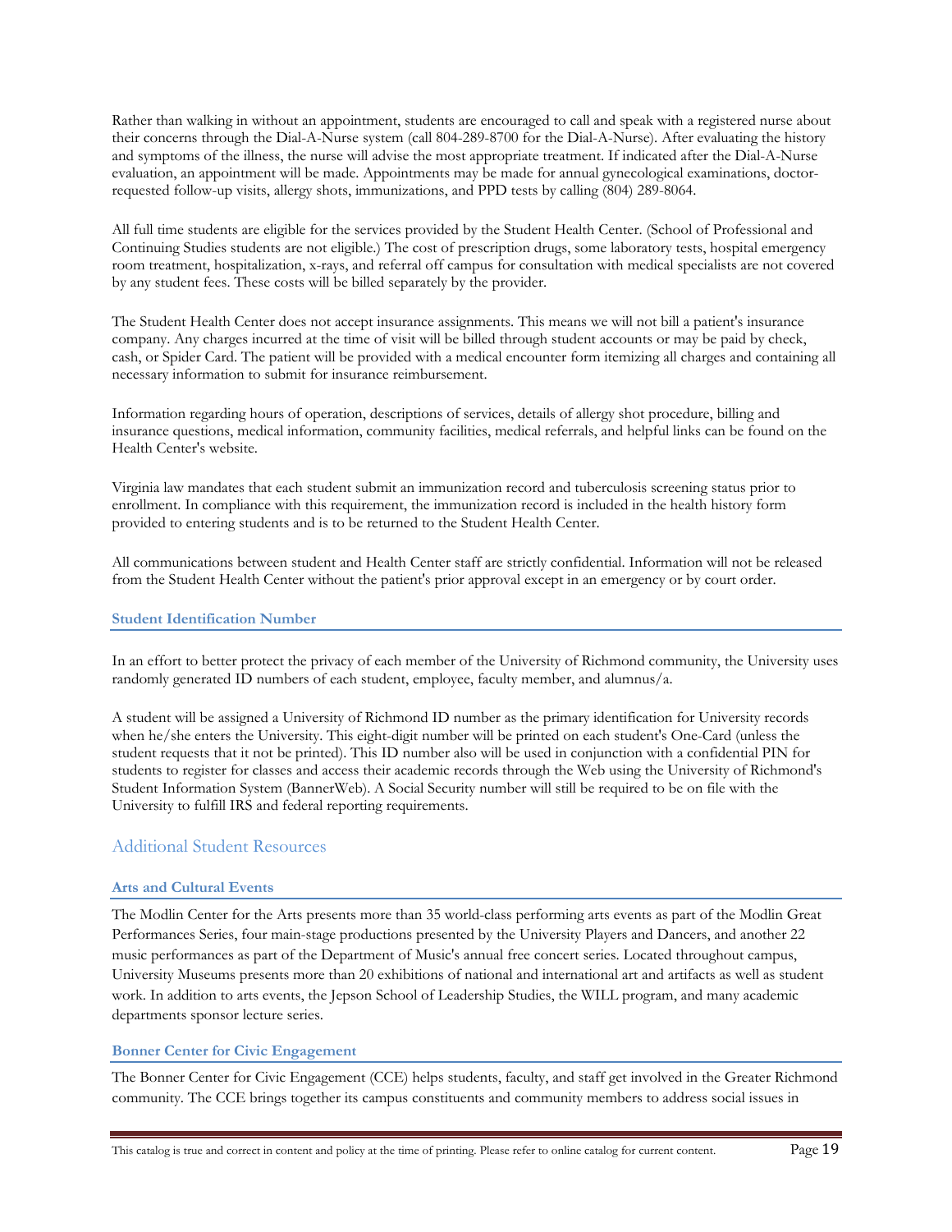Rather than walking in without an appointment, students are encouraged to call and speak with a registered nurse about their concerns through the Dial-A-Nurse system (call 804-289-8700 for the Dial-A-Nurse). After evaluating the history and symptoms of the illness, the nurse will advise the most appropriate treatment. If indicated after the Dial-A-Nurse evaluation, an appointment will be made. Appointments may be made for annual gynecological examinations, doctor-requested follow-up visits, allergy shots, immunizations, and PPD tests by calling (804) 289-8064.

All full time students are eligible for the services provided by the Student Health Center. (School of Professional and Continuing Studies students are not eligible.) The cost of prescription drugs, some laboratory tests, hospital emergency room treatment, hospitalization, x-rays, and referral off campus for consultation with medical specialists are not covered by any student fees. These costs will be billed separately by the provider.

The Student Health Center does not accept insurance assignments. This means we will not bill a patient's insurance company. Any charges incurred at the time of visit will be billed through student accounts or may be paid by check, cash, or Spider Card. The patient will be provided with a medical encounter form itemizing all charges and containing all necessary information to submit for insurance reimbursement.

Information regarding hours of operation, descriptions of services, details of allergy shot procedure, billing and insurance questions, medical information, community facilities, medical referrals, and helpful links can be found on the Health Center's website.

Virginia law mandates that each student submit an immunization record and tuberculosis screening status prior to enrollment. In compliance with this requirement, the immunization record is included in the health history form provided to entering students and is to be returned to the Student Health Center.

All communications between student and Health Center staff are strictly confidential. Information will not be released from the Student Health Center without the patient's prior approval except in an emergency or by court order.

### Student Identification Number

In an effort to better protect the privacy of each member of the University of Richmond community, the University uses randomly generated ID numbers of each student, employee, faculty member, and alumnus/a.

A student will be assigned a University of Richmond ID number as the primary identification for University records when he/she enters the University. This eight-digit number will be printed on each student's One-Card (unless the student requests that it not be printed). This ID number also will be used in conjunction with a confidential PIN for students to register for classes and access their academic records through the Web using the University of Richmond's Student Information System (BannerWeb). A Social Security number will still be required to be on file with the University to fulfill IRS and federal reporting requirements.

## Additional Student Resources

### Arts and Cultural Events

The Modlin Center for the Arts presents more than 35 world-class performing arts events as part of the Modlin Great Performances Series, four main-stage productions presented by the University Players and Dancers, and another 22 music performances as part of the Department of Music's annual free concert series. Located throughout campus, University Museums presents more than 20 exhibitions of national and international art and artifacts as well as student work. In addition to arts events, the Jepson School of Leadership Studies, the WILL program, and many academic departments sponsor lecture series.

### Bonner Center for Civic Engagement

The Bonner Center for Civic Engagement (CCE) helps students, faculty, and staff get involved in the Greater Richmond community. The CCE brings together its campus constituents and community members to address social issues in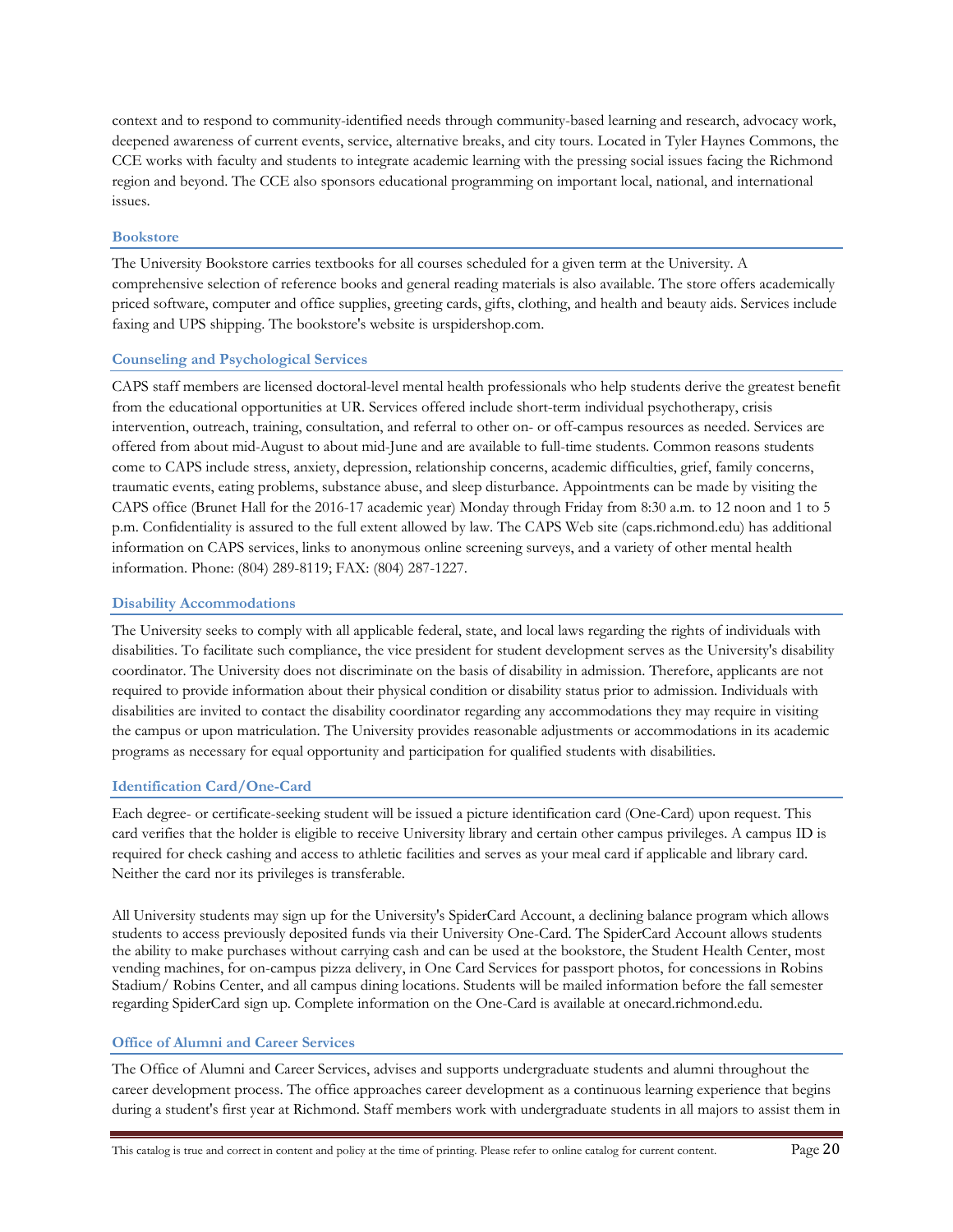context and to respond to community-identified needs through community-based learning and research, advocacy work, deepened awareness of current events, service, alternative breaks, and city tours. Located in Tyler Haynes Commons, the CCE works with faculty and students to integrate academic learning with the pressing social issues facing the Richmond region and beyond. The CCE also sponsors educational programming on important local, national, and international issues.

### Bookstore

The University Bookstore carries textbooks for all courses scheduled for a given term at the University. A comprehensive selection of reference books and general reading materials is also available. The store offers academically priced software, computer and office supplies, greeting cards, gifts, clothing, and health and beauty aids. Services include faxing and UPS shipping. The bookstore's website is urspidershop.com.

### Counseling and Psychological Services

CAPS staff members are licensed doctoral-level mental health professionals who help students derive the greatest benefit from the educational opportunities at UR. Services offered include short-term individual psychotherapy, crisis intervention, outreach, training, consultation, and referral to other on- or off-campus resources as needed. Services are offered from about mid-August to about mid-June and are available to full-time students. Common reasons students come to CAPS include stress, anxiety, depression, relationship concerns, academic difficulties, grief, family concerns, traumatic events, eating problems, substance abuse, and sleep disturbance. Appointments can be made by visiting the CAPS office (Brunet Hall for the 2016-17 academic year) Monday through Friday from 8:30 a.m. to 12 noon and 1 to 5 p.m. Confidentiality is assured to the full extent allowed by law. The CAPS Web site (caps.richmond.edu) has additional information on CAPS services, links to anonymous online screening surveys, and a variety of other mental health information. Phone: (804) 289-8119; FAX: (804) 287-1227.

### Disability Accommodations

The University seeks to comply with all applicable federal, state, and local laws regarding the rights of individuals with disabilities. To facilitate such compliance, the vice president for student development serves as the University's disability coordinator. The University does not discriminate on the basis of disability in admission. Therefore, applicants are not required to provide information about their physical condition or disability status prior to admission. Individuals with disabilities are invited to contact the disability coordinator regarding any accommodations they may require in visiting the campus or upon matriculation. The University provides reasonable adjustments or accommodations in its academic programs as necessary for equal opportunity and participation for qualified students with disabilities.

### Identification Card/One-Card

Each degree- or certificate-seeking student will be issued a picture identification card (One-Card) upon request. This card verifies that the holder is eligible to receive University library and certain other campus privileges. A campus ID is required for check cashing and access to athletic facilities and serves as your meal card if applicable and library card. Neither the card nor its privileges is transferable.

All University students may sign up for the University's SpiderCard Account, a declining balance program which allows students to access previously deposited funds via their University One-Card. The SpiderCard Account allows students the ability to make purchases without carrying cash and can be used at the bookstore, the Student Health Center, most vending machines, for on-campus pizza delivery, in One Card Services for passport photos, for concessions in Robins Stadium/ Robins Center, and all campus dining locations. Students will be mailed information before the fall semester regarding SpiderCard sign up. Complete information on the One-Card is available at onecard.richmond.edu.

### Office of Alumni and Career Services

The Office of Alumni and Career Services, advises and supports undergraduate students and alumni throughout the career development process. The office approaches career development as a continuous learning experience that begins during a student's first year at Richmond. Staff members work with undergraduate students in all majors to assist them in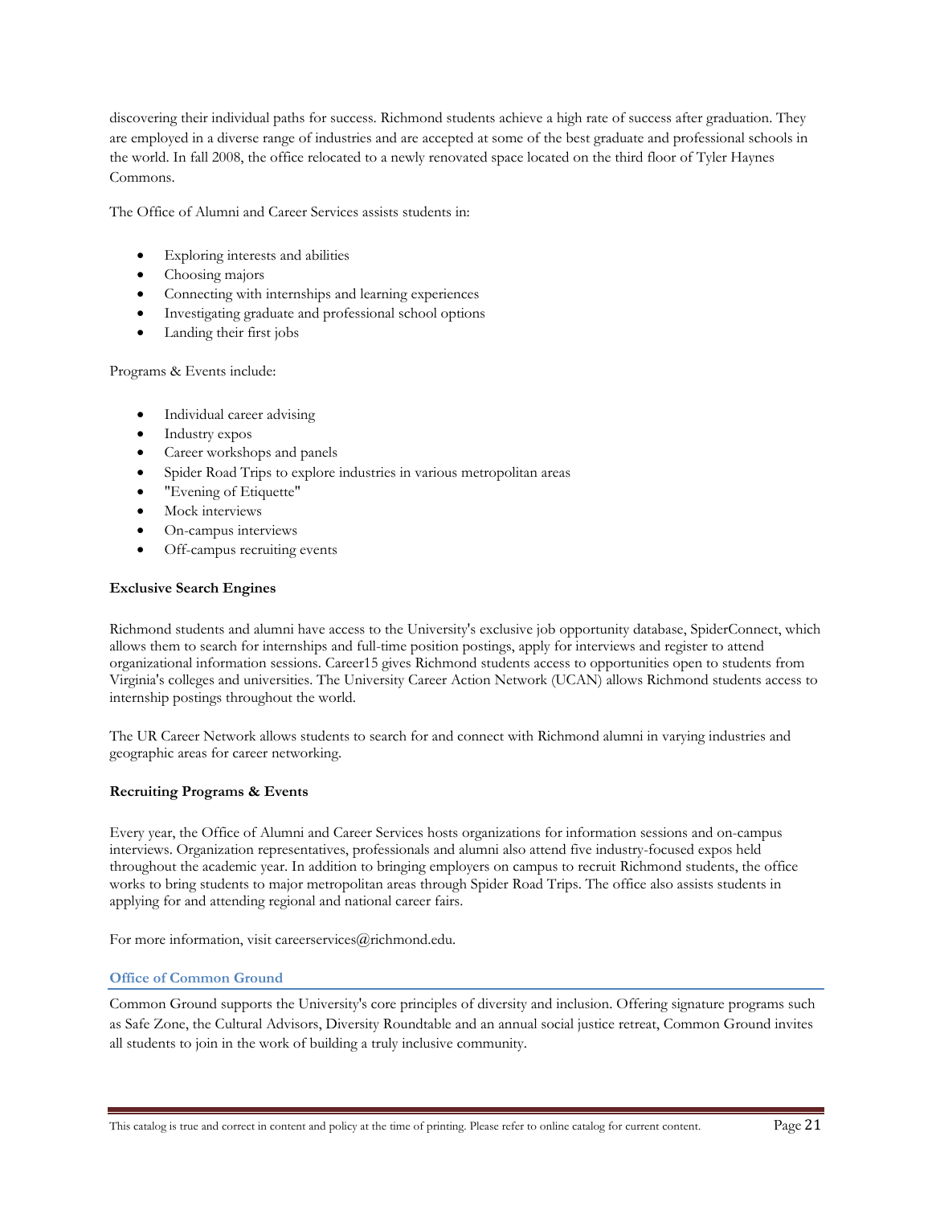discovering their individual paths for success. Richmond students achieve a high rate of success after graduation. They are employed in a diverse range of industries and are accepted at some of the best graduate and professional schools in the world. In fall 2008, the office relocated to a newly renovated space located on the third floor of Tyler Haynes Commons.

The Office of Alumni and Career Services assists students in:

- Exploring interests and abilities
- Choosing majors
- Connecting with internships and learning experiences
- Investigating graduate and professional school options
- Landing their first jobs

Programs & Events include:

- Individual career advising
- Industry expos
- Career workshops and panels
- Spider Road Trips to explore industries in various metropolitan areas
- "Evening of Etiquette"
- Mock interviews
- On-campus interviews
- Off-campus recruiting events

**Exclusive Search Engines**

Richmond students and alumni have access to the University's exclusive job opportunity database, SpiderConnect, which allows them to search for internships and full-time position postings, apply for interviews and register to attend organizational information sessions. Career15 gives Richmond students access to opportunities open to students from Virginia's colleges and universities. The University Career Action Network (UCAN) allows Richmond students access to internship postings throughout the world.

The UR Career Network allows students to search for and connect with Richmond alumni in varying industries and geographic areas for career networking.

**Recruiting Programs & Events**

Every year, the Office of Alumni and Career Services hosts organizations for information sessions and on-campus interviews. Organization representatives, professionals and alumni also attend five industry-focused expos held throughout the academic year. In addition to bringing employers on campus to recruit Richmond students, the office works to bring students to major metropolitan areas through Spider Road Trips. The office also assists students in applying for and attending regional and national career fairs.

For more information, visit careerservices@richmond.edu.

### Office of Common Ground

Common Ground supports the University's core principles of diversity and inclusion. Offering signature programs such as Safe Zone, the Cultural Advisors, Diversity Roundtable and an annual social justice retreat, Common Ground invites all students to join in the work of building a truly inclusive community.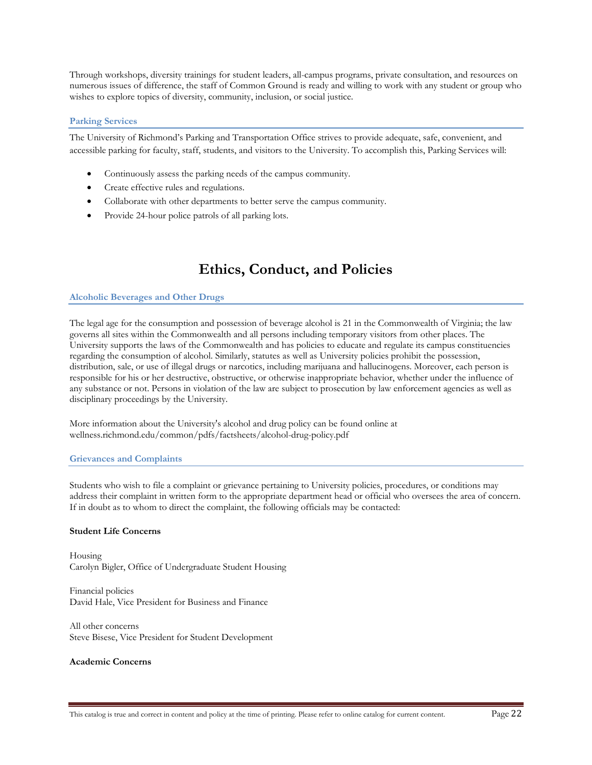Through workshops, diversity trainings for student leaders, all-campus programs, private consultation, and resources on numerous issues of difference, the staff of Common Ground is ready and willing to work with any student or group who wishes to explore topics of diversity, community, inclusion, or social justice.

### Parking Services

The University of Richmond's Parking and Transportation Office strives to provide adequate, safe, convenient, and accessible parking for faculty, staff, students, and visitors to the University. To accomplish this, Parking Services will:

- Continuously assess the parking needs of the campus community.
- Create effective rules and regulations.
- Collaborate with other departments to better serve the campus community.
- Provide 24-hour police patrols of all parking lots.

# Ethics, Conduct, and Policies

### Alcoholic Beverages and Other Drugs

The legal age for the consumption and possession of beverage alcohol is 21 in the Commonwealth of Virginia; the law governs all sites within the Commonwealth and all persons including temporary visitors from other places. The University supports the laws of the Commonwealth and has policies to educate and regulate its campus constituencies regarding the consumption of alcohol. Similarly, statutes as well as University policies prohibit the possession, distribution, sale, or use of illegal drugs or narcotics, including marijuana and hallucinogens. Moreover, each person is responsible for his or her destructive, obstructive, or otherwise inappropriate behavior, whether under the influence of any substance or not. Persons in violation of the law are subject to prosecution by law enforcement agencies as well as disciplinary proceedings by the University.

More information about the University's alcohol and drug policy can be found online at wellness.richmond.edu/common/pdfs/factsheets/alcohol-drug-policy.pdf

### Grievances and Complaints

Students who wish to file a complaint or grievance pertaining to University policies, procedures, or conditions may address their complaint in written form to the appropriate department head or official who oversees the area of concern. If in doubt as to whom to direct the complaint, the following officials may be contacted:

**Student Life Concerns**

Housing
Carolyn Bigler, Office of Undergraduate Student Housing

Financial policies
David Hale, Vice President for Business and Finance

All other concerns
Steve Bisese, Vice President for Student Development

**Academic Concerns**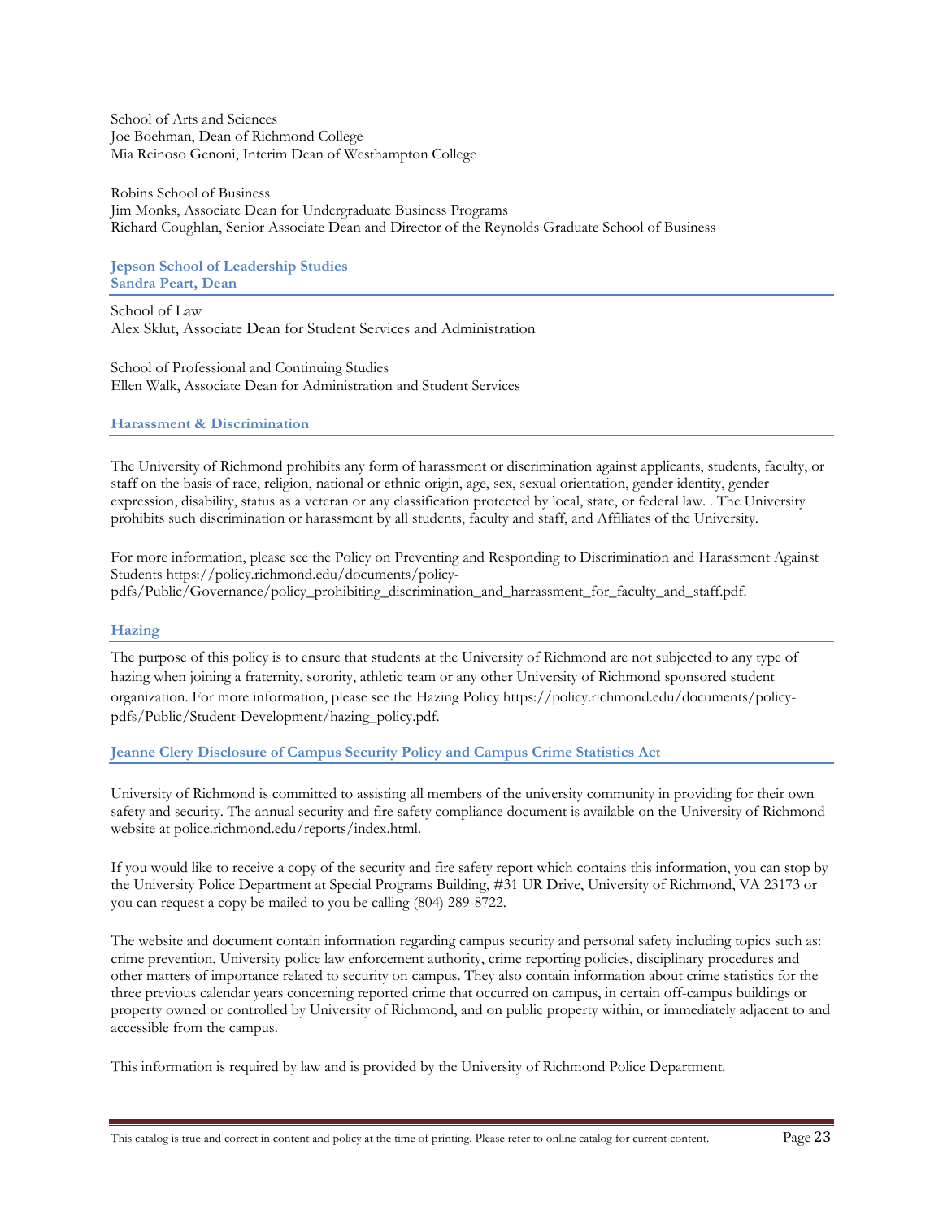School of Arts and Sciences
Joe Boehman, Dean of Richmond College
Mia Reinoso Genoni, Interim Dean of Westhampton College

Robins School of Business
Jim Monks, Associate Dean for Undergraduate Business Programs
Richard Coughlan, Senior Associate Dean and Director of the Reynolds Graduate School of Business

### Jepson School of Leadership Studies
### Sandra Peart, Dean

School of Law
Alex Sklut, Associate Dean for Student Services and Administration

School of Professional and Continuing Studies
Ellen Walk, Associate Dean for Administration and Student Services

### Harassment & Discrimination

The University of Richmond prohibits any form of harassment or discrimination against applicants, students, faculty, or staff on the basis of race, religion, national or ethnic origin, age, sex, sexual orientation, gender identity, gender expression, disability, status as a veteran or any classification protected by local, state, or federal law. . The University prohibits such discrimination or harassment by all students, faculty and staff, and Affiliates of the University.

For more information, please see the Policy on Preventing and Responding to Discrimination and Harassment Against Students https://policy.richmond.edu/documents/policy-pdfs/Public/Governance/policy_prohibiting_discrimination_and_harrassment_for_faculty_and_staff.pdf.

### Hazing

The purpose of this policy is to ensure that students at the University of Richmond are not subjected to any type of hazing when joining a fraternity, sorority, athletic team or any other University of Richmond sponsored student organization. For more information, please see the Hazing Policy https://policy.richmond.edu/documents/policy-pdfs/Public/Student-Development/hazing_policy.pdf.

### Jeanne Clery Disclosure of Campus Security Policy and Campus Crime Statistics Act

University of Richmond is committed to assisting all members of the university community in providing for their own safety and security. The annual security and fire safety compliance document is available on the University of Richmond website at police.richmond.edu/reports/index.html.

If you would like to receive a copy of the security and fire safety report which contains this information, you can stop by the University Police Department at Special Programs Building, #31 UR Drive, University of Richmond, VA 23173 or you can request a copy be mailed to you be calling (804) 289-8722.

The website and document contain information regarding campus security and personal safety including topics such as: crime prevention, University police law enforcement authority, crime reporting policies, disciplinary procedures and other matters of importance related to security on campus. They also contain information about crime statistics for the three previous calendar years concerning reported crime that occurred on campus, in certain off-campus buildings or property owned or controlled by University of Richmond, and on public property within, or immediately adjacent to and accessible from the campus.

This information is required by law and is provided by the University of Richmond Police Department.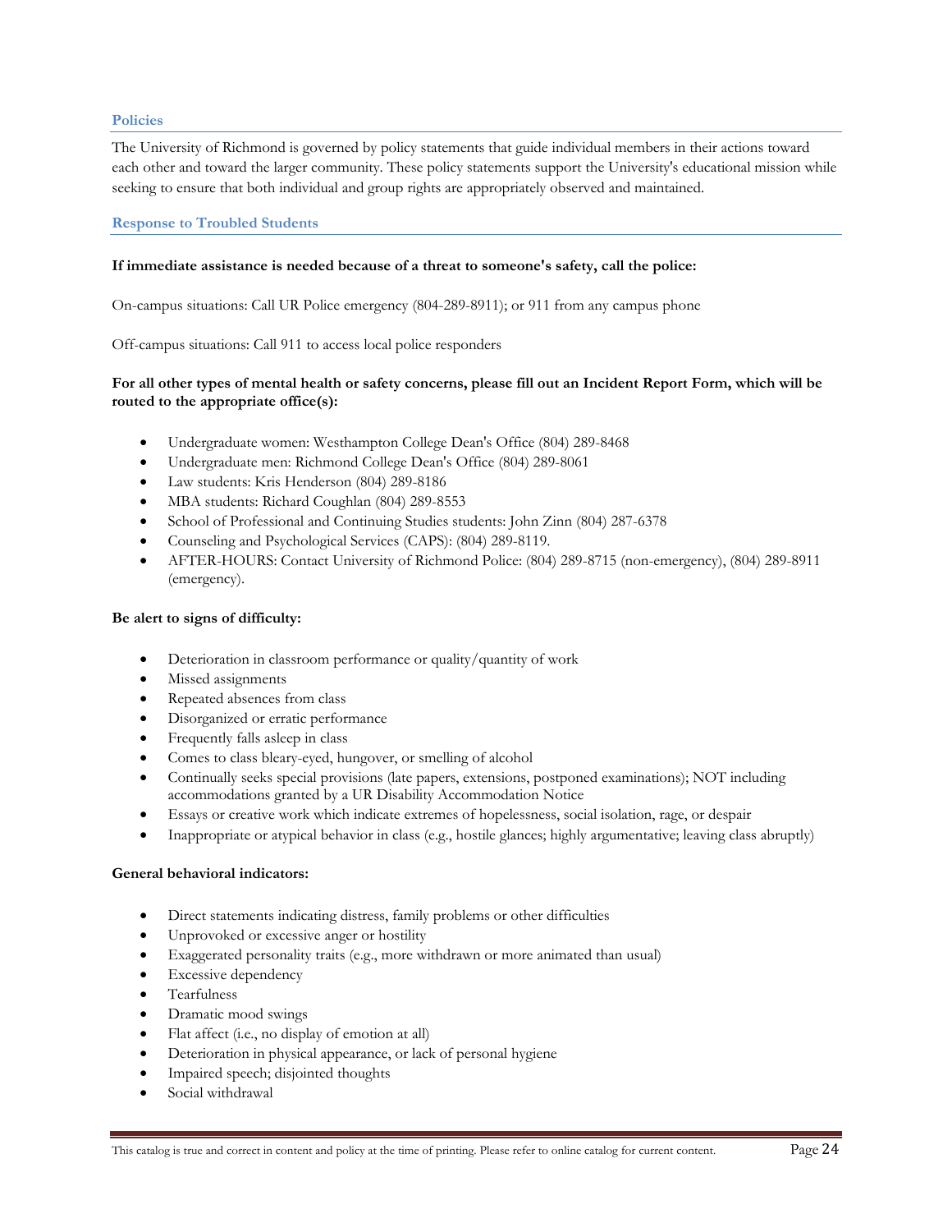## Policies

The University of Richmond is governed by policy statements that guide individual members in their actions toward each other and toward the larger community. These policy statements support the University's educational mission while seeking to ensure that both individual and group rights are appropriately observed and maintained.

## Response to Troubled Students

**If immediate assistance is needed because of a threat to someone's safety, call the police:**

On-campus situations: Call UR Police emergency (804-289-8911); or 911 from any campus phone

Off-campus situations: Call 911 to access local police responders

**For all other types of mental health or safety concerns, please fill out an Incident Report Form, which will be routed to the appropriate office(s):**

- Undergraduate women: Westhampton College Dean's Office (804) 289-8468
- Undergraduate men: Richmond College Dean's Office (804) 289-8061
- Law students: Kris Henderson (804) 289-8186
- MBA students: Richard Coughlan (804) 289-8553
- School of Professional and Continuing Studies students: John Zinn (804) 287-6378
- Counseling and Psychological Services (CAPS): (804) 289-8119.
- AFTER-HOURS: Contact University of Richmond Police: (804) 289-8715 (non-emergency), (804) 289-8911 (emergency).

**Be alert to signs of difficulty:**

- Deterioration in classroom performance or quality/quantity of work
- Missed assignments
- Repeated absences from class
- Disorganized or erratic performance
- Frequently falls asleep in class
- Comes to class bleary-eyed, hungover, or smelling of alcohol
- Continually seeks special provisions (late papers, extensions, postponed examinations); NOT including accommodations granted by a UR Disability Accommodation Notice
- Essays or creative work which indicate extremes of hopelessness, social isolation, rage, or despair
- Inappropriate or atypical behavior in class (e.g., hostile glances; highly argumentative; leaving class abruptly)

**General behavioral indicators:**

- Direct statements indicating distress, family problems or other difficulties
- Unprovoked or excessive anger or hostility
- Exaggerated personality traits (e.g., more withdrawn or more animated than usual)
- Excessive dependency
- Tearfulness
- Dramatic mood swings
- Flat affect (i.e., no display of emotion at all)
- Deterioration in physical appearance, or lack of personal hygiene
- Impaired speech; disjointed thoughts
- Social withdrawal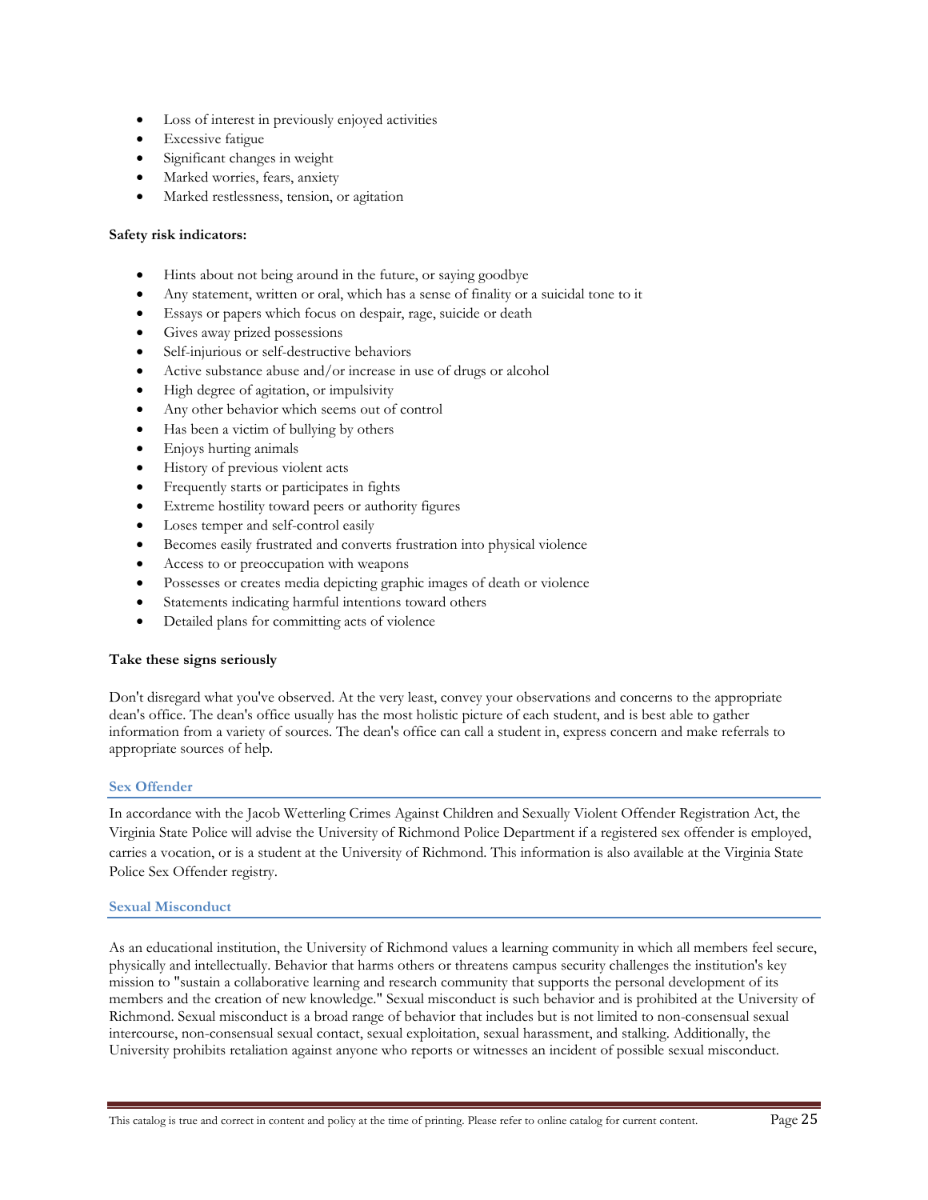- Loss of interest in previously enjoyed activities
- Excessive fatigue
- Significant changes in weight
- Marked worries, fears, anxiety
- Marked restlessness, tension, or agitation

**Safety risk indicators:**

- Hints about not being around in the future, or saying goodbye
- Any statement, written or oral, which has a sense of finality or a suicidal tone to it
- Essays or papers which focus on despair, rage, suicide or death
- Gives away prized possessions
- Self-injurious or self-destructive behaviors
- Active substance abuse and/or increase in use of drugs or alcohol
- High degree of agitation, or impulsivity
- Any other behavior which seems out of control
- Has been a victim of bullying by others
- Enjoys hurting animals
- History of previous violent acts
- Frequently starts or participates in fights
- Extreme hostility toward peers or authority figures
- Loses temper and self-control easily
- Becomes easily frustrated and converts frustration into physical violence
- Access to or preoccupation with weapons
- Possesses or creates media depicting graphic images of death or violence
- Statements indicating harmful intentions toward others
- Detailed plans for committing acts of violence

**Take these signs seriously**

Don't disregard what you've observed. At the very least, convey your observations and concerns to the appropriate dean's office. The dean's office usually has the most holistic picture of each student, and is best able to gather information from a variety of sources. The dean's office can call a student in, express concern and make referrals to appropriate sources of help.

### Sex Offender

In accordance with the Jacob Wetterling Crimes Against Children and Sexually Violent Offender Registration Act, the Virginia State Police will advise the University of Richmond Police Department if a registered sex offender is employed, carries a vocation, or is a student at the University of Richmond. This information is also available at the Virginia State Police Sex Offender registry.

### Sexual Misconduct

As an educational institution, the University of Richmond values a learning community in which all members feel secure, physically and intellectually. Behavior that harms others or threatens campus security challenges the institution's key mission to "sustain a collaborative learning and research community that supports the personal development of its members and the creation of new knowledge." Sexual misconduct is such behavior and is prohibited at the University of Richmond. Sexual misconduct is a broad range of behavior that includes but is not limited to non-consensual sexual intercourse, non-consensual sexual contact, sexual exploitation, sexual harassment, and stalking. Additionally, the University prohibits retaliation against anyone who reports or witnesses an incident of possible sexual misconduct.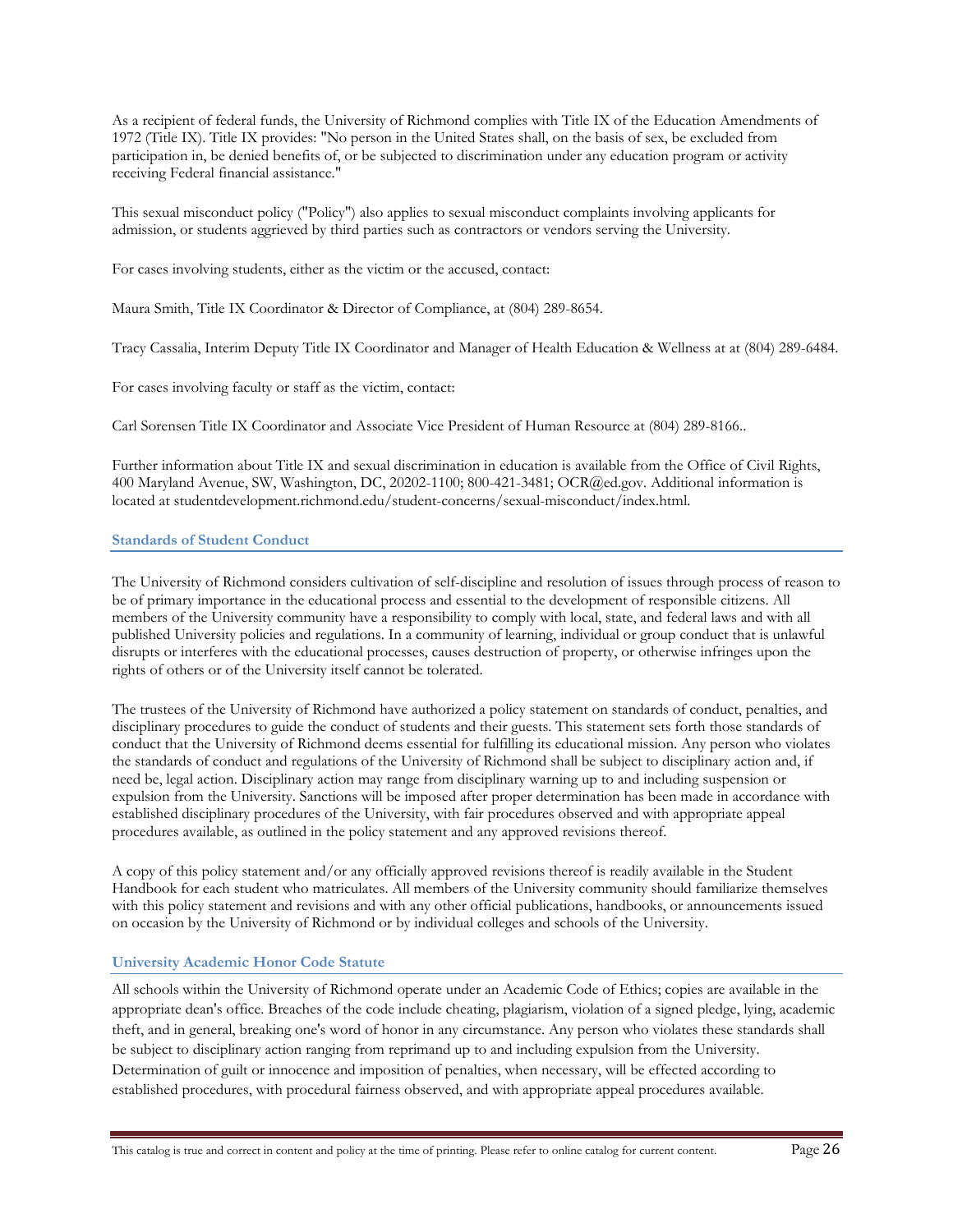As a recipient of federal funds, the University of Richmond complies with Title IX of the Education Amendments of 1972 (Title IX). Title IX provides: "No person in the United States shall, on the basis of sex, be excluded from participation in, be denied benefits of, or be subjected to discrimination under any education program or activity receiving Federal financial assistance."

This sexual misconduct policy ("Policy") also applies to sexual misconduct complaints involving applicants for admission, or students aggrieved by third parties such as contractors or vendors serving the University.

For cases involving students, either as the victim or the accused, contact:

Maura Smith, Title IX Coordinator & Director of Compliance, at (804) 289-8654.

Tracy Cassalia, Interim Deputy Title IX Coordinator and Manager of Health Education & Wellness at at (804) 289-6484.

For cases involving faculty or staff as the victim, contact:

Carl Sorensen Title IX Coordinator and Associate Vice President of Human Resource at (804) 289-8166..

Further information about Title IX and sexual discrimination in education is available from the Office of Civil Rights, 400 Maryland Avenue, SW, Washington, DC, 20202-1100; 800-421-3481; OCR@ed.gov. Additional information is located at studentdevelopment.richmond.edu/student-concerns/sexual-misconduct/index.html.

## Standards of Student Conduct

The University of Richmond considers cultivation of self-discipline and resolution of issues through process of reason to be of primary importance in the educational process and essential to the development of responsible citizens. All members of the University community have a responsibility to comply with local, state, and federal laws and with all published University policies and regulations. In a community of learning, individual or group conduct that is unlawful disrupts or interferes with the educational processes, causes destruction of property, or otherwise infringes upon the rights of others or of the University itself cannot be tolerated.

The trustees of the University of Richmond have authorized a policy statement on standards of conduct, penalties, and disciplinary procedures to guide the conduct of students and their guests. This statement sets forth those standards of conduct that the University of Richmond deems essential for fulfilling its educational mission. Any person who violates the standards of conduct and regulations of the University of Richmond shall be subject to disciplinary action and, if need be, legal action. Disciplinary action may range from disciplinary warning up to and including suspension or expulsion from the University. Sanctions will be imposed after proper determination has been made in accordance with established disciplinary procedures of the University, with fair procedures observed and with appropriate appeal procedures available, as outlined in the policy statement and any approved revisions thereof.

A copy of this policy statement and/or any officially approved revisions thereof is readily available in the Student Handbook for each student who matriculates. All members of the University community should familiarize themselves with this policy statement and revisions and with any other official publications, handbooks, or announcements issued on occasion by the University of Richmond or by individual colleges and schools of the University.

## University Academic Honor Code Statute

All schools within the University of Richmond operate under an Academic Code of Ethics; copies are available in the appropriate dean's office. Breaches of the code include cheating, plagiarism, violation of a signed pledge, lying, academic theft, and in general, breaking one's word of honor in any circumstance. Any person who violates these standards shall be subject to disciplinary action ranging from reprimand up to and including expulsion from the University. Determination of guilt or innocence and imposition of penalties, when necessary, will be effected according to established procedures, with procedural fairness observed, and with appropriate appeal procedures available.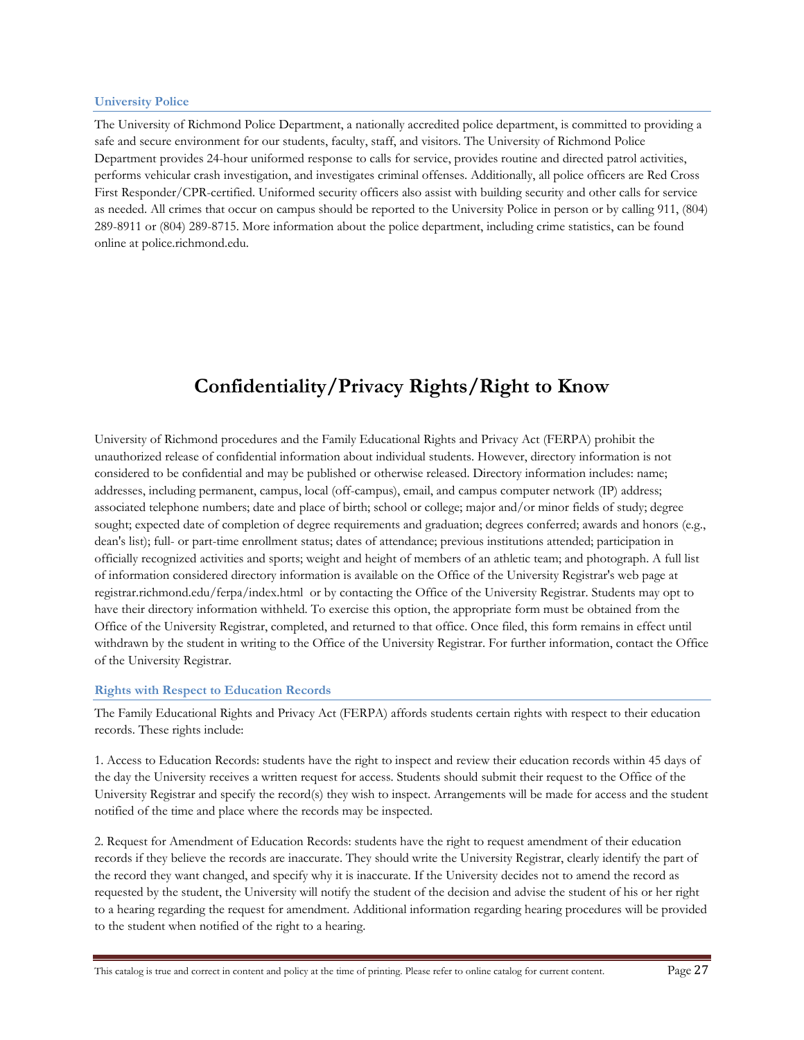### University Police

The University of Richmond Police Department, a nationally accredited police department, is committed to providing a safe and secure environment for our students, faculty, staff, and visitors. The University of Richmond Police Department provides 24-hour uniformed response to calls for service, provides routine and directed patrol activities, performs vehicular crash investigation, and investigates criminal offenses. Additionally, all police officers are Red Cross First Responder/CPR-certified. Uniformed security officers also assist with building security and other calls for service as needed. All crimes that occur on campus should be reported to the University Police in person or by calling 911, (804) 289-8911 or (804) 289-8715. More information about the police department, including crime statistics, can be found online at police.richmond.edu.

# Confidentiality/Privacy Rights/Right to Know

University of Richmond procedures and the Family Educational Rights and Privacy Act (FERPA) prohibit the unauthorized release of confidential information about individual students. However, directory information is not considered to be confidential and may be published or otherwise released. Directory information includes: name; addresses, including permanent, campus, local (off-campus), email, and campus computer network (IP) address; associated telephone numbers; date and place of birth; school or college; major and/or minor fields of study; degree sought; expected date of completion of degree requirements and graduation; degrees conferred; awards and honors (e.g., dean's list); full- or part-time enrollment status; dates of attendance; previous institutions attended; participation in officially recognized activities and sports; weight and height of members of an athletic team; and photograph. A full list of information considered directory information is available on the Office of the University Registrar's web page at registrar.richmond.edu/ferpa/index.html or by contacting the Office of the University Registrar. Students may opt to have their directory information withheld. To exercise this option, the appropriate form must be obtained from the Office of the University Registrar, completed, and returned to that office. Once filed, this form remains in effect until withdrawn by the student in writing to the Office of the University Registrar. For further information, contact the Office of the University Registrar.

### Rights with Respect to Education Records

The Family Educational Rights and Privacy Act (FERPA) affords students certain rights with respect to their education records. These rights include:

1. Access to Education Records: students have the right to inspect and review their education records within 45 days of the day the University receives a written request for access. Students should submit their request to the Office of the University Registrar and specify the record(s) they wish to inspect. Arrangements will be made for access and the student notified of the time and place where the records may be inspected.

2. Request for Amendment of Education Records: students have the right to request amendment of their education records if they believe the records are inaccurate. They should write the University Registrar, clearly identify the part of the record they want changed, and specify why it is inaccurate. If the University decides not to amend the record as requested by the student, the University will notify the student of the decision and advise the student of his or her right to a hearing regarding the request for amendment. Additional information regarding hearing procedures will be provided to the student when notified of the right to a hearing.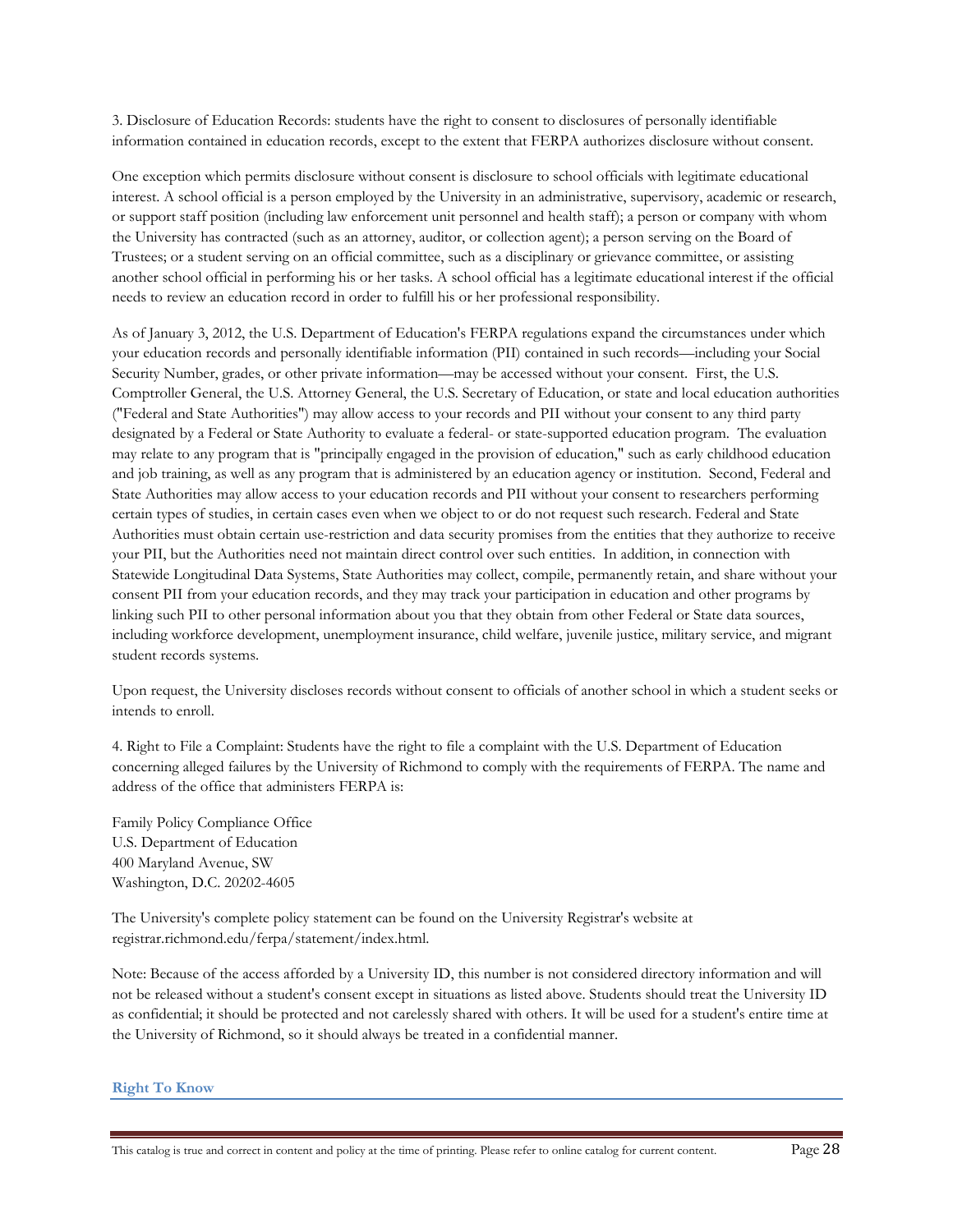3. Disclosure of Education Records: students have the right to consent to disclosures of personally identifiable information contained in education records, except to the extent that FERPA authorizes disclosure without consent.

One exception which permits disclosure without consent is disclosure to school officials with legitimate educational interest. A school official is a person employed by the University in an administrative, supervisory, academic or research, or support staff position (including law enforcement unit personnel and health staff); a person or company with whom the University has contracted (such as an attorney, auditor, or collection agent); a person serving on the Board of Trustees; or a student serving on an official committee, such as a disciplinary or grievance committee, or assisting another school official in performing his or her tasks. A school official has a legitimate educational interest if the official needs to review an education record in order to fulfill his or her professional responsibility.

As of January 3, 2012, the U.S. Department of Education's FERPA regulations expand the circumstances under which your education records and personally identifiable information (PII) contained in such records—including your Social Security Number, grades, or other private information—may be accessed without your consent. First, the U.S. Comptroller General, the U.S. Attorney General, the U.S. Secretary of Education, or state and local education authorities ("Federal and State Authorities") may allow access to your records and PII without your consent to any third party designated by a Federal or State Authority to evaluate a federal- or state-supported education program. The evaluation may relate to any program that is "principally engaged in the provision of education," such as early childhood education and job training, as well as any program that is administered by an education agency or institution. Second, Federal and State Authorities may allow access to your education records and PII without your consent to researchers performing certain types of studies, in certain cases even when we object to or do not request such research. Federal and State Authorities must obtain certain use-restriction and data security promises from the entities that they authorize to receive your PII, but the Authorities need not maintain direct control over such entities. In addition, in connection with Statewide Longitudinal Data Systems, State Authorities may collect, compile, permanently retain, and share without your consent PII from your education records, and they may track your participation in education and other programs by linking such PII to other personal information about you that they obtain from other Federal or State data sources, including workforce development, unemployment insurance, child welfare, juvenile justice, military service, and migrant student records systems.

Upon request, the University discloses records without consent to officials of another school in which a student seeks or intends to enroll.

4. Right to File a Complaint: Students have the right to file a complaint with the U.S. Department of Education concerning alleged failures by the University of Richmond to comply with the requirements of FERPA. The name and address of the office that administers FERPA is:

Family Policy Compliance Office
U.S. Department of Education
400 Maryland Avenue, SW
Washington, D.C. 20202-4605

The University's complete policy statement can be found on the University Registrar's website at registrar.richmond.edu/ferpa/statement/index.html.

Note: Because of the access afforded by a University ID, this number is not considered directory information and will not be released without a student's consent except in situations as listed above. Students should treat the University ID as confidential; it should be protected and not carelessly shared with others. It will be used for a student's entire time at the University of Richmond, so it should always be treated in a confidential manner.

## Right To Know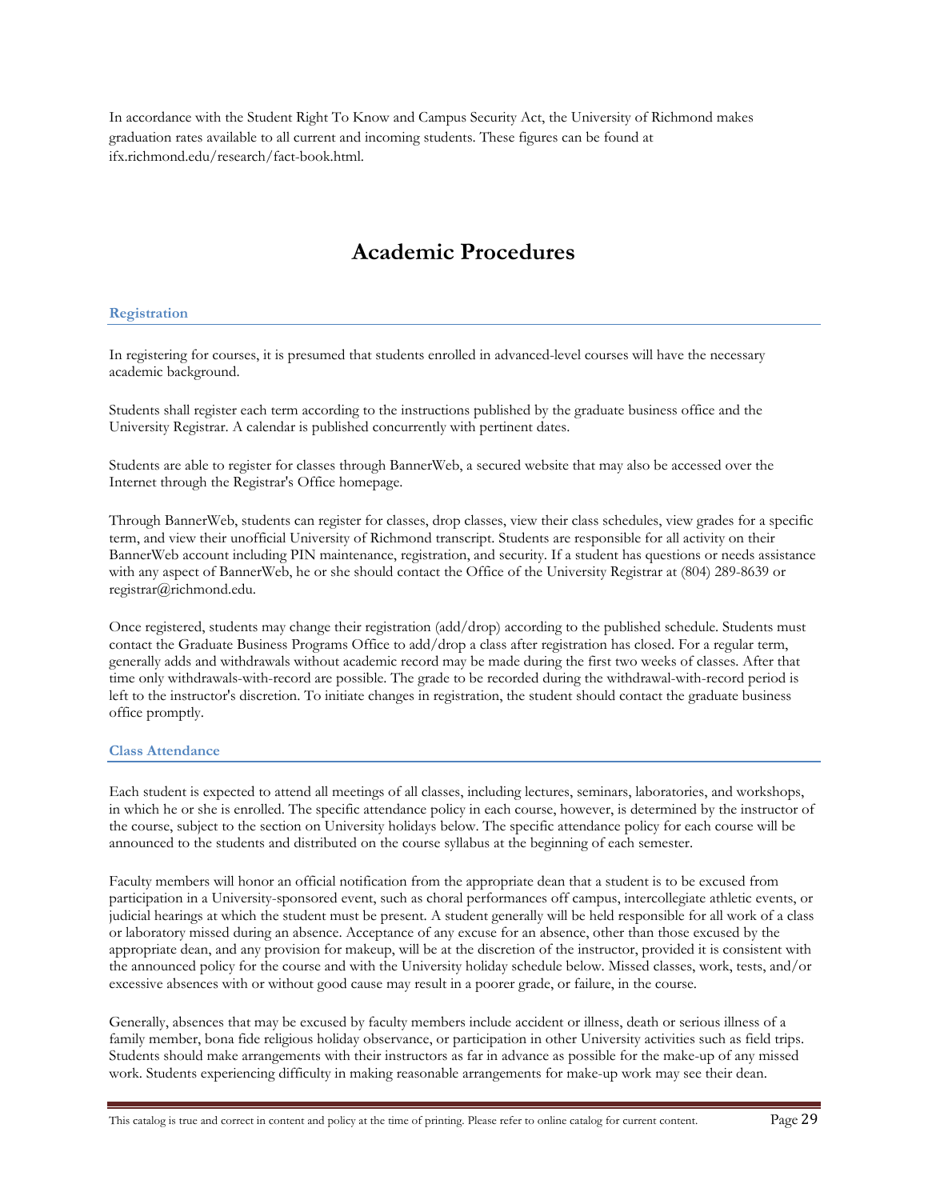In accordance with the Student Right To Know and Campus Security Act, the University of Richmond makes graduation rates available to all current and incoming students. These figures can be found at ifx.richmond.edu/research/fact-book.html.

# Academic Procedures

## Registration

In registering for courses, it is presumed that students enrolled in advanced-level courses will have the necessary academic background.

Students shall register each term according to the instructions published by the graduate business office and the University Registrar. A calendar is published concurrently with pertinent dates.

Students are able to register for classes through BannerWeb, a secured website that may also be accessed over the Internet through the Registrar's Office homepage.

Through BannerWeb, students can register for classes, drop classes, view their class schedules, view grades for a specific term, and view their unofficial University of Richmond transcript. Students are responsible for all activity on their BannerWeb account including PIN maintenance, registration, and security. If a student has questions or needs assistance with any aspect of BannerWeb, he or she should contact the Office of the University Registrar at (804) 289-8639 or registrar@richmond.edu.

Once registered, students may change their registration (add/drop) according to the published schedule. Students must contact the Graduate Business Programs Office to add/drop a class after registration has closed. For a regular term, generally adds and withdrawals without academic record may be made during the first two weeks of classes. After that time only withdrawals-with-record are possible. The grade to be recorded during the withdrawal-with-record period is left to the instructor's discretion. To initiate changes in registration, the student should contact the graduate business office promptly.

## Class Attendance

Each student is expected to attend all meetings of all classes, including lectures, seminars, laboratories, and workshops, in which he or she is enrolled. The specific attendance policy in each course, however, is determined by the instructor of the course, subject to the section on University holidays below. The specific attendance policy for each course will be announced to the students and distributed on the course syllabus at the beginning of each semester.

Faculty members will honor an official notification from the appropriate dean that a student is to be excused from participation in a University-sponsored event, such as choral performances off campus, intercollegiate athletic events, or judicial hearings at which the student must be present. A student generally will be held responsible for all work of a class or laboratory missed during an absence. Acceptance of any excuse for an absence, other than those excused by the appropriate dean, and any provision for makeup, will be at the discretion of the instructor, provided it is consistent with the announced policy for the course and with the University holiday schedule below. Missed classes, work, tests, and/or excessive absences with or without good cause may result in a poorer grade, or failure, in the course.

Generally, absences that may be excused by faculty members include accident or illness, death or serious illness of a family member, bona fide religious holiday observance, or participation in other University activities such as field trips. Students should make arrangements with their instructors as far in advance as possible for the make-up of any missed work. Students experiencing difficulty in making reasonable arrangements for make-up work may see their dean.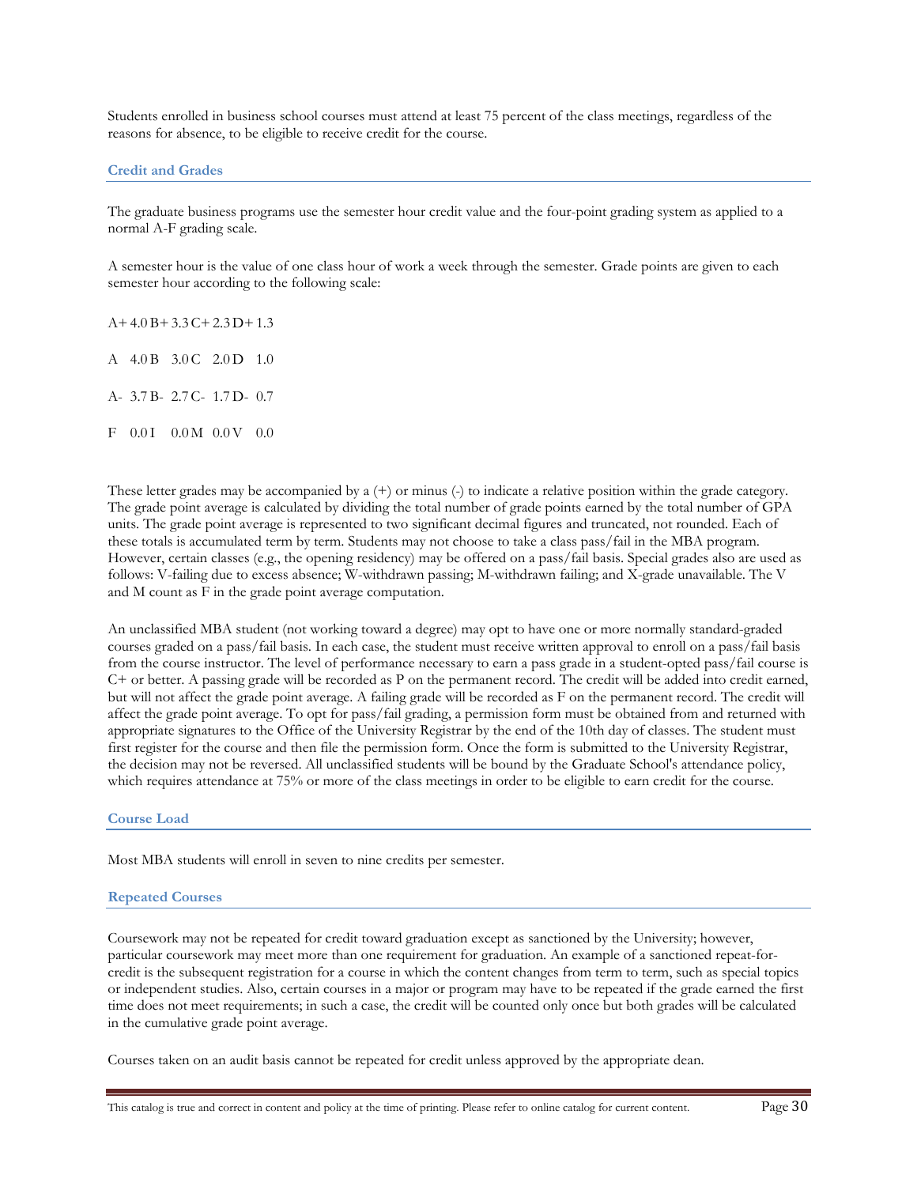Students enrolled in business school courses must attend at least 75 percent of the class meetings, regardless of the reasons for absence, to be eligible to receive credit for the course.

## Credit and Grades

The graduate business programs use the semester hour credit value and the four-point grading system as applied to a normal A-F grading scale.

A semester hour is the value of one class hour of work a week through the semester. Grade points are given to each semester hour according to the following scale:

| | | | | | | | |
|---|---|---|---|---|---|---|---|
| A+ | 4.0 | B+ | 3.3 | C+ | 2.3 | D+ | 1.3 |
| A | 4.0 | B | 3.0 | C | 2.0 | D | 1.0 |
| A- | 3.7 | B- | 2.7 | C- | 1.7 | D- | 0.7 |
| F | 0.0 | I | 0.0 | M | 0.0 | V | 0.0 |

These letter grades may be accompanied by a (+) or minus (-) to indicate a relative position within the grade category. The grade point average is calculated by dividing the total number of grade points earned by the total number of GPA units. The grade point average is represented to two significant decimal figures and truncated, not rounded. Each of these totals is accumulated term by term. Students may not choose to take a class pass/fail in the MBA program. However, certain classes (e.g., the opening residency) may be offered on a pass/fail basis. Special grades also are used as follows: V-failing due to excess absence; W-withdrawn passing; M-withdrawn failing; and X-grade unavailable. The V and M count as F in the grade point average computation.

An unclassified MBA student (not working toward a degree) may opt to have one or more normally standard-graded courses graded on a pass/fail basis. In each case, the student must receive written approval to enroll on a pass/fail basis from the course instructor. The level of performance necessary to earn a pass grade in a student-opted pass/fail course is C+ or better. A passing grade will be recorded as P on the permanent record. The credit will be added into credit earned, but will not affect the grade point average. A failing grade will be recorded as F on the permanent record. The credit will affect the grade point average. To opt for pass/fail grading, a permission form must be obtained from and returned with appropriate signatures to the Office of the University Registrar by the end of the 10th day of classes. The student must first register for the course and then file the permission form. Once the form is submitted to the University Registrar, the decision may not be reversed. All unclassified students will be bound by the Graduate School's attendance policy, which requires attendance at 75% or more of the class meetings in order to be eligible to earn credit for the course.

## Course Load

Most MBA students will enroll in seven to nine credits per semester.

## Repeated Courses

Coursework may not be repeated for credit toward graduation except as sanctioned by the University; however, particular coursework may meet more than one requirement for graduation. An example of a sanctioned repeat-for-credit is the subsequent registration for a course in which the content changes from term to term, such as special topics or independent studies. Also, certain courses in a major or program may have to be repeated if the grade earned the first time does not meet requirements; in such a case, the credit will be counted only once but both grades will be calculated in the cumulative grade point average.

Courses taken on an audit basis cannot be repeated for credit unless approved by the appropriate dean.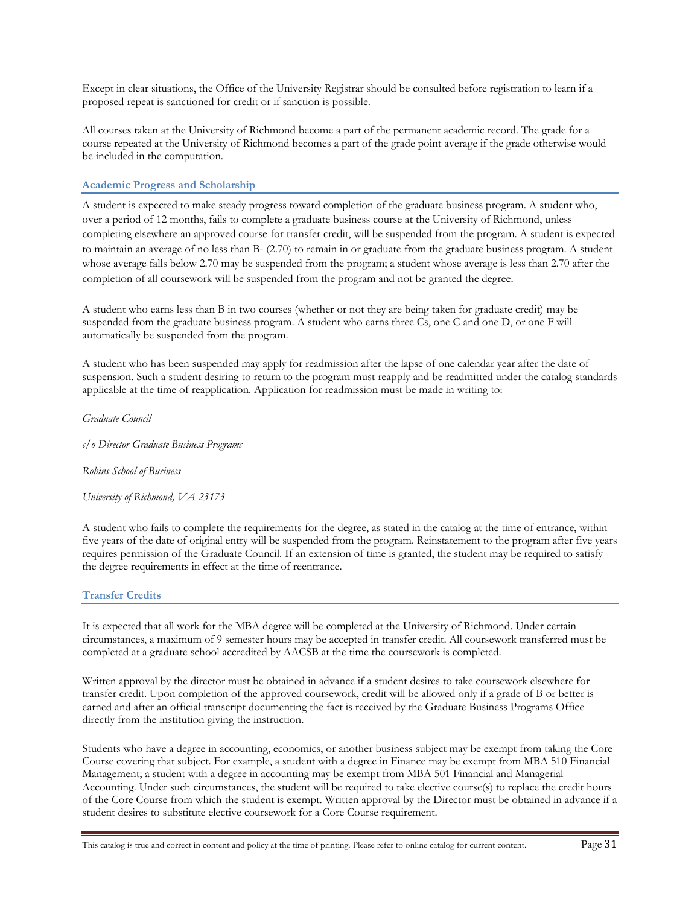Except in clear situations, the Office of the University Registrar should be consulted before registration to learn if a proposed repeat is sanctioned for credit or if sanction is possible.

All courses taken at the University of Richmond become a part of the permanent academic record. The grade for a course repeated at the University of Richmond becomes a part of the grade point average if the grade otherwise would be included in the computation.

### Academic Progress and Scholarship

A student is expected to make steady progress toward completion of the graduate business program. A student who, over a period of 12 months, fails to complete a graduate business course at the University of Richmond, unless completing elsewhere an approved course for transfer credit, will be suspended from the program. A student is expected to maintain an average of no less than B- (2.70) to remain in or graduate from the graduate business program. A student whose average falls below 2.70 may be suspended from the program; a student whose average is less than 2.70 after the completion of all coursework will be suspended from the program and not be granted the degree.

A student who earns less than B in two courses (whether or not they are being taken for graduate credit) may be suspended from the graduate business program. A student who earns three Cs, one C and one D, or one F will automatically be suspended from the program.

A student who has been suspended may apply for readmission after the lapse of one calendar year after the date of suspension. Such a student desiring to return to the program must reapply and be readmitted under the catalog standards applicable at the time of reapplication. Application for readmission must be made in writing to:

*Graduate Council*

*c/o Director Graduate Business Programs*

*Robins School of Business*

*University of Richmond, VA 23173*

A student who fails to complete the requirements for the degree, as stated in the catalog at the time of entrance, within five years of the date of original entry will be suspended from the program. Reinstatement to the program after five years requires permission of the Graduate Council. If an extension of time is granted, the student may be required to satisfy the degree requirements in effect at the time of reentrance.

### Transfer Credits

It is expected that all work for the MBA degree will be completed at the University of Richmond. Under certain circumstances, a maximum of 9 semester hours may be accepted in transfer credit. All coursework transferred must be completed at a graduate school accredited by AACSB at the time the coursework is completed.

Written approval by the director must be obtained in advance if a student desires to take coursework elsewhere for transfer credit. Upon completion of the approved coursework, credit will be allowed only if a grade of B or better is earned and after an official transcript documenting the fact is received by the Graduate Business Programs Office directly from the institution giving the instruction.

Students who have a degree in accounting, economics, or another business subject may be exempt from taking the Core Course covering that subject. For example, a student with a degree in Finance may be exempt from MBA 510 Financial Management; a student with a degree in accounting may be exempt from MBA 501 Financial and Managerial Accounting. Under such circumstances, the student will be required to take elective course(s) to replace the credit hours of the Core Course from which the student is exempt. Written approval by the Director must be obtained in advance if a student desires to substitute elective coursework for a Core Course requirement.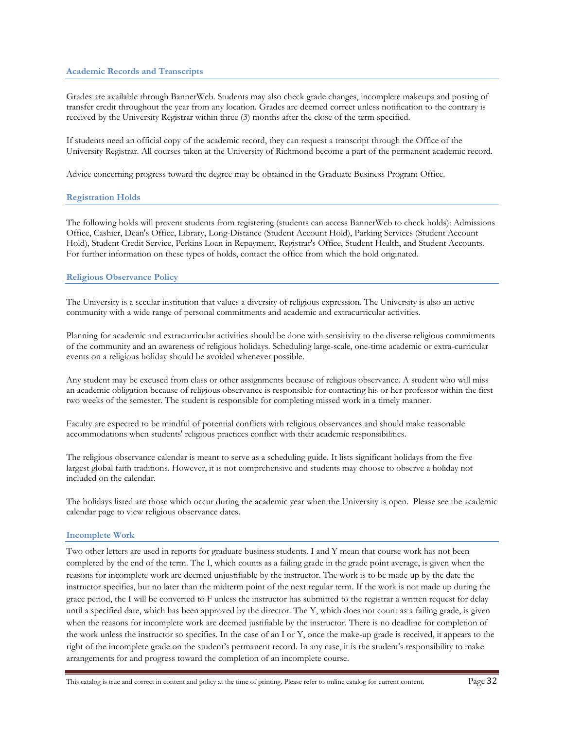### Academic Records and Transcripts

Grades are available through BannerWeb. Students may also check grade changes, incomplete makeups and posting of transfer credit throughout the year from any location. Grades are deemed correct unless notification to the contrary is received by the University Registrar within three (3) months after the close of the term specified.

If students need an official copy of the academic record, they can request a transcript through the Office of the University Registrar. All courses taken at the University of Richmond become a part of the permanent academic record.

Advice concerning progress toward the degree may be obtained in the Graduate Business Program Office.

### Registration Holds

The following holds will prevent students from registering (students can access BannerWeb to check holds): Admissions Office, Cashier, Dean's Office, Library, Long-Distance (Student Account Hold), Parking Services (Student Account Hold), Student Credit Service, Perkins Loan in Repayment, Registrar's Office, Student Health, and Student Accounts. For further information on these types of holds, contact the office from which the hold originated.

### Religious Observance Policy

The University is a secular institution that values a diversity of religious expression. The University is also an active community with a wide range of personal commitments and academic and extracurricular activities.

Planning for academic and extracurricular activities should be done with sensitivity to the diverse religious commitments of the community and an awareness of religious holidays. Scheduling large-scale, one-time academic or extra-curricular events on a religious holiday should be avoided whenever possible.

Any student may be excused from class or other assignments because of religious observance. A student who will miss an academic obligation because of religious observance is responsible for contacting his or her professor within the first two weeks of the semester. The student is responsible for completing missed work in a timely manner.

Faculty are expected to be mindful of potential conflicts with religious observances and should make reasonable accommodations when students' religious practices conflict with their academic responsibilities.

The religious observance calendar is meant to serve as a scheduling guide. It lists significant holidays from the five largest global faith traditions. However, it is not comprehensive and students may choose to observe a holiday not included on the calendar.

The holidays listed are those which occur during the academic year when the University is open. Please see the academic calendar page to view religious observance dates.

### Incomplete Work

Two other letters are used in reports for graduate business students. I and Y mean that course work has not been completed by the end of the term. The I, which counts as a failing grade in the grade point average, is given when the reasons for incomplete work are deemed unjustifiable by the instructor. The work is to be made up by the date the instructor specifies, but no later than the midterm point of the next regular term. If the work is not made up during the grace period, the I will be converted to F unless the instructor has submitted to the registrar a written request for delay until a specified date, which has been approved by the director. The Y, which does not count as a failing grade, is given when the reasons for incomplete work are deemed justifiable by the instructor. There is no deadline for completion of the work unless the instructor so specifies. In the case of an I or Y, once the make-up grade is received, it appears to the right of the incomplete grade on the student's permanent record. In any case, it is the student's responsibility to make arrangements for and progress toward the completion of an incomplete course.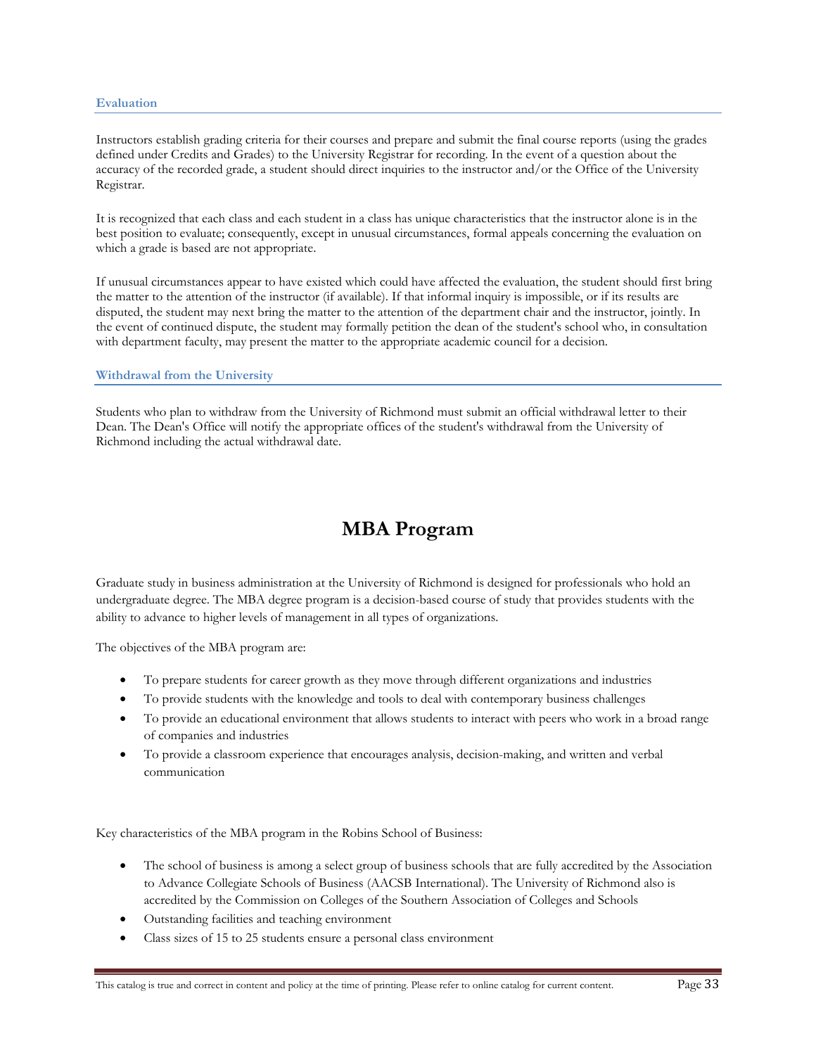### Evaluation

Instructors establish grading criteria for their courses and prepare and submit the final course reports (using the grades defined under Credits and Grades) to the University Registrar for recording. In the event of a question about the accuracy of the recorded grade, a student should direct inquiries to the instructor and/or the Office of the University Registrar.

It is recognized that each class and each student in a class has unique characteristics that the instructor alone is in the best position to evaluate; consequently, except in unusual circumstances, formal appeals concerning the evaluation on which a grade is based are not appropriate.

If unusual circumstances appear to have existed which could have affected the evaluation, the student should first bring the matter to the attention of the instructor (if available). If that informal inquiry is impossible, or if its results are disputed, the student may next bring the matter to the attention of the department chair and the instructor, jointly. In the event of continued dispute, the student may formally petition the dean of the student's school who, in consultation with department faculty, may present the matter to the appropriate academic council for a decision.

### Withdrawal from the University

Students who plan to withdraw from the University of Richmond must submit an official withdrawal letter to their Dean. The Dean's Office will notify the appropriate offices of the student's withdrawal from the University of Richmond including the actual withdrawal date.

# MBA Program

Graduate study in business administration at the University of Richmond is designed for professionals who hold an undergraduate degree. The MBA degree program is a decision-based course of study that provides students with the ability to advance to higher levels of management in all types of organizations.

The objectives of the MBA program are:

- To prepare students for career growth as they move through different organizations and industries
- To provide students with the knowledge and tools to deal with contemporary business challenges
- To provide an educational environment that allows students to interact with peers who work in a broad range of companies and industries
- To provide a classroom experience that encourages analysis, decision-making, and written and verbal communication

Key characteristics of the MBA program in the Robins School of Business:

- The school of business is among a select group of business schools that are fully accredited by the Association to Advance Collegiate Schools of Business (AACSB International). The University of Richmond also is accredited by the Commission on Colleges of the Southern Association of Colleges and Schools
- Outstanding facilities and teaching environment
- Class sizes of 15 to 25 students ensure a personal class environment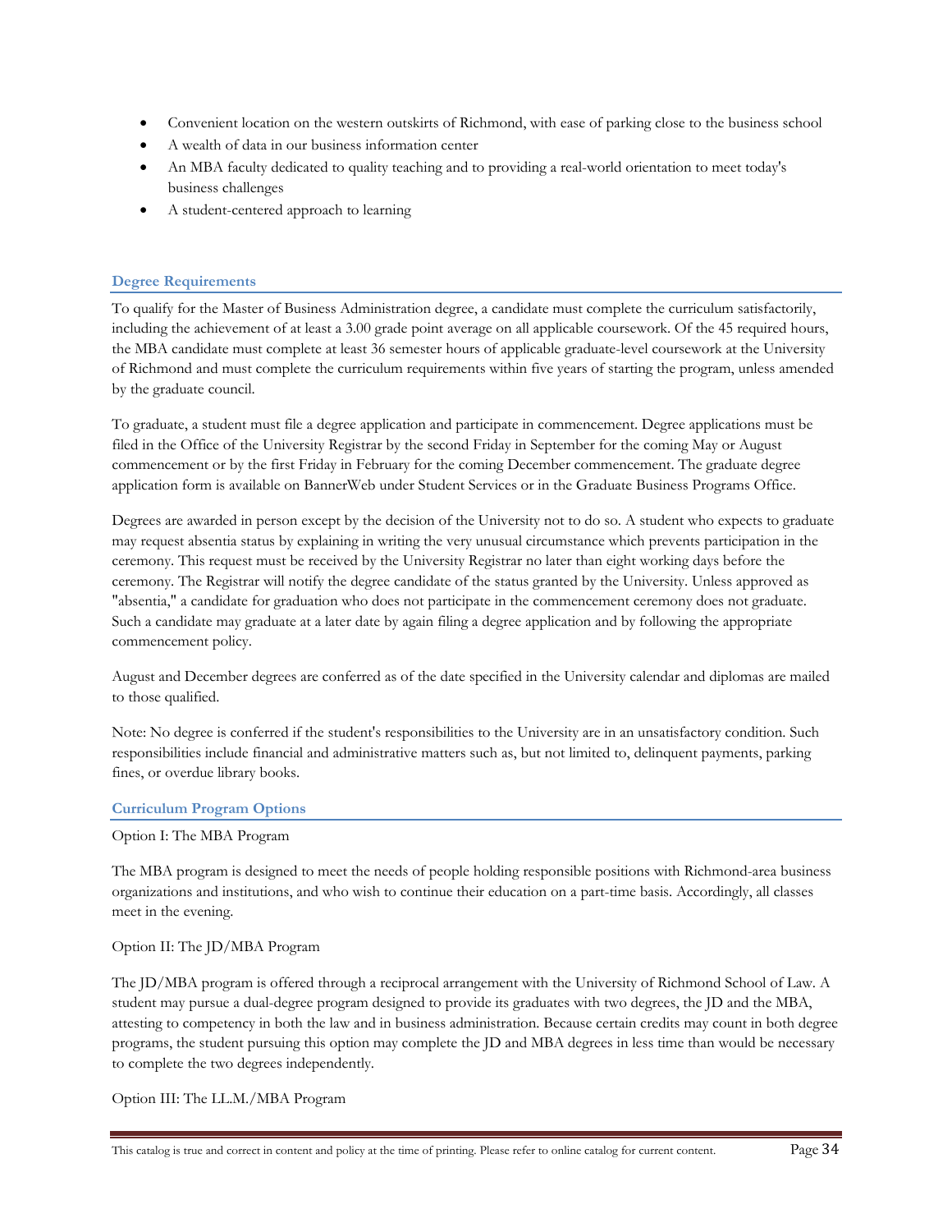- Convenient location on the western outskirts of Richmond, with ease of parking close to the business school
- A wealth of data in our business information center
- An MBA faculty dedicated to quality teaching and to providing a real-world orientation to meet today's business challenges
- A student-centered approach to learning

### Degree Requirements

To qualify for the Master of Business Administration degree, a candidate must complete the curriculum satisfactorily, including the achievement of at least a 3.00 grade point average on all applicable coursework. Of the 45 required hours, the MBA candidate must complete at least 36 semester hours of applicable graduate-level coursework at the University of Richmond and must complete the curriculum requirements within five years of starting the program, unless amended by the graduate council.

To graduate, a student must file a degree application and participate in commencement. Degree applications must be filed in the Office of the University Registrar by the second Friday in September for the coming May or August commencement or by the first Friday in February for the coming December commencement. The graduate degree application form is available on BannerWeb under Student Services or in the Graduate Business Programs Office.

Degrees are awarded in person except by the decision of the University not to do so. A student who expects to graduate may request absentia status by explaining in writing the very unusual circumstance which prevents participation in the ceremony. This request must be received by the University Registrar no later than eight working days before the ceremony. The Registrar will notify the degree candidate of the status granted by the University. Unless approved as "absentia," a candidate for graduation who does not participate in the commencement ceremony does not graduate. Such a candidate may graduate at a later date by again filing a degree application and by following the appropriate commencement policy.

August and December degrees are conferred as of the date specified in the University calendar and diplomas are mailed to those qualified.

Note: No degree is conferred if the student's responsibilities to the University are in an unsatisfactory condition. Such responsibilities include financial and administrative matters such as, but not limited to, delinquent payments, parking fines, or overdue library books.

### Curriculum Program Options

Option I: The MBA Program

The MBA program is designed to meet the needs of people holding responsible positions with Richmond-area business organizations and institutions, and who wish to continue their education on a part-time basis. Accordingly, all classes meet in the evening.

Option II: The JD/MBA Program

The JD/MBA program is offered through a reciprocal arrangement with the University of Richmond School of Law. A student may pursue a dual-degree program designed to provide its graduates with two degrees, the JD and the MBA, attesting to competency in both the law and in business administration. Because certain credits may count in both degree programs, the student pursuing this option may complete the JD and MBA degrees in less time than would be necessary to complete the two degrees independently.

Option III: The LL.M./MBA Program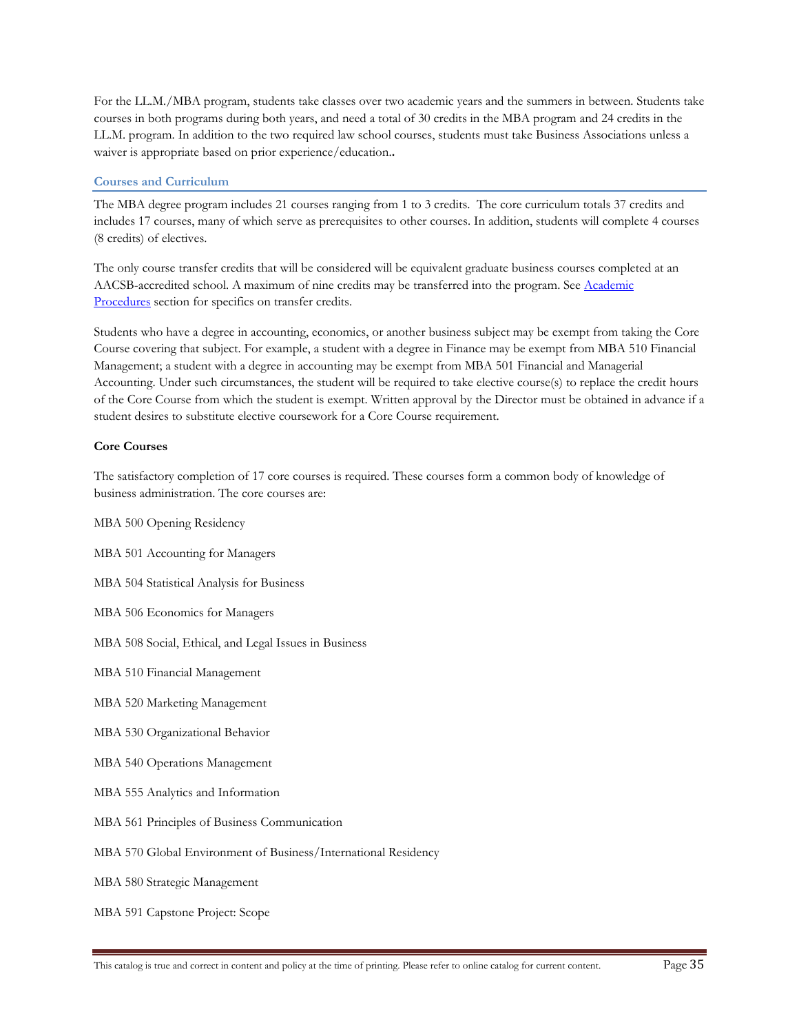For the LL.M./MBA program, students take classes over two academic years and the summers in between. Students take courses in both programs during both years, and need a total of 30 credits in the MBA program and 24 credits in the LL.M. program. In addition to the two required law school courses, students must take Business Associations unless a waiver is appropriate based on prior experience/education..

## Courses and Curriculum

The MBA degree program includes 21 courses ranging from 1 to 3 credits. The core curriculum totals 37 credits and includes 17 courses, many of which serve as prerequisites to other courses. In addition, students will complete 4 courses (8 credits) of electives.

The only course transfer credits that will be considered will be equivalent graduate business courses completed at an AACSB-accredited school. A maximum of nine credits may be transferred into the program. See Academic Procedures section for specifics on transfer credits.

Students who have a degree in accounting, economics, or another business subject may be exempt from taking the Core Course covering that subject. For example, a student with a degree in Finance may be exempt from MBA 510 Financial Management; a student with a degree in accounting may be exempt from MBA 501 Financial and Managerial Accounting. Under such circumstances, the student will be required to take elective course(s) to replace the credit hours of the Core Course from which the student is exempt. Written approval by the Director must be obtained in advance if a student desires to substitute elective coursework for a Core Course requirement.

**Core Courses**

The satisfactory completion of 17 core courses is required. These courses form a common body of knowledge of business administration. The core courses are:

MBA 500 Opening Residency

MBA 501 Accounting for Managers

MBA 504 Statistical Analysis for Business

MBA 506 Economics for Managers

MBA 508 Social, Ethical, and Legal Issues in Business

MBA 510 Financial Management

MBA 520 Marketing Management

MBA 530 Organizational Behavior

MBA 540 Operations Management

MBA 555 Analytics and Information

MBA 561 Principles of Business Communication

MBA 570 Global Environment of Business/International Residency

MBA 580 Strategic Management

MBA 591 Capstone Project: Scope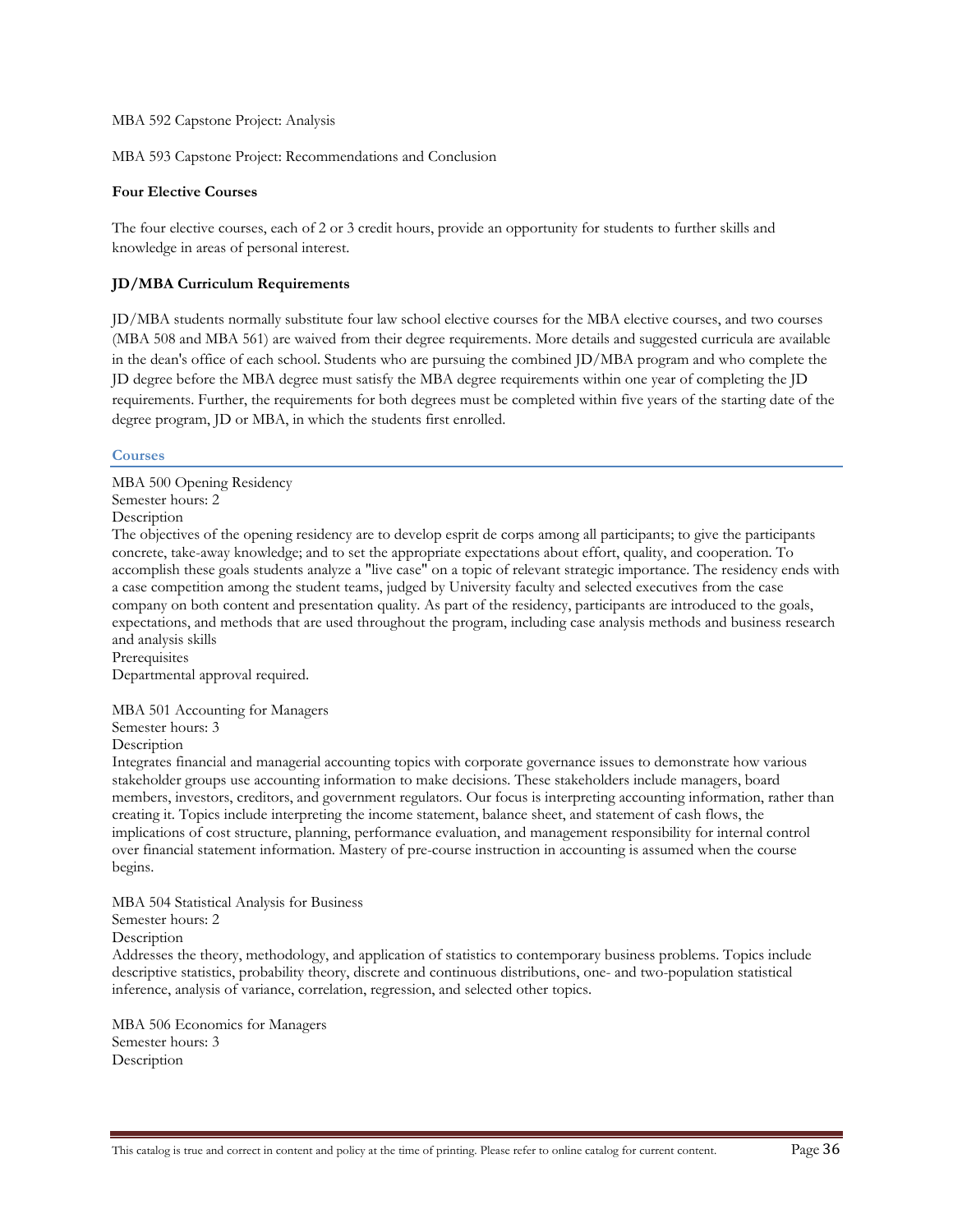MBA 592 Capstone Project: Analysis

MBA 593 Capstone Project: Recommendations and Conclusion

**Four Elective Courses**

The four elective courses, each of 2 or 3 credit hours, provide an opportunity for students to further skills and knowledge in areas of personal interest.

**JD/MBA Curriculum Requirements**

JD/MBA students normally substitute four law school elective courses for the MBA elective courses, and two courses (MBA 508 and MBA 561) are waived from their degree requirements. More details and suggested curricula are available in the dean's office of each school. Students who are pursuing the combined JD/MBA program and who complete the JD degree before the MBA degree must satisfy the MBA degree requirements within one year of completing the JD requirements. Further, the requirements for both degrees must be completed within five years of the starting date of the degree program, JD or MBA, in which the students first enrolled.

## Courses

MBA 500 Opening Residency
Semester hours: 2
Description
The objectives of the opening residency are to develop esprit de corps among all participants; to give the participants concrete, take-away knowledge; and to set the appropriate expectations about effort, quality, and cooperation. To accomplish these goals students analyze a "live case" on a topic of relevant strategic importance. The residency ends with a case competition among the student teams, judged by University faculty and selected executives from the case company on both content and presentation quality. As part of the residency, participants are introduced to the goals, expectations, and methods that are used throughout the program, including case analysis methods and business research and analysis skills
Prerequisites
Departmental approval required.

MBA 501 Accounting for Managers
Semester hours: 3
Description
Integrates financial and managerial accounting topics with corporate governance issues to demonstrate how various stakeholder groups use accounting information to make decisions. These stakeholders include managers, board members, investors, creditors, and government regulators. Our focus is interpreting accounting information, rather than creating it. Topics include interpreting the income statement, balance sheet, and statement of cash flows, the implications of cost structure, planning, performance evaluation, and management responsibility for internal control over financial statement information. Mastery of pre-course instruction in accounting is assumed when the course begins.

MBA 504 Statistical Analysis for Business
Semester hours: 2
Description
Addresses the theory, methodology, and application of statistics to contemporary business problems. Topics include descriptive statistics, probability theory, discrete and continuous distributions, one- and two-population statistical inference, analysis of variance, correlation, regression, and selected other topics.

MBA 506 Economics for Managers
Semester hours: 3
Description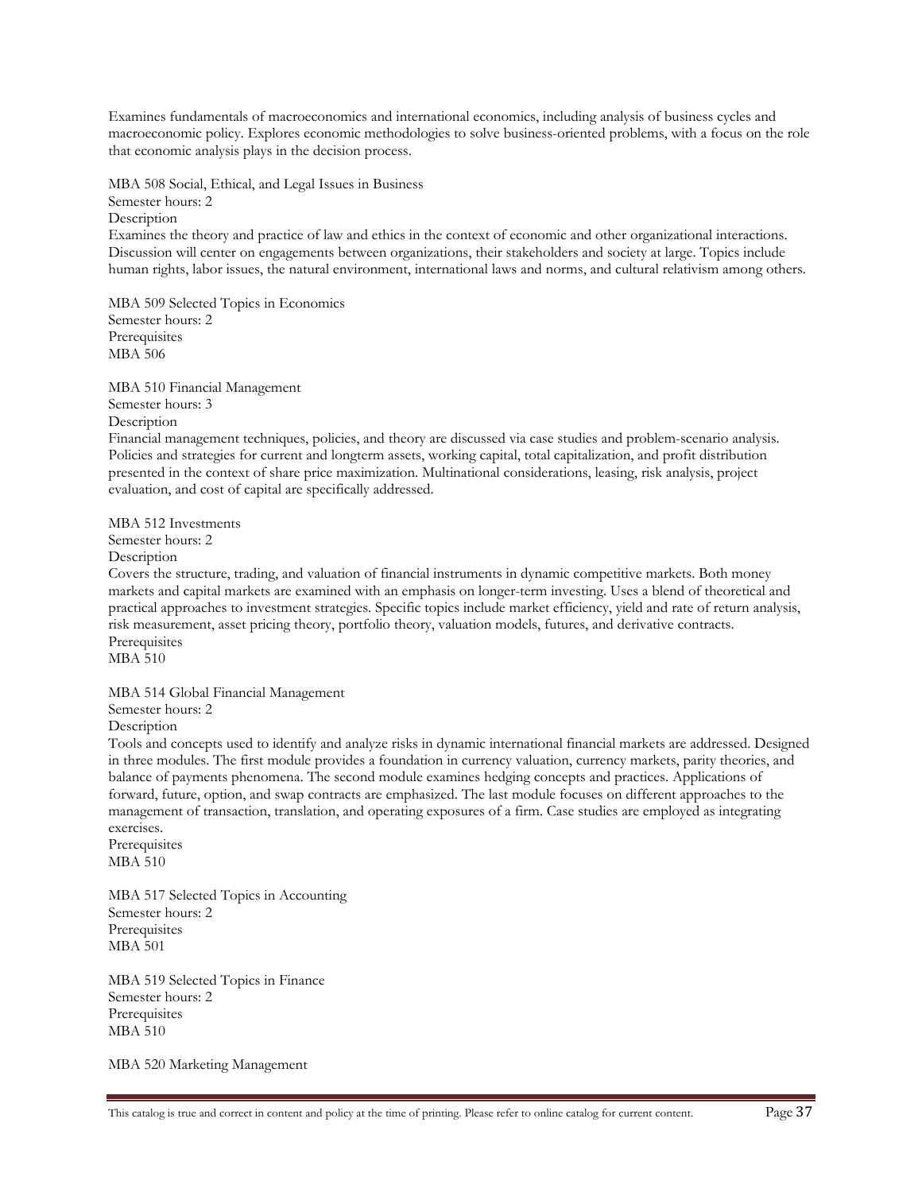Examines fundamentals of macroeconomics and international economics, including analysis of business cycles and macroeconomic policy. Explores economic methodologies to solve business-oriented problems, with a focus on the role that economic analysis plays in the decision process.

MBA 508 Social, Ethical, and Legal Issues in Business
Semester hours: 2
Description
Examines the theory and practice of law and ethics in the context of economic and other organizational interactions. Discussion will center on engagements between organizations, their stakeholders and society at large. Topics include human rights, labor issues, the natural environment, international laws and norms, and cultural relativism among others.

MBA 509 Selected Topics in Economics
Semester hours: 2
Prerequisites
MBA 506

MBA 510 Financial Management
Semester hours: 3
Description
Financial management techniques, policies, and theory are discussed via case studies and problem-scenario analysis. Policies and strategies for current and longterm assets, working capital, total capitalization, and profit distribution presented in the context of share price maximization. Multinational considerations, leasing, risk analysis, project evaluation, and cost of capital are specifically addressed.

MBA 512 Investments
Semester hours: 2
Description
Covers the structure, trading, and valuation of financial instruments in dynamic competitive markets. Both money markets and capital markets are examined with an emphasis on longer-term investing. Uses a blend of theoretical and practical approaches to investment strategies. Specific topics include market efficiency, yield and rate of return analysis, risk measurement, asset pricing theory, portfolio theory, valuation models, futures, and derivative contracts.
Prerequisites
MBA 510

MBA 514 Global Financial Management
Semester hours: 2
Description
Tools and concepts used to identify and analyze risks in dynamic international financial markets are addressed. Designed in three modules. The first module provides a foundation in currency valuation, currency markets, parity theories, and balance of payments phenomena. The second module examines hedging concepts and practices. Applications of forward, future, option, and swap contracts are emphasized. The last module focuses on different approaches to the management of transaction, translation, and operating exposures of a firm. Case studies are employed as integrating exercises.
Prerequisites
MBA 510

MBA 517 Selected Topics in Accounting
Semester hours: 2
Prerequisites
MBA 501

MBA 519 Selected Topics in Finance
Semester hours: 2
Prerequisites
MBA 510

MBA 520 Marketing Management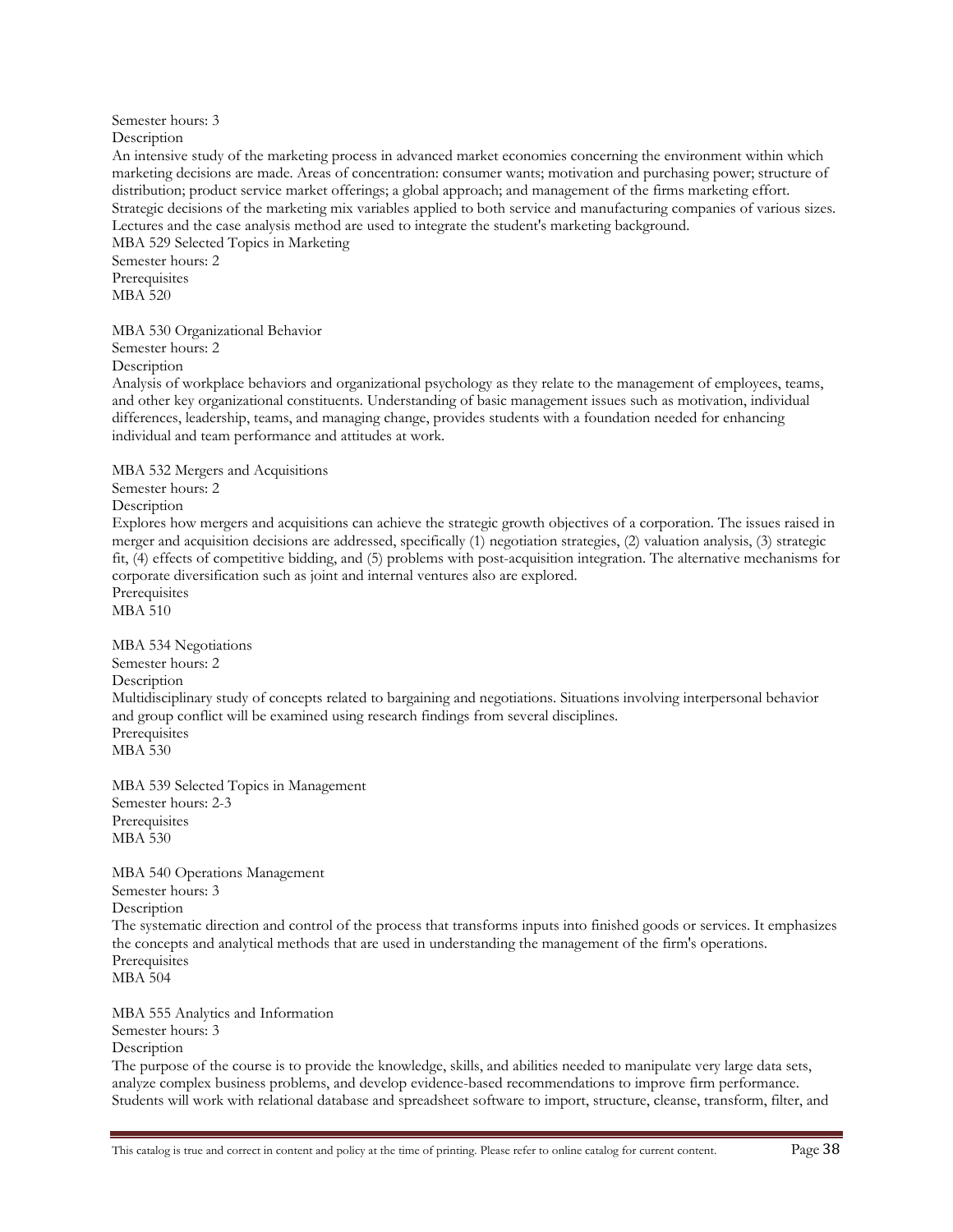Semester hours: 3

Description

An intensive study of the marketing process in advanced market economies concerning the environment within which marketing decisions are made. Areas of concentration: consumer wants; motivation and purchasing power; structure of distribution; product service market offerings; a global approach; and management of the firms marketing effort. Strategic decisions of the marketing mix variables applied to both service and manufacturing companies of various sizes. Lectures and the case analysis method are used to integrate the student's marketing background.

MBA 529 Selected Topics in Marketing

Semester hours: 2

Prerequisites

MBA 520

MBA 530 Organizational Behavior

Semester hours: 2

Description

Analysis of workplace behaviors and organizational psychology as they relate to the management of employees, teams, and other key organizational constituents. Understanding of basic management issues such as motivation, individual differences, leadership, teams, and managing change, provides students with a foundation needed for enhancing individual and team performance and attitudes at work.

MBA 532 Mergers and Acquisitions

Semester hours: 2

Description

Explores how mergers and acquisitions can achieve the strategic growth objectives of a corporation. The issues raised in merger and acquisition decisions are addressed, specifically (1) negotiation strategies, (2) valuation analysis, (3) strategic fit, (4) effects of competitive bidding, and (5) problems with post-acquisition integration. The alternative mechanisms for corporate diversification such as joint and internal ventures also are explored.

Prerequisites

MBA 510

MBA 534 Negotiations

Semester hours: 2

Description

Multidisciplinary study of concepts related to bargaining and negotiations. Situations involving interpersonal behavior and group conflict will be examined using research findings from several disciplines.

Prerequisites

MBA 530

MBA 539 Selected Topics in Management

Semester hours: 2-3

Prerequisites

MBA 530

MBA 540 Operations Management

Semester hours: 3

Description

The systematic direction and control of the process that transforms inputs into finished goods or services. It emphasizes the concepts and analytical methods that are used in understanding the management of the firm's operations.

Prerequisites

MBA 504

MBA 555 Analytics and Information

Semester hours: 3

Description

The purpose of the course is to provide the knowledge, skills, and abilities needed to manipulate very large data sets, analyze complex business problems, and develop evidence-based recommendations to improve firm performance. Students will work with relational database and spreadsheet software to import, structure, cleanse, transform, filter, and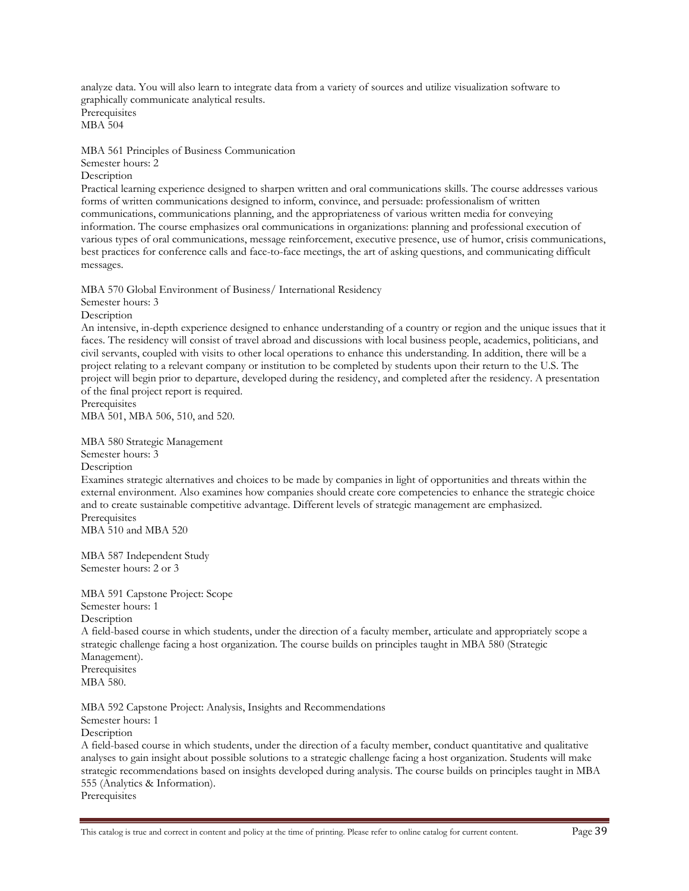analyze data. You will also learn to integrate data from a variety of sources and utilize visualization software to graphically communicate analytical results.
Prerequisites
MBA 504

MBA 561 Principles of Business Communication
Semester hours: 2
Description
Practical learning experience designed to sharpen written and oral communications skills. The course addresses various forms of written communications designed to inform, convince, and persuade: professionalism of written communications, communications planning, and the appropriateness of various written media for conveying information. The course emphasizes oral communications in organizations: planning and professional execution of various types of oral communications, message reinforcement, executive presence, use of humor, crisis communications, best practices for conference calls and face-to-face meetings, the art of asking questions, and communicating difficult messages.

MBA 570 Global Environment of Business/ International Residency
Semester hours: 3
Description
An intensive, in-depth experience designed to enhance understanding of a country or region and the unique issues that it faces. The residency will consist of travel abroad and discussions with local business people, academics, politicians, and civil servants, coupled with visits to other local operations to enhance this understanding. In addition, there will be a project relating to a relevant company or institution to be completed by students upon their return to the U.S. The project will begin prior to departure, developed during the residency, and completed after the residency. A presentation of the final project report is required.
Prerequisites
MBA 501, MBA 506, 510, and 520.

MBA 580 Strategic Management
Semester hours: 3
Description
Examines strategic alternatives and choices to be made by companies in light of opportunities and threats within the external environment. Also examines how companies should create core competencies to enhance the strategic choice and to create sustainable competitive advantage. Different levels of strategic management are emphasized.
Prerequisites
MBA 510 and MBA 520

MBA 587 Independent Study
Semester hours: 2 or 3

MBA 591 Capstone Project: Scope
Semester hours: 1
Description
A field-based course in which students, under the direction of a faculty member, articulate and appropriately scope a strategic challenge facing a host organization. The course builds on principles taught in MBA 580 (Strategic Management).
Prerequisites
MBA 580.

MBA 592 Capstone Project: Analysis, Insights and Recommendations
Semester hours: 1
Description
A field-based course in which students, under the direction of a faculty member, conduct quantitative and qualitative analyses to gain insight about possible solutions to a strategic challenge facing a host organization. Students will make strategic recommendations based on insights developed during analysis. The course builds on principles taught in MBA 555 (Analytics & Information).
Prerequisites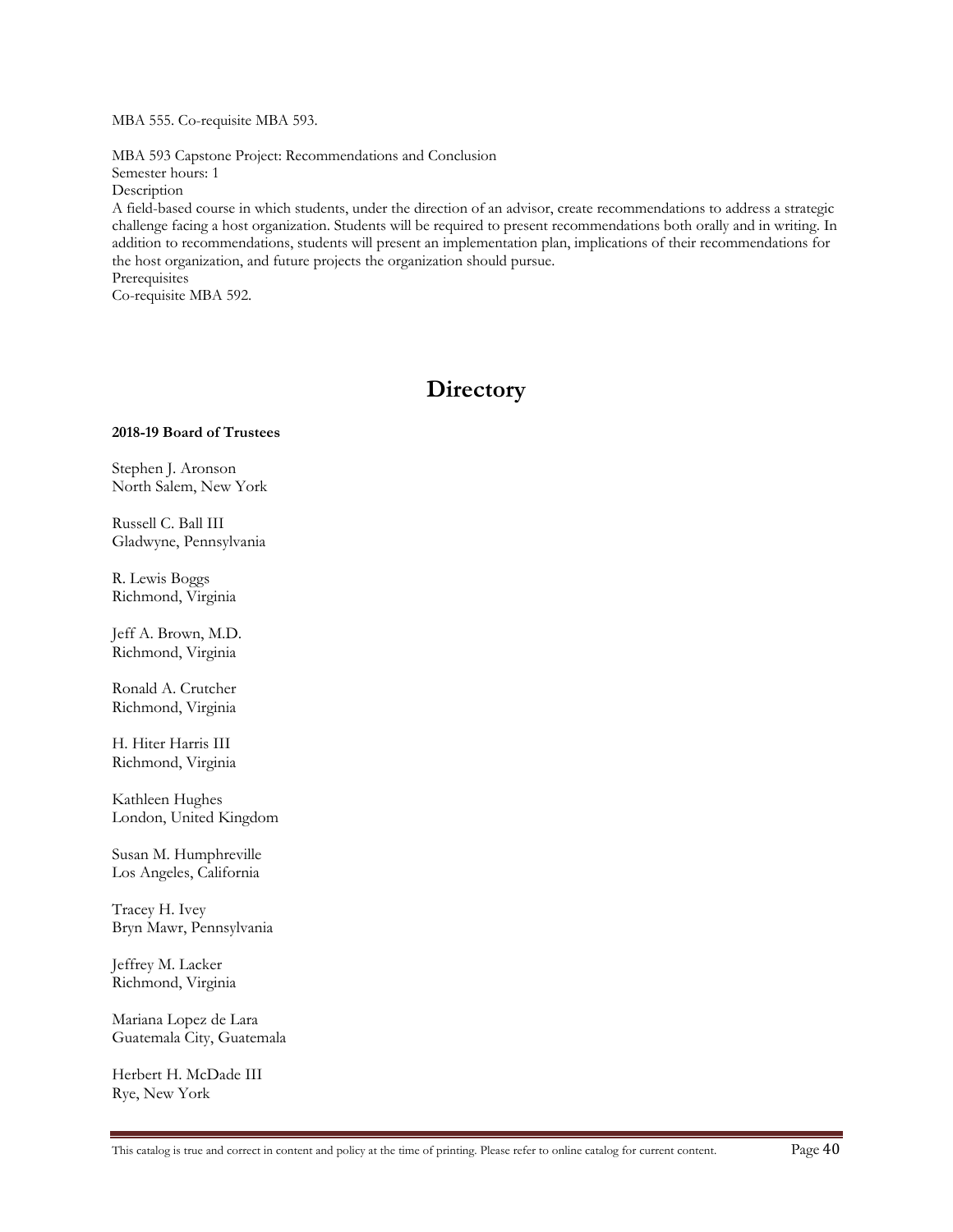MBA 555. Co-requisite MBA 593.

MBA 593 Capstone Project: Recommendations and Conclusion
Semester hours: 1
Description
A field-based course in which students, under the direction of an advisor, create recommendations to address a strategic challenge facing a host organization. Students will be required to present recommendations both orally and in writing. In addition to recommendations, students will present an implementation plan, implications of their recommendations for the host organization, and future projects the organization should pursue.
Prerequisites
Co-requisite MBA 592.

# Directory

**2018-19 Board of Trustees**

Stephen J. Aronson
North Salem, New York

Russell C. Ball III
Gladwyne, Pennsylvania

R. Lewis Boggs
Richmond, Virginia

Jeff A. Brown, M.D.
Richmond, Virginia

Ronald A. Crutcher
Richmond, Virginia

H. Hiter Harris III
Richmond, Virginia

Kathleen Hughes
London, United Kingdom

Susan M. Humphreville
Los Angeles, California

Tracey H. Ivey
Bryn Mawr, Pennsylvania

Jeffrey M. Lacker
Richmond, Virginia

Mariana Lopez de Lara
Guatemala City, Guatemala

Herbert H. McDade III
Rye, New York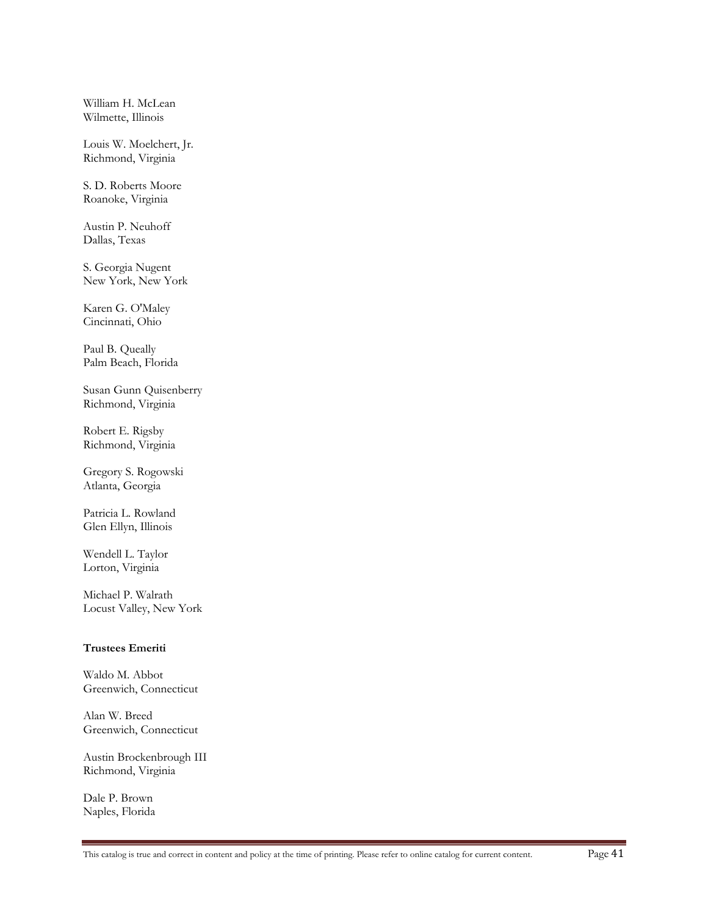William H. McLean
Wilmette, Illinois

Louis W. Moelchert, Jr.
Richmond, Virginia

S. D. Roberts Moore
Roanoke, Virginia

Austin P. Neuhoff
Dallas, Texas

S. Georgia Nugent
New York, New York

Karen G. O'Maley
Cincinnati, Ohio

Paul B. Queally
Palm Beach, Florida

Susan Gunn Quisenberry
Richmond, Virginia

Robert E. Rigsby
Richmond, Virginia

Gregory S. Rogowski
Atlanta, Georgia

Patricia L. Rowland
Glen Ellyn, Illinois

Wendell L. Taylor
Lorton, Virginia

Michael P. Walrath
Locust Valley, New York

**Trustees Emeriti**

Waldo M. Abbot
Greenwich, Connecticut

Alan W. Breed
Greenwich, Connecticut

Austin Brockenbrough III
Richmond, Virginia

Dale P. Brown
Naples, Florida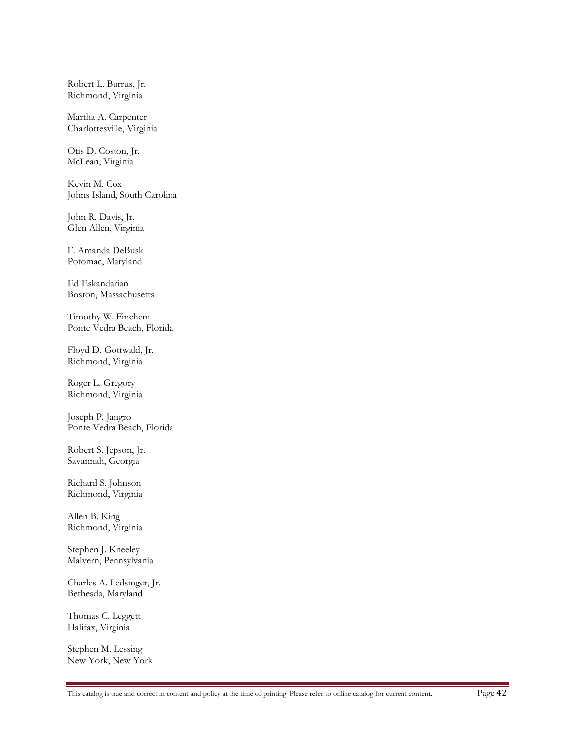Robert L. Burrus, Jr.
Richmond, Virginia

Martha A. Carpenter
Charlottesville, Virginia

Otis D. Coston, Jr.
McLean, Virginia

Kevin M. Cox
Johns Island, South Carolina

John R. Davis, Jr.
Glen Allen, Virginia

F. Amanda DeBusk
Potomac, Maryland

Ed Eskandarian
Boston, Massachusetts

Timothy W. Finchem
Ponte Vedra Beach, Florida

Floyd D. Gottwald, Jr.
Richmond, Virginia

Roger L. Gregory
Richmond, Virginia

Joseph P. Jangro
Ponte Vedra Beach, Florida

Robert S. Jepson, Jr.
Savannah, Georgia

Richard S. Johnson
Richmond, Virginia

Allen B. King
Richmond, Virginia

Stephen J. Kneeley
Malvern, Pennsylvania

Charles A. Ledsinger, Jr.
Bethesda, Maryland

Thomas C. Leggett
Halifax, Virginia

Stephen M. Lessing
New York, New York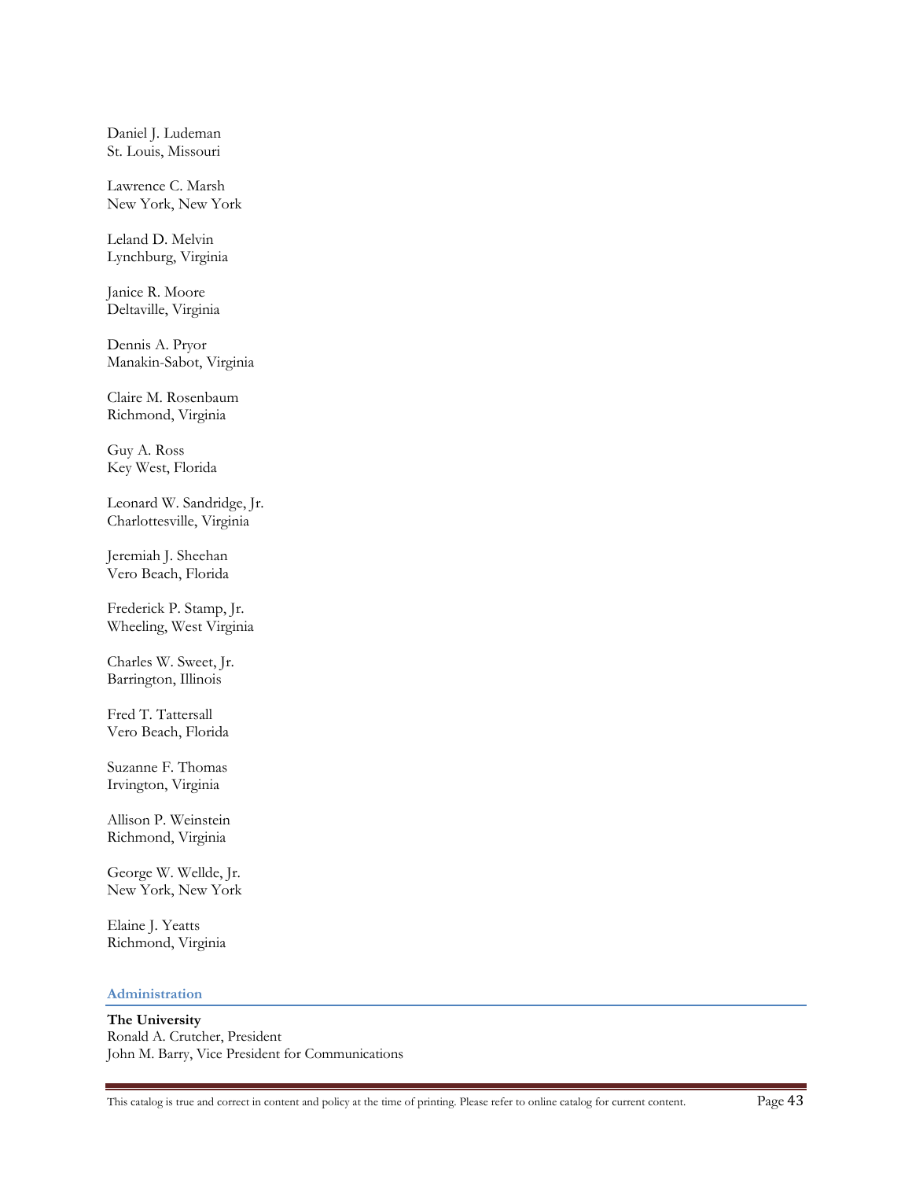Daniel J. Ludeman
St. Louis, Missouri

Lawrence C. Marsh
New York, New York

Leland D. Melvin
Lynchburg, Virginia

Janice R. Moore
Deltaville, Virginia

Dennis A. Pryor
Manakin-Sabot, Virginia

Claire M. Rosenbaum
Richmond, Virginia

Guy A. Ross
Key West, Florida

Leonard W. Sandridge, Jr.
Charlottesville, Virginia

Jeremiah J. Sheehan
Vero Beach, Florida

Frederick P. Stamp, Jr.
Wheeling, West Virginia

Charles W. Sweet, Jr.
Barrington, Illinois

Fred T. Tattersall
Vero Beach, Florida

Suzanne F. Thomas
Irvington, Virginia

Allison P. Weinstein
Richmond, Virginia

George W. Wellde, Jr.
New York, New York

Elaine J. Yeatts
Richmond, Virginia

## Administration

**The University**
Ronald A. Crutcher, President
John M. Barry, Vice President for Communications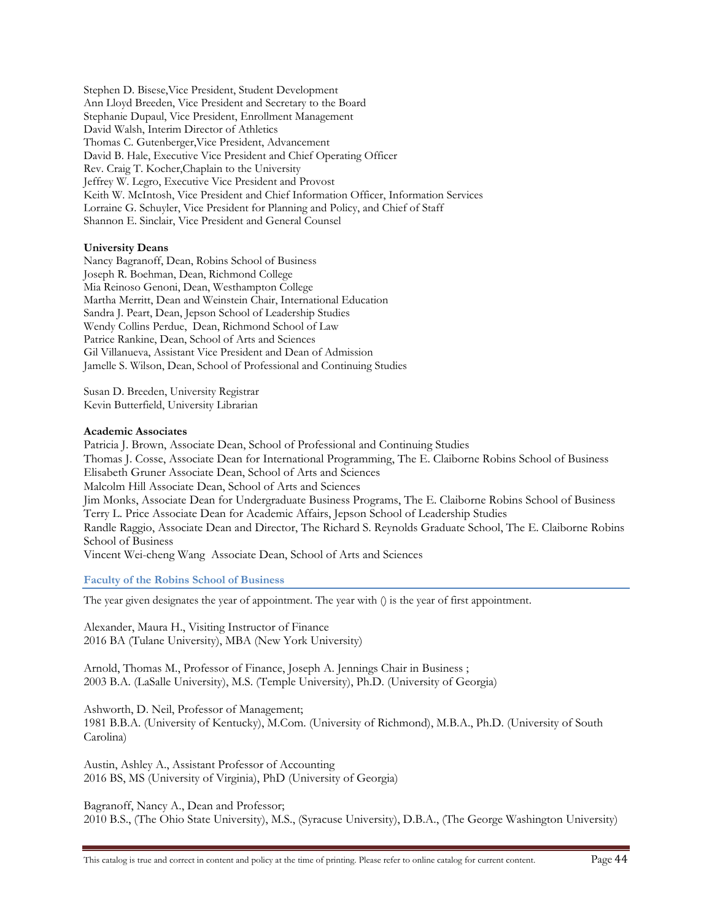Stephen D. Bisese,Vice President, Student Development
Ann Lloyd Breeden, Vice President and Secretary to the Board
Stephanie Dupaul, Vice President, Enrollment Management
David Walsh, Interim Director of Athletics
Thomas C. Gutenberger,Vice President, Advancement
David B. Hale, Executive Vice President and Chief Operating Officer
Rev. Craig T. Kocher,Chaplain to the University
Jeffrey W. Legro, Executive Vice President and Provost
Keith W. McIntosh, Vice President and Chief Information Officer, Information Services
Lorraine G. Schuyler, Vice President for Planning and Policy, and Chief of Staff
Shannon E. Sinclair, Vice President and General Counsel

**University Deans**
Nancy Bagranoff, Dean, Robins School of Business
Joseph R. Boehman, Dean, Richmond College
Mia Reinoso Genoni, Dean, Westhampton College
Martha Merritt, Dean and Weinstein Chair, International Education
Sandra J. Peart, Dean, Jepson School of Leadership Studies
Wendy Collins Perdue, Dean, Richmond School of Law
Patrice Rankine, Dean, School of Arts and Sciences
Gil Villanueva, Assistant Vice President and Dean of Admission
Jamelle S. Wilson, Dean, School of Professional and Continuing Studies

Susan D. Breeden, University Registrar
Kevin Butterfield, University Librarian

**Academic Associates**
Patricia J. Brown, Associate Dean, School of Professional and Continuing Studies
Thomas J. Cosse, Associate Dean for International Programming, The E. Claiborne Robins School of Business
Elisabeth Gruner Associate Dean, School of Arts and Sciences
Malcolm Hill Associate Dean, School of Arts and Sciences
Jim Monks, Associate Dean for Undergraduate Business Programs, The E. Claiborne Robins School of Business
Terry L. Price Associate Dean for Academic Affairs, Jepson School of Leadership Studies
Randle Raggio, Associate Dean and Director, The Richard S. Reynolds Graduate School, The E. Claiborne Robins School of Business
Vincent Wei-cheng Wang Associate Dean, School of Arts and Sciences

## Faculty of the Robins School of Business

The year given designates the year of appointment. The year with () is the year of first appointment.

Alexander, Maura H., Visiting Instructor of Finance
2016 BA (Tulane University), MBA (New York University)

Arnold, Thomas M., Professor of Finance, Joseph A. Jennings Chair in Business ;
2003 B.A. (LaSalle University), M.S. (Temple University), Ph.D. (University of Georgia)

Ashworth, D. Neil, Professor of Management;
1981 B.B.A. (University of Kentucky), M.Com. (University of Richmond), M.B.A., Ph.D. (University of South Carolina)

Austin, Ashley A., Assistant Professor of Accounting
2016 BS, MS (University of Virginia), PhD (University of Georgia)

Bagranoff, Nancy A., Dean and Professor;
2010 B.S., (The Ohio State University), M.S., (Syracuse University), D.B.A., (The George Washington University)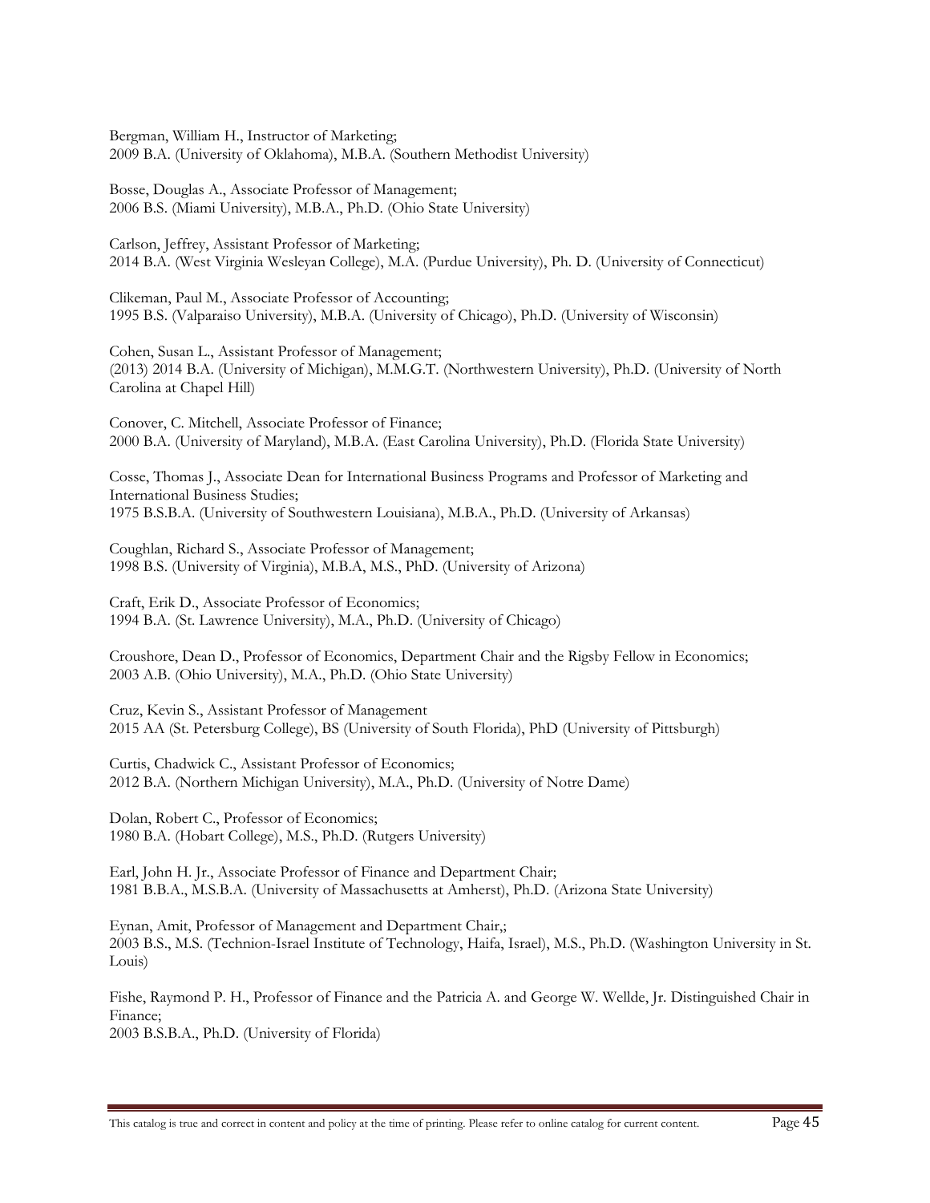Bergman, William H., Instructor of Marketing;
2009 B.A. (University of Oklahoma), M.B.A. (Southern Methodist University)

Bosse, Douglas A., Associate Professor of Management;
2006 B.S. (Miami University), M.B.A., Ph.D. (Ohio State University)

Carlson, Jeffrey, Assistant Professor of Marketing;
2014 B.A. (West Virginia Wesleyan College), M.A. (Purdue University), Ph. D. (University of Connecticut)

Clikeman, Paul M., Associate Professor of Accounting;
1995 B.S. (Valparaiso University), M.B.A. (University of Chicago), Ph.D. (University of Wisconsin)

Cohen, Susan L., Assistant Professor of Management;
(2013) 2014 B.A. (University of Michigan), M.M.G.T. (Northwestern University), Ph.D. (University of North Carolina at Chapel Hill)

Conover, C. Mitchell, Associate Professor of Finance;
2000 B.A. (University of Maryland), M.B.A. (East Carolina University), Ph.D. (Florida State University)

Cosse, Thomas J., Associate Dean for International Business Programs and Professor of Marketing and International Business Studies;
1975 B.S.B.A. (University of Southwestern Louisiana), M.B.A., Ph.D. (University of Arkansas)

Coughlan, Richard S., Associate Professor of Management;
1998 B.S. (University of Virginia), M.B.A, M.S., PhD. (University of Arizona)

Craft, Erik D., Associate Professor of Economics;
1994 B.A. (St. Lawrence University), M.A., Ph.D. (University of Chicago)

Croushore, Dean D., Professor of Economics, Department Chair and the Rigsby Fellow in Economics;
2003 A.B. (Ohio University), M.A., Ph.D. (Ohio State University)

Cruz, Kevin S., Assistant Professor of Management
2015 AA (St. Petersburg College), BS (University of South Florida), PhD (University of Pittsburgh)

Curtis, Chadwick C., Assistant Professor of Economics;
2012 B.A. (Northern Michigan University), M.A., Ph.D. (University of Notre Dame)

Dolan, Robert C., Professor of Economics;
1980 B.A. (Hobart College), M.S., Ph.D. (Rutgers University)

Earl, John H. Jr., Associate Professor of Finance and Department Chair;
1981 B.B.A., M.S.B.A. (University of Massachusetts at Amherst), Ph.D. (Arizona State University)

Eynan, Amit, Professor of Management and Department Chair,;
2003 B.S., M.S. (Technion-Israel Institute of Technology, Haifa, Israel), M.S., Ph.D. (Washington University in St. Louis)

Fishe, Raymond P. H., Professor of Finance and the Patricia A. and George W. Wellde, Jr. Distinguished Chair in Finance;
2003 B.S.B.A., Ph.D. (University of Florida)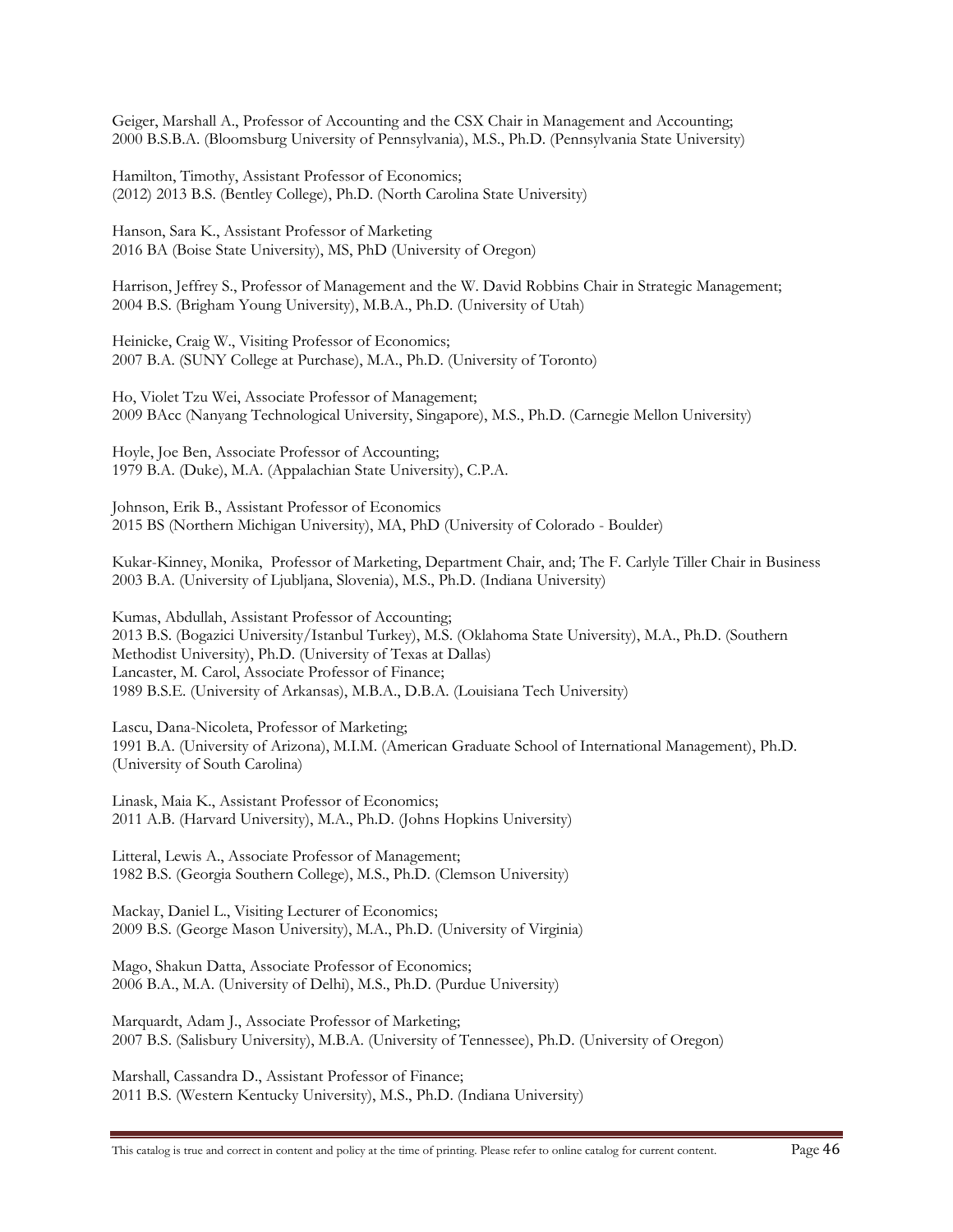Geiger, Marshall A., Professor of Accounting and the CSX Chair in Management and Accounting;
2000 B.S.B.A. (Bloomsburg University of Pennsylvania), M.S., Ph.D. (Pennsylvania State University)

Hamilton, Timothy, Assistant Professor of Economics;
(2012) 2013 B.S. (Bentley College), Ph.D. (North Carolina State University)

Hanson, Sara K., Assistant Professor of Marketing
2016 BA (Boise State University), MS, PhD (University of Oregon)

Harrison, Jeffrey S., Professor of Management and the W. David Robbins Chair in Strategic Management;
2004 B.S. (Brigham Young University), M.B.A., Ph.D. (University of Utah)

Heinicke, Craig W., Visiting Professor of Economics;
2007 B.A. (SUNY College at Purchase), M.A., Ph.D. (University of Toronto)

Ho, Violet Tzu Wei, Associate Professor of Management;
2009 BAcc (Nanyang Technological University, Singapore), M.S., Ph.D. (Carnegie Mellon University)

Hoyle, Joe Ben, Associate Professor of Accounting;
1979 B.A. (Duke), M.A. (Appalachian State University), C.P.A.

Johnson, Erik B., Assistant Professor of Economics
2015 BS (Northern Michigan University), MA, PhD (University of Colorado - Boulder)

Kukar-Kinney, Monika, Professor of Marketing, Department Chair, and; The F. Carlyle Tiller Chair in Business
2003 B.A. (University of Ljubljana, Slovenia), M.S., Ph.D. (Indiana University)

Kumas, Abdullah, Assistant Professor of Accounting;
2013 B.S. (Bogazici University/Istanbul Turkey), M.S. (Oklahoma State University), M.A., Ph.D. (Southern Methodist University), Ph.D. (University of Texas at Dallas)
Lancaster, M. Carol, Associate Professor of Finance;
1989 B.S.E. (University of Arkansas), M.B.A., D.B.A. (Louisiana Tech University)

Lascu, Dana-Nicoleta, Professor of Marketing;
1991 B.A. (University of Arizona), M.I.M. (American Graduate School of International Management), Ph.D. (University of South Carolina)

Linask, Maia K., Assistant Professor of Economics;
2011 A.B. (Harvard University), M.A., Ph.D. (Johns Hopkins University)

Litteral, Lewis A., Associate Professor of Management;
1982 B.S. (Georgia Southern College), M.S., Ph.D. (Clemson University)

Mackay, Daniel L., Visiting Lecturer of Economics;
2009 B.S. (George Mason University), M.A., Ph.D. (University of Virginia)

Mago, Shakun Datta, Associate Professor of Economics;
2006 B.A., M.A. (University of Delhi), M.S., Ph.D. (Purdue University)

Marquardt, Adam J., Associate Professor of Marketing;
2007 B.S. (Salisbury University), M.B.A. (University of Tennessee), Ph.D. (University of Oregon)

Marshall, Cassandra D., Assistant Professor of Finance;
2011 B.S. (Western Kentucky University), M.S., Ph.D. (Indiana University)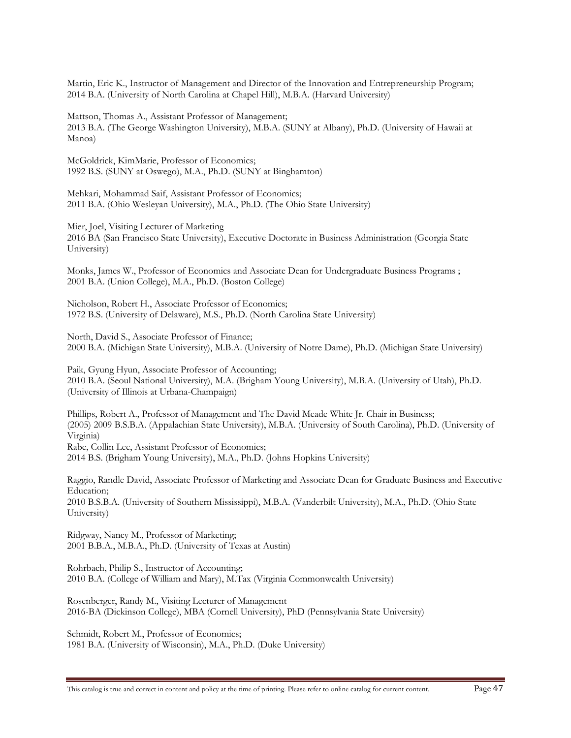Martin, Eric K., Instructor of Management and Director of the Innovation and Entrepreneurship Program;
2014 B.A. (University of North Carolina at Chapel Hill), M.B.A. (Harvard University)

Mattson, Thomas A., Assistant Professor of Management;
2013 B.A. (The George Washington University), M.B.A. (SUNY at Albany), Ph.D. (University of Hawaii at Manoa)

McGoldrick, KimMarie, Professor of Economics;
1992 B.S. (SUNY at Oswego), M.A., Ph.D. (SUNY at Binghamton)

Mehkari, Mohammad Saif, Assistant Professor of Economics;
2011 B.A. (Ohio Wesleyan University), M.A., Ph.D. (The Ohio State University)

Mier, Joel, Visiting Lecturer of Marketing
2016 BA (San Francisco State University), Executive Doctorate in Business Administration (Georgia State University)

Monks, James W., Professor of Economics and Associate Dean for Undergraduate Business Programs ;
2001 B.A. (Union College), M.A., Ph.D. (Boston College)

Nicholson, Robert H., Associate Professor of Economics;
1972 B.S. (University of Delaware), M.S., Ph.D. (North Carolina State University)

North, David S., Associate Professor of Finance;
2000 B.A. (Michigan State University), M.B.A. (University of Notre Dame), Ph.D. (Michigan State University)

Paik, Gyung Hyun, Associate Professor of Accounting;
2010 B.A. (Seoul National University), M.A. (Brigham Young University), M.B.A. (University of Utah), Ph.D. (University of Illinois at Urbana-Champaign)

Phillips, Robert A., Professor of Management and The David Meade White Jr. Chair in Business;
(2005) 2009 B.S.B.A. (Appalachian State University), M.B.A. (University of South Carolina), Ph.D. (University of Virginia)
Rabe, Collin Lee, Assistant Professor of Economics;
2014 B.S. (Brigham Young University), M.A., Ph.D. (Johns Hopkins University)

Raggio, Randle David, Associate Professor of Marketing and Associate Dean for Graduate Business and Executive Education;
2010 B.S.B.A. (University of Southern Mississippi), M.B.A. (Vanderbilt University), M.A., Ph.D. (Ohio State University)

Ridgway, Nancy M., Professor of Marketing;
2001 B.B.A., M.B.A., Ph.D. (University of Texas at Austin)

Rohrbach, Philip S., Instructor of Accounting;
2010 B.A. (College of William and Mary), M.Tax (Virginia Commonwealth University)

Rosenberger, Randy M., Visiting Lecturer of Management
2016-BA (Dickinson College), MBA (Cornell University), PhD (Pennsylvania State University)

Schmidt, Robert M., Professor of Economics;
1981 B.A. (University of Wisconsin), M.A., Ph.D. (Duke University)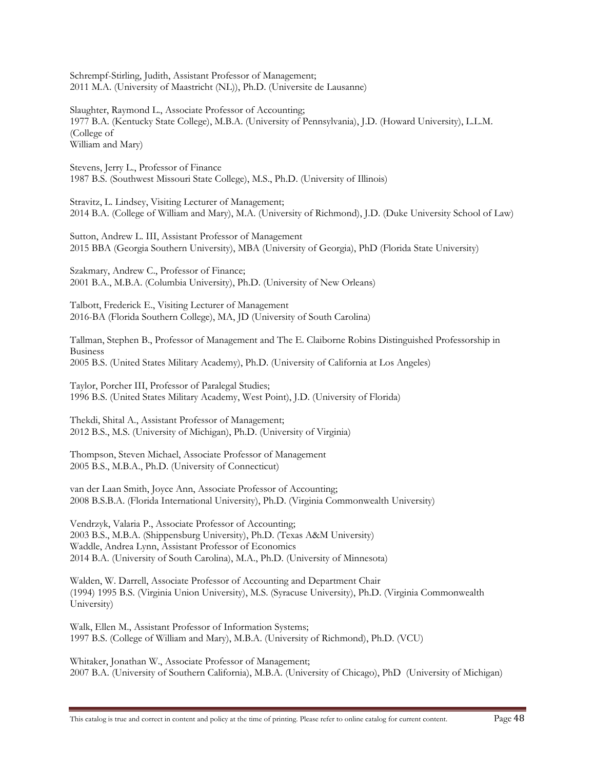Schrempf-Stirling, Judith, Assistant Professor of Management;
2011 M.A. (University of Maastricht (NL)), Ph.D. (Universite de Lausanne)

Slaughter, Raymond L., Associate Professor of Accounting;
1977 B.A. (Kentucky State College), M.B.A. (University of Pennsylvania), J.D. (Howard University), L.L.M. (College of
William and Mary)

Stevens, Jerry L., Professor of Finance
1987 B.S. (Southwest Missouri State College), M.S., Ph.D. (University of Illinois)

Stravitz, L. Lindsey, Visiting Lecturer of Management;
2014 B.A. (College of William and Mary), M.A. (University of Richmond), J.D. (Duke University School of Law)

Sutton, Andrew L. III, Assistant Professor of Management
2015 BBA (Georgia Southern University), MBA (University of Georgia), PhD (Florida State University)

Szakmary, Andrew C., Professor of Finance;
2001 B.A., M.B.A. (Columbia University), Ph.D. (University of New Orleans)

Talbott, Frederick E., Visiting Lecturer of Management
2016-BA (Florida Southern College), MA, JD (University of South Carolina)

Tallman, Stephen B., Professor of Management and The E. Claiborne Robins Distinguished Professorship in Business
2005 B.S. (United States Military Academy), Ph.D. (University of California at Los Angeles)

Taylor, Porcher III, Professor of Paralegal Studies;
1996 B.S. (United States Military Academy, West Point), J.D. (University of Florida)

Thekdi, Shital A., Assistant Professor of Management;
2012 B.S., M.S. (University of Michigan), Ph.D. (University of Virginia)

Thompson, Steven Michael, Associate Professor of Management
2005 B.S., M.B.A., Ph.D. (University of Connecticut)

van der Laan Smith, Joyce Ann, Associate Professor of Accounting;
2008 B.S.B.A. (Florida International University), Ph.D. (Virginia Commonwealth University)

Vendrzyk, Valaria P., Associate Professor of Accounting;
2003 B.S., M.B.A. (Shippensburg University), Ph.D. (Texas A&M University)
Waddle, Andrea Lynn, Assistant Professor of Economics
2014 B.A. (University of South Carolina), M.A., Ph.D. (University of Minnesota)

Walden, W. Darrell, Associate Professor of Accounting and Department Chair
(1994) 1995 B.S. (Virginia Union University), M.S. (Syracuse University), Ph.D. (Virginia Commonwealth University)

Walk, Ellen M., Assistant Professor of Information Systems;
1997 B.S. (College of William and Mary), M.B.A. (University of Richmond), Ph.D. (VCU)

Whitaker, Jonathan W., Associate Professor of Management;
2007 B.A. (University of Southern California), M.B.A. (University of Chicago), PhD (University of Michigan)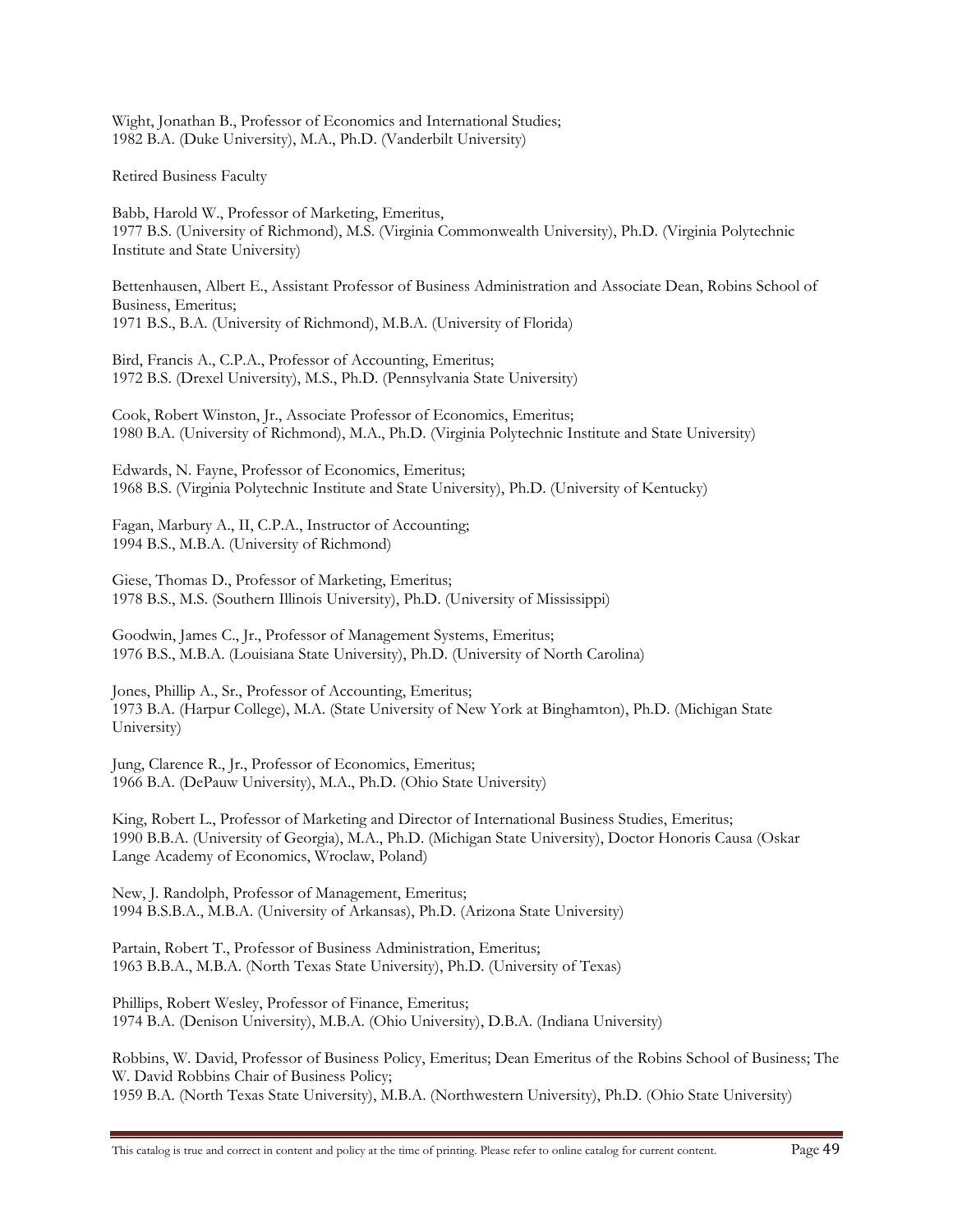Wight, Jonathan B., Professor of Economics and International Studies;
1982 B.A. (Duke University), M.A., Ph.D. (Vanderbilt University)

Retired Business Faculty

Babb, Harold W., Professor of Marketing, Emeritus,
1977 B.S. (University of Richmond), M.S. (Virginia Commonwealth University), Ph.D. (Virginia Polytechnic Institute and State University)

Bettenhausen, Albert E., Assistant Professor of Business Administration and Associate Dean, Robins School of Business, Emeritus;
1971 B.S., B.A. (University of Richmond), M.B.A. (University of Florida)

Bird, Francis A., C.P.A., Professor of Accounting, Emeritus;
1972 B.S. (Drexel University), M.S., Ph.D. (Pennsylvania State University)

Cook, Robert Winston, Jr., Associate Professor of Economics, Emeritus;
1980 B.A. (University of Richmond), M.A., Ph.D. (Virginia Polytechnic Institute and State University)

Edwards, N. Fayne, Professor of Economics, Emeritus;
1968 B.S. (Virginia Polytechnic Institute and State University), Ph.D. (University of Kentucky)

Fagan, Marbury A., II, C.P.A., Instructor of Accounting;
1994 B.S., M.B.A. (University of Richmond)

Giese, Thomas D., Professor of Marketing, Emeritus;
1978 B.S., M.S. (Southern Illinois University), Ph.D. (University of Mississippi)

Goodwin, James C., Jr., Professor of Management Systems, Emeritus;
1976 B.S., M.B.A. (Louisiana State University), Ph.D. (University of North Carolina)

Jones, Phillip A., Sr., Professor of Accounting, Emeritus;
1973 B.A. (Harpur College), M.A. (State University of New York at Binghamton), Ph.D. (Michigan State University)

Jung, Clarence R., Jr., Professor of Economics, Emeritus;
1966 B.A. (DePauw University), M.A., Ph.D. (Ohio State University)

King, Robert L., Professor of Marketing and Director of International Business Studies, Emeritus;
1990 B.B.A. (University of Georgia), M.A., Ph.D. (Michigan State University), Doctor Honoris Causa (Oskar Lange Academy of Economics, Wroclaw, Poland)

New, J. Randolph, Professor of Management, Emeritus;
1994 B.S.B.A., M.B.A. (University of Arkansas), Ph.D. (Arizona State University)

Partain, Robert T., Professor of Business Administration, Emeritus;
1963 B.B.A., M.B.A. (North Texas State University), Ph.D. (University of Texas)

Phillips, Robert Wesley, Professor of Finance, Emeritus;
1974 B.A. (Denison University), M.B.A. (Ohio University), D.B.A. (Indiana University)

Robbins, W. David, Professor of Business Policy, Emeritus; Dean Emeritus of the Robins School of Business; The W. David Robbins Chair of Business Policy;
1959 B.A. (North Texas State University), M.B.A. (Northwestern University), Ph.D. (Ohio State University)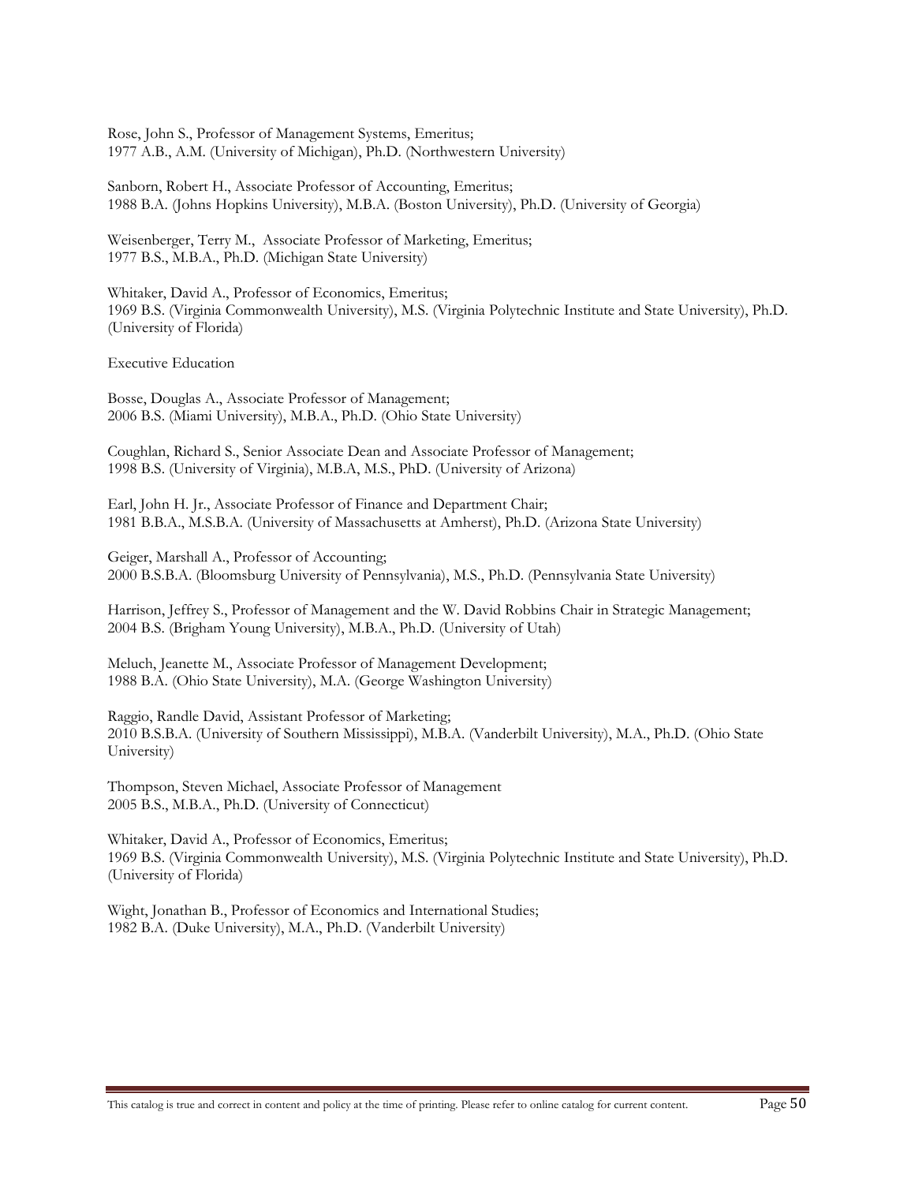Rose, John S., Professor of Management Systems, Emeritus;
1977 A.B., A.M. (University of Michigan), Ph.D. (Northwestern University)

Sanborn, Robert H., Associate Professor of Accounting, Emeritus;
1988 B.A. (Johns Hopkins University), M.B.A. (Boston University), Ph.D. (University of Georgia)

Weisenberger, Terry M., Associate Professor of Marketing, Emeritus;
1977 B.S., M.B.A., Ph.D. (Michigan State University)

Whitaker, David A., Professor of Economics, Emeritus;
1969 B.S. (Virginia Commonwealth University), M.S. (Virginia Polytechnic Institute and State University), Ph.D. (University of Florida)

Executive Education

Bosse, Douglas A., Associate Professor of Management;
2006 B.S. (Miami University), M.B.A., Ph.D. (Ohio State University)

Coughlan, Richard S., Senior Associate Dean and Associate Professor of Management;
1998 B.S. (University of Virginia), M.B.A, M.S., PhD. (University of Arizona)

Earl, John H. Jr., Associate Professor of Finance and Department Chair;
1981 B.B.A., M.S.B.A. (University of Massachusetts at Amherst), Ph.D. (Arizona State University)

Geiger, Marshall A., Professor of Accounting;
2000 B.S.B.A. (Bloomsburg University of Pennsylvania), M.S., Ph.D. (Pennsylvania State University)

Harrison, Jeffrey S., Professor of Management and the W. David Robbins Chair in Strategic Management;
2004 B.S. (Brigham Young University), M.B.A., Ph.D. (University of Utah)

Meluch, Jeanette M., Associate Professor of Management Development;
1988 B.A. (Ohio State University), M.A. (George Washington University)

Raggio, Randle David, Assistant Professor of Marketing;
2010 B.S.B.A. (University of Southern Mississippi), M.B.A. (Vanderbilt University), M.A., Ph.D. (Ohio State University)

Thompson, Steven Michael, Associate Professor of Management
2005 B.S., M.B.A., Ph.D. (University of Connecticut)

Whitaker, David A., Professor of Economics, Emeritus;
1969 B.S. (Virginia Commonwealth University), M.S. (Virginia Polytechnic Institute and State University), Ph.D. (University of Florida)

Wight, Jonathan B., Professor of Economics and International Studies;
1982 B.A. (Duke University), M.A., Ph.D. (Vanderbilt University)